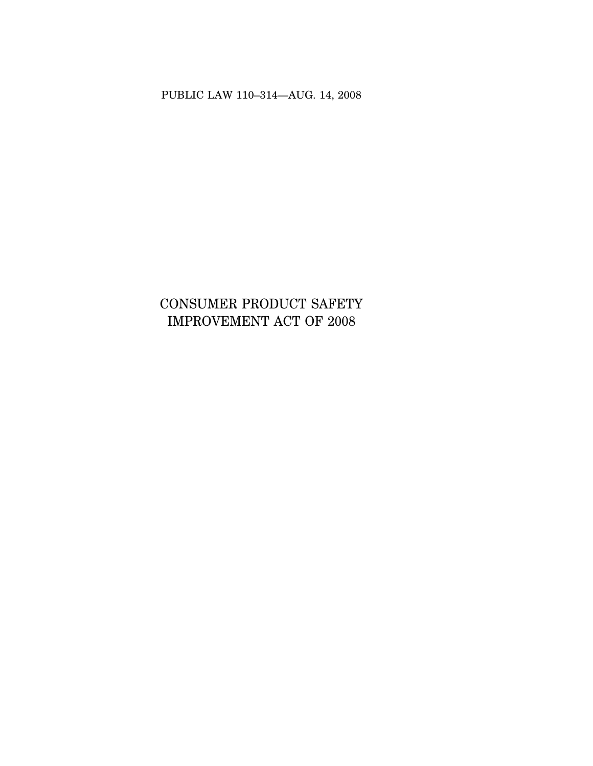PUBLIC LAW 110–314—AUG. 14, 2008

# CONSUMER PRODUCT SAFETY IMPROVEMENT ACT OF 2008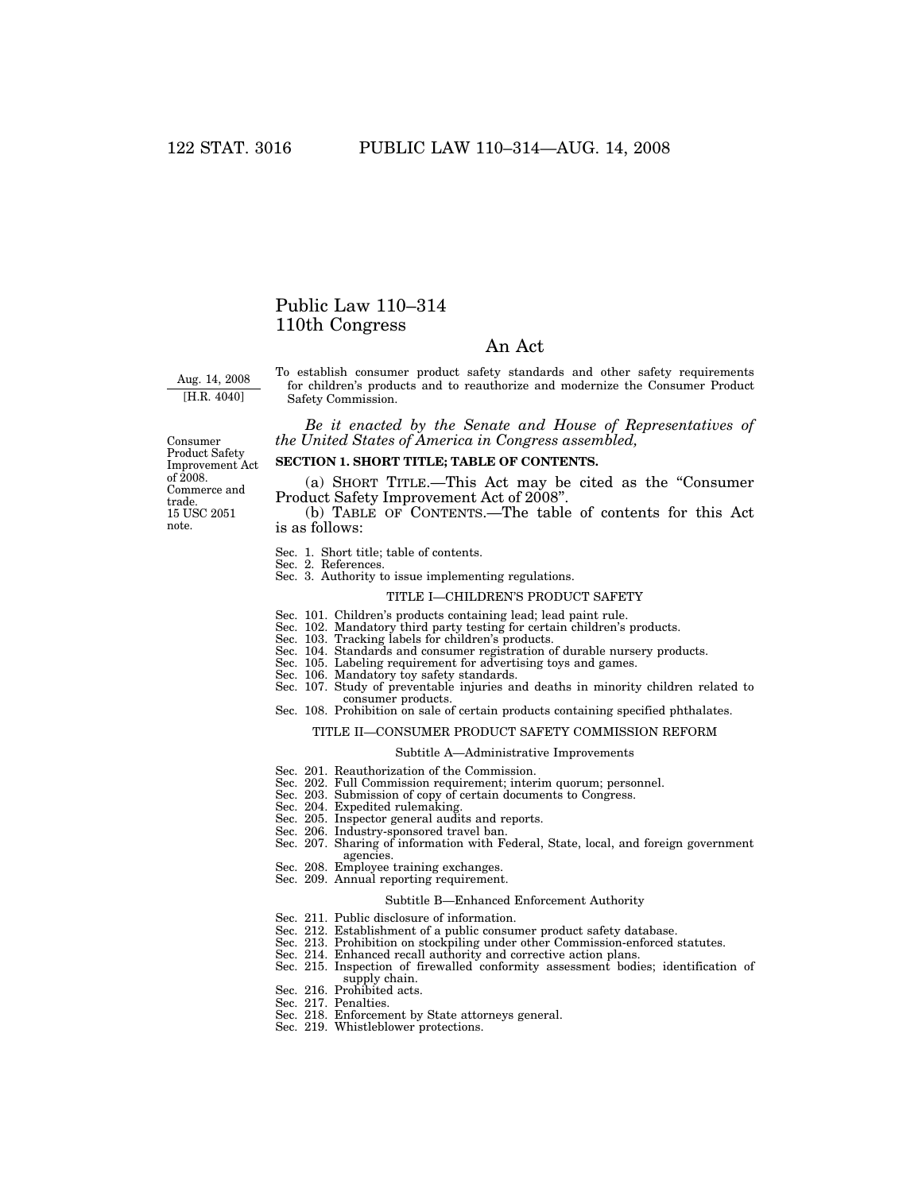# Public Law 110–314
# 110th Congress

## An Act

Aug. 14, 2008
[H.R. 4040]

To establish consumer product safety standards and other safety requirements for children's products and to reauthorize and modernize the Consumer Product Safety Commission.

*Be it enacted by the Senate and House of Representatives of the United States of America in Congress assembled,*

Consumer Product Safety Improvement Act of 2008. Commerce and trade. 15 USC 2051 note.

### SECTION 1. SHORT TITLE; TABLE OF CONTENTS.

(a) SHORT TITLE.—This Act may be cited as the "Consumer Product Safety Improvement Act of 2008".

(b) TABLE OF CONTENTS.—The table of contents for this Act is as follows:

Sec. 1. Short title; table of contents.
Sec. 2. References.
Sec. 3. Authority to issue implementing regulations.

TITLE I—CHILDREN'S PRODUCT SAFETY

Sec. 101. Children's products containing lead; lead paint rule.
Sec. 102. Mandatory third party testing for certain children's products.
Sec. 103. Tracking labels for children's products.
Sec. 104. Standards and consumer registration of durable nursery products.
Sec. 105. Labeling requirement for advertising toys and games.
Sec. 106. Mandatory toy safety standards.
Sec. 107. Study of preventable injuries and deaths in minority children related to consumer products.
Sec. 108. Prohibition on sale of certain products containing specified phthalates.

TITLE II—CONSUMER PRODUCT SAFETY COMMISSION REFORM

Subtitle A—Administrative Improvements

Sec. 201. Reauthorization of the Commission.
Sec. 202. Full Commission requirement; interim quorum; personnel.
Sec. 203. Submission of copy of certain documents to Congress.
Sec. 204. Expedited rulemaking.
Sec. 205. Inspector general audits and reports.
Sec. 206. Industry-sponsored travel ban.
Sec. 207. Sharing of information with Federal, State, local, and foreign government agencies.
Sec. 208. Employee training exchanges.
Sec. 209. Annual reporting requirement.

Subtitle B—Enhanced Enforcement Authority

Sec. 211. Public disclosure of information.
Sec. 212. Establishment of a public consumer product safety database.
Sec. 213. Prohibition on stockpiling under other Commission-enforced statutes.
Sec. 214. Enhanced recall authority and corrective action plans.
Sec. 215. Inspection of firewalled conformity assessment bodies; identification of supply chain.
Sec. 216. Prohibited acts.
Sec. 217. Penalties.
Sec. 218. Enforcement by State attorneys general.
Sec. 219. Whistleblower protections.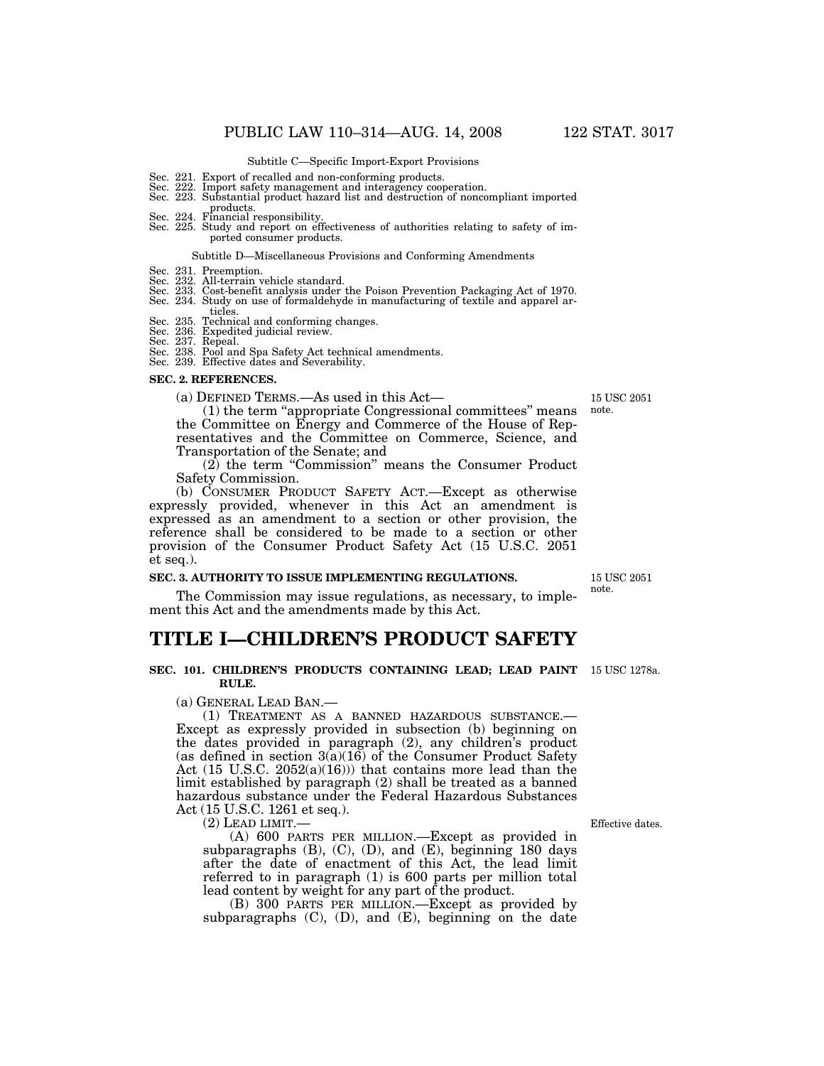Subtitle C—Specific Import-Export Provisions

Sec. 221. Export of recalled and non-conforming products.
Sec. 222. Import safety management and interagency cooperation.
Sec. 223. Substantial product hazard list and destruction of noncompliant imported products.
Sec. 224. Financial responsibility.
Sec. 225. Study and report on effectiveness of authorities relating to safety of imported consumer products.

Subtitle D—Miscellaneous Provisions and Conforming Amendments

Sec. 231. Preemption.
Sec. 232. All-terrain vehicle standard.
Sec. 233. Cost-benefit analysis under the Poison Prevention Packaging Act of 1970.
Sec. 234. Study on use of formaldehyde in manufacturing of textile and apparel articles.
Sec. 235. Technical and conforming changes.
Sec. 236. Expedited judicial review.
Sec. 237. Repeal.
Sec. 238. Pool and Spa Safety Act technical amendments.
Sec. 239. Effective dates and Severability.

**SEC. 2. REFERENCES.**

15 USC 2051 note.

(a) DEFINED TERMS.—As used in this Act—

(1) the term "appropriate Congressional committees" means the Committee on Energy and Commerce of the House of Representatives and the Committee on Commerce, Science, and Transportation of the Senate; and

(2) the term "Commission" means the Consumer Product Safety Commission.

(b) CONSUMER PRODUCT SAFETY ACT.—Except as otherwise expressly provided, whenever in this Act an amendment is expressed as an amendment to a section or other provision, the reference shall be considered to be made to a section or other provision of the Consumer Product Safety Act (15 U.S.C. 2051 et seq.).

**SEC. 3. AUTHORITY TO ISSUE IMPLEMENTING REGULATIONS.**

15 USC 2051 note.

The Commission may issue regulations, as necessary, to implement this Act and the amendments made by this Act.

# TITLE I—CHILDREN'S PRODUCT SAFETY

**SEC. 101. CHILDREN'S PRODUCTS CONTAINING LEAD; LEAD PAINT RULE.**

15 USC 1278a.

(a) GENERAL LEAD BAN.—

(1) TREATMENT AS A BANNED HAZARDOUS SUBSTANCE.—Except as expressly provided in subsection (b) beginning on the dates provided in paragraph (2), any children's product (as defined in section 3(a)(16) of the Consumer Product Safety Act (15 U.S.C. 2052(a)(16))) that contains more lead than the limit established by paragraph (2) shall be treated as a banned hazardous substance under the Federal Hazardous Substances Act (15 U.S.C. 1261 et seq.).

Effective dates.

(2) LEAD LIMIT.—

(A) 600 PARTS PER MILLION.—Except as provided in subparagraphs (B), (C), (D), and (E), beginning 180 days after the date of enactment of this Act, the lead limit referred to in paragraph (1) is 600 parts per million total lead content by weight for any part of the product.

(B) 300 PARTS PER MILLION.—Except as provided by subparagraphs (C), (D), and (E), beginning on the date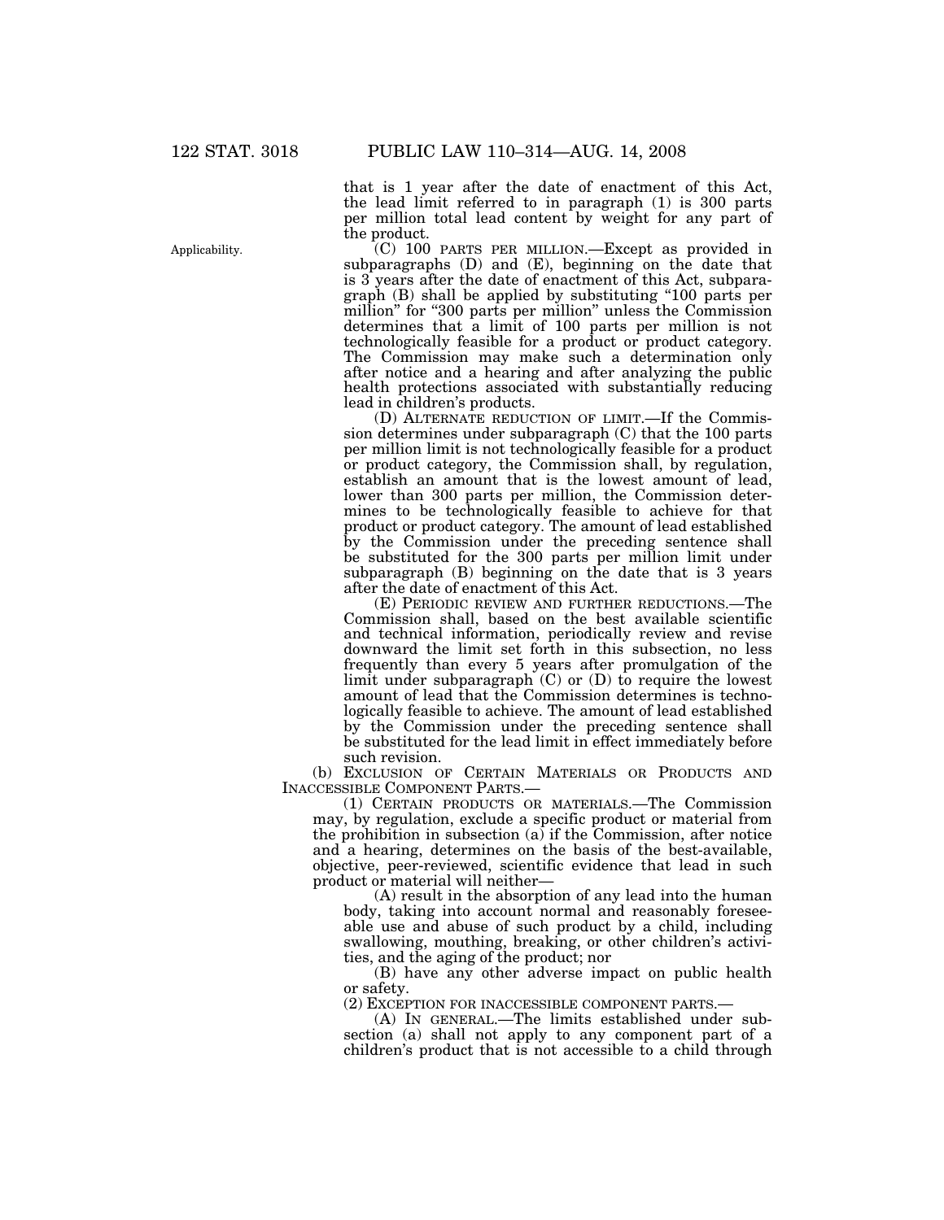that is 1 year after the date of enactment of this Act, the lead limit referred to in paragraph (1) is 300 parts per million total lead content by weight for any part of the product.

Applicability.

(C) 100 PARTS PER MILLION.—Except as provided in subparagraphs (D) and (E), beginning on the date that is 3 years after the date of enactment of this Act, subparagraph (B) shall be applied by substituting "100 parts per million" for "300 parts per million" unless the Commission determines that a limit of 100 parts per million is not technologically feasible for a product or product category. The Commission may make such a determination only after notice and a hearing and after analyzing the public health protections associated with substantially reducing lead in children's products.

(D) ALTERNATE REDUCTION OF LIMIT.—If the Commission determines under subparagraph (C) that the 100 parts per million limit is not technologically feasible for a product or product category, the Commission shall, by regulation, establish an amount that is the lowest amount of lead, lower than 300 parts per million, the Commission determines to be technologically feasible to achieve for that product or product category. The amount of lead established by the Commission under the preceding sentence shall be substituted for the 300 parts per million limit under subparagraph (B) beginning on the date that is 3 years after the date of enactment of this Act.

(E) PERIODIC REVIEW AND FURTHER REDUCTIONS.—The Commission shall, based on the best available scientific and technical information, periodically review and revise downward the limit set forth in this subsection, no less frequently than every 5 years after promulgation of the limit under subparagraph (C) or (D) to require the lowest amount of lead that the Commission determines is technologically feasible to achieve. The amount of lead established by the Commission under the preceding sentence shall be substituted for the lead limit in effect immediately before such revision.

(b) EXCLUSION OF CERTAIN MATERIALS OR PRODUCTS AND INACCESSIBLE COMPONENT PARTS.—

(1) CERTAIN PRODUCTS OR MATERIALS.—The Commission may, by regulation, exclude a specific product or material from the prohibition in subsection (a) if the Commission, after notice and a hearing, determines on the basis of the best-available, objective, peer-reviewed, scientific evidence that lead in such product or material will neither—

(A) result in the absorption of any lead into the human body, taking into account normal and reasonably foreseeable use and abuse of such product by a child, including swallowing, mouthing, breaking, or other children's activities, and the aging of the product; nor

(B) have any other adverse impact on public health or safety.

(2) EXCEPTION FOR INACCESSIBLE COMPONENT PARTS.—

(A) IN GENERAL.—The limits established under subsection (a) shall not apply to any component part of a children's product that is not accessible to a child through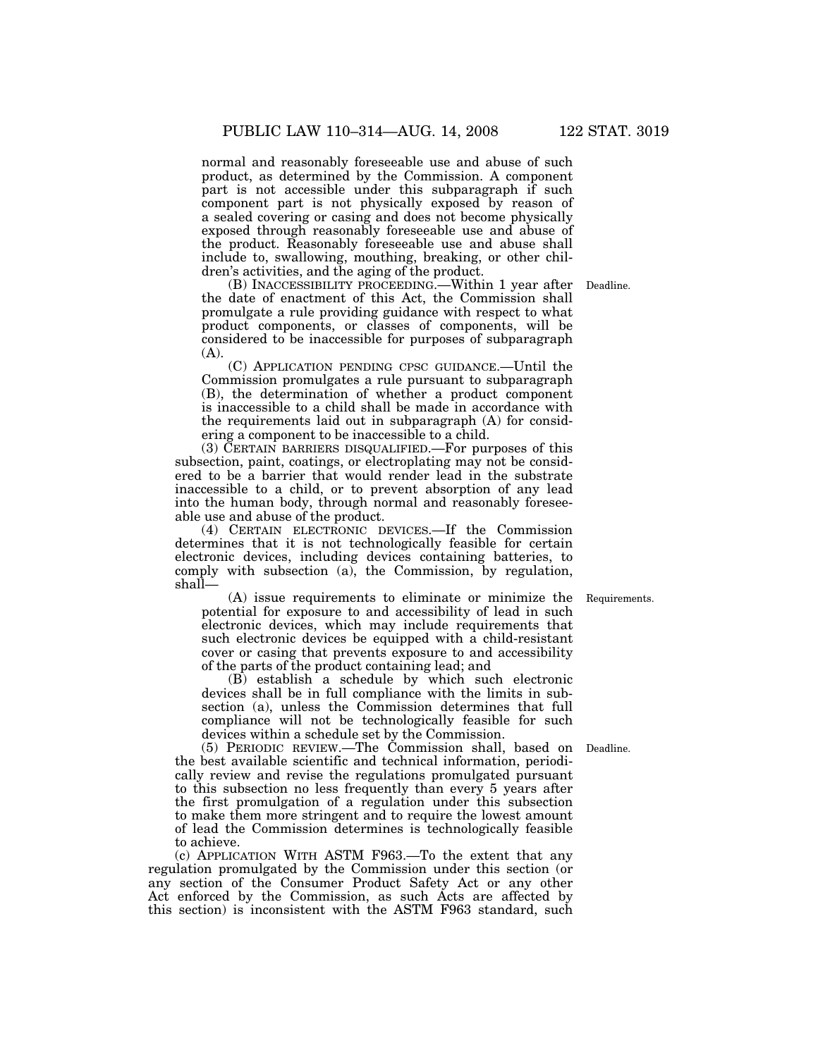normal and reasonably foreseeable use and abuse of such product, as determined by the Commission. A component part is not accessible under this subparagraph if such component part is not physically exposed by reason of a sealed covering or casing and does not become physically exposed through reasonably foreseeable use and abuse of the product. Reasonably foreseeable use and abuse shall include to, swallowing, mouthing, breaking, or other children's activities, and the aging of the product.

(B) INACCESSIBILITY PROCEEDING.—Within 1 year after the date of enactment of this Act, the Commission shall promulgate a rule providing guidance with respect to what product components, or classes of components, will be considered to be inaccessible for purposes of subparagraph (A).

Deadline.

(C) APPLICATION PENDING CPSC GUIDANCE.—Until the Commission promulgates a rule pursuant to subparagraph (B), the determination of whether a product component is inaccessible to a child shall be made in accordance with the requirements laid out in subparagraph (A) for considering a component to be inaccessible to a child.

(3) CERTAIN BARRIERS DISQUALIFIED.—For purposes of this subsection, paint, coatings, or electroplating may not be considered to be a barrier that would render lead in the substrate inaccessible to a child, or to prevent absorption of any lead into the human body, through normal and reasonably foreseeable use and abuse of the product.

(4) CERTAIN ELECTRONIC DEVICES.—If the Commission determines that it is not technologically feasible for certain electronic devices, including devices containing batteries, to comply with subsection (a), the Commission, by regulation, shall—

(A) issue requirements to eliminate or minimize the potential for exposure to and accessibility of lead in such electronic devices, which may include requirements that such electronic devices be equipped with a child-resistant cover or casing that prevents exposure to and accessibility of the parts of the product containing lead; and

Requirements.

(B) establish a schedule by which such electronic devices shall be in full compliance with the limits in subsection (a), unless the Commission determines that full compliance will not be technologically feasible for such devices within a schedule set by the Commission.

(5) PERIODIC REVIEW.—The Commission shall, based on the best available scientific and technical information, periodically review and revise the regulations promulgated pursuant to this subsection no less frequently than every 5 years after the first promulgation of a regulation under this subsection to make them more stringent and to require the lowest amount of lead the Commission determines is technologically feasible to achieve.

Deadline.

(c) APPLICATION WITH ASTM F963.—To the extent that any regulation promulgated by the Commission under this section (or any section of the Consumer Product Safety Act or any other Act enforced by the Commission, as such Acts are affected by this section) is inconsistent with the ASTM F963 standard, such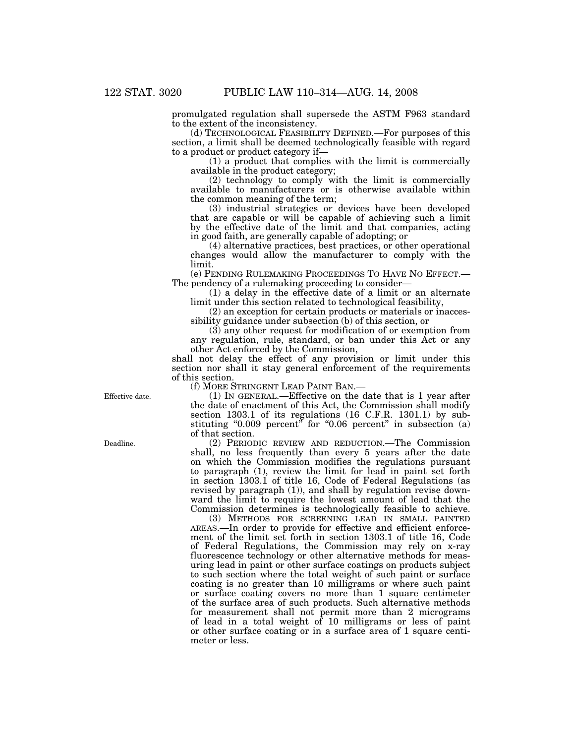promulgated regulation shall supersede the ASTM F963 standard to the extent of the inconsistency.

(d) TECHNOLOGICAL FEASIBILITY DEFINED.—For purposes of this section, a limit shall be deemed technologically feasible with regard to a product or product category if—

(1) a product that complies with the limit is commercially available in the product category;

(2) technology to comply with the limit is commercially available to manufacturers or is otherwise available within the common meaning of the term;

(3) industrial strategies or devices have been developed that are capable or will be capable of achieving such a limit by the effective date of the limit and that companies, acting in good faith, are generally capable of adopting; or

(4) alternative practices, best practices, or other operational changes would allow the manufacturer to comply with the limit.

(e) PENDING RULEMAKING PROCEEDINGS TO HAVE NO EFFECT.—The pendency of a rulemaking proceeding to consider—

(1) a delay in the effective date of a limit or an alternate limit under this section related to technological feasibility,

(2) an exception for certain products or materials or inaccessibility guidance under subsection (b) of this section, or

(3) any other request for modification of or exemption from any regulation, rule, standard, or ban under this Act or any other Act enforced by the Commission,

shall not delay the effect of any provision or limit under this section nor shall it stay general enforcement of the requirements of this section.

(f) MORE STRINGENT LEAD PAINT BAN.—

Effective date.

(1) IN GENERAL.—Effective on the date that is 1 year after the date of enactment of this Act, the Commission shall modify section 1303.1 of its regulations (16 C.F.R. 1301.1) by substituting "0.009 percent" for "0.06 percent" in subsection (a) of that section.

Deadline.

(2) PERIODIC REVIEW AND REDUCTION.—The Commission shall, no less frequently than every 5 years after the date on which the Commission modifies the regulations pursuant to paragraph (1), review the limit for lead in paint set forth in section 1303.1 of title 16, Code of Federal Regulations (as revised by paragraph (1)), and shall by regulation revise downward the limit to require the lowest amount of lead that the Commission determines is technologically feasible to achieve.

(3) METHODS FOR SCREENING LEAD IN SMALL PAINTED AREAS.—In order to provide for effective and efficient enforcement of the limit set forth in section 1303.1 of title 16, Code of Federal Regulations, the Commission may rely on x-ray fluorescence technology or other alternative methods for measuring lead in paint or other surface coatings on products subject to such section where the total weight of such paint or surface coating is no greater than 10 milligrams or where such paint or surface coating covers no more than 1 square centimeter of the surface area of such products. Such alternative methods for measurement shall not permit more than 2 micrograms of lead in a total weight of 10 milligrams or less of paint or other surface coating or in a surface area of 1 square centimeter or less.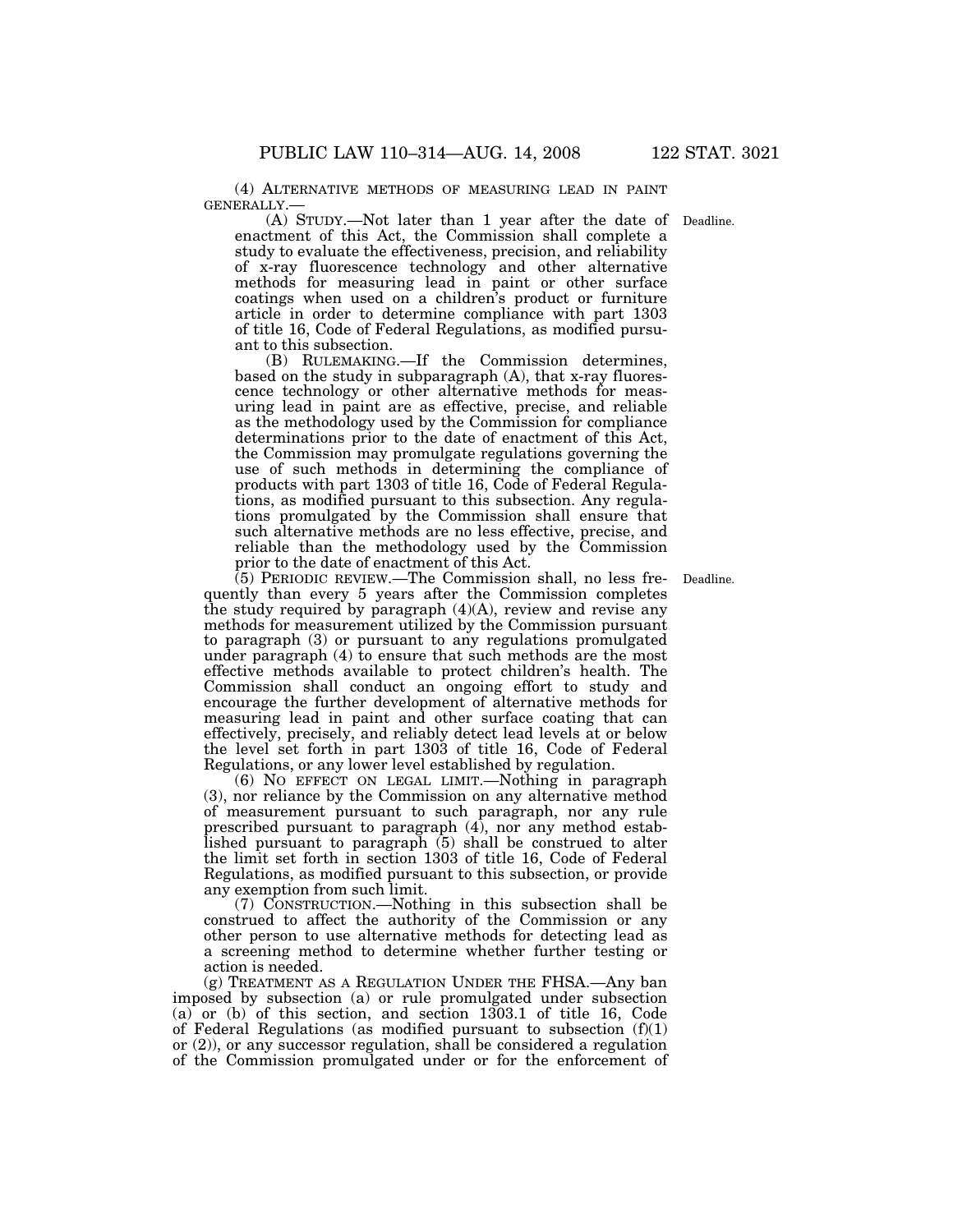(4) ALTERNATIVE METHODS OF MEASURING LEAD IN PAINT GENERALLY.—

(A) STUDY.—Not later than 1 year after the date of enactment of this Act, the Commission shall complete a study to evaluate the effectiveness, precision, and reliability of x-ray fluorescence technology and other alternative methods for measuring lead in paint or other surface coatings when used on a children's product or furniture article in order to determine compliance with part 1303 of title 16, Code of Federal Regulations, as modified pursuant to this subsection.

Deadline.

(B) RULEMAKING.—If the Commission determines, based on the study in subparagraph (A), that x-ray fluorescence technology or other alternative methods for measuring lead in paint are as effective, precise, and reliable as the methodology used by the Commission for compliance determinations prior to the date of enactment of this Act, the Commission may promulgate regulations governing the use of such methods in determining the compliance of products with part 1303 of title 16, Code of Federal Regulations, as modified pursuant to this subsection. Any regulations promulgated by the Commission shall ensure that such alternative methods are no less effective, precise, and reliable than the methodology used by the Commission prior to the date of enactment of this Act.

(5) PERIODIC REVIEW.—The Commission shall, no less frequently than every 5 years after the Commission completes the study required by paragraph (4)(A), review and revise any methods for measurement utilized by the Commission pursuant to paragraph (3) or pursuant to any regulations promulgated under paragraph (4) to ensure that such methods are the most effective methods available to protect children's health. The Commission shall conduct an ongoing effort to study and encourage the further development of alternative methods for measuring lead in paint and other surface coating that can effectively, precisely, and reliably detect lead levels at or below the level set forth in part 1303 of title 16, Code of Federal Regulations, or any lower level established by regulation.

Deadline.

(6) NO EFFECT ON LEGAL LIMIT.—Nothing in paragraph (3), nor reliance by the Commission on any alternative method of measurement pursuant to such paragraph, nor any rule prescribed pursuant to paragraph (4), nor any method established pursuant to paragraph (5) shall be construed to alter the limit set forth in section 1303 of title 16, Code of Federal Regulations, as modified pursuant to this subsection, or provide any exemption from such limit.

(7) CONSTRUCTION.—Nothing in this subsection shall be construed to affect the authority of the Commission or any other person to use alternative methods for detecting lead as a screening method to determine whether further testing or action is needed.

(g) TREATMENT AS A REGULATION UNDER THE FHSA.—Any ban imposed by subsection (a) or rule promulgated under subsection (a) or (b) of this section, and section 1303.1 of title 16, Code of Federal Regulations (as modified pursuant to subsection (f)(1) or (2)), or any successor regulation, shall be considered a regulation of the Commission promulgated under or for the enforcement of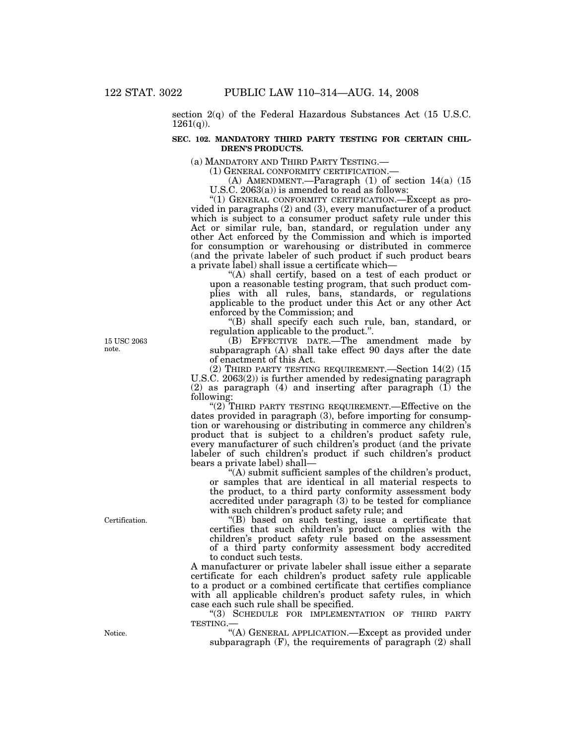section 2(q) of the Federal Hazardous Substances Act (15 U.S.C. 1261(q)).

**SEC. 102. MANDATORY THIRD PARTY TESTING FOR CERTAIN CHILDREN'S PRODUCTS.**

(a) MANDATORY AND THIRD PARTY TESTING.—

(1) GENERAL CONFORMITY CERTIFICATION.—

(A) AMENDMENT.—Paragraph (1) of section 14(a) (15 U.S.C. 2063(a)) is amended to read as follows:

"(1) GENERAL CONFORMITY CERTIFICATION.—Except as provided in paragraphs (2) and (3), every manufacturer of a product which is subject to a consumer product safety rule under this Act or similar rule, ban, standard, or regulation under any other Act enforced by the Commission and which is imported for consumption or warehousing or distributed in commerce (and the private labeler of such product if such product bears a private label) shall issue a certificate which—

"(A) shall certify, based on a test of each product or upon a reasonable testing program, that such product complies with all rules, bans, standards, or regulations applicable to the product under this Act or any other Act enforced by the Commission; and

"(B) shall specify each such rule, ban, standard, or regulation applicable to the product.".

15 USC 2063 note.

(B) EFFECTIVE DATE.—The amendment made by subparagraph (A) shall take effect 90 days after the date of enactment of this Act.

(2) THIRD PARTY TESTING REQUIREMENT.—Section 14(2) (15 U.S.C. 2063(2)) is further amended by redesignating paragraph (2) as paragraph (4) and inserting after paragraph (1) the following:

"(2) THIRD PARTY TESTING REQUIREMENT.—Effective on the dates provided in paragraph (3), before importing for consumption or warehousing or distributing in commerce any children's product that is subject to a children's product safety rule, every manufacturer of such children's product (and the private labeler of such children's product if such children's product bears a private label) shall—

"(A) submit sufficient samples of the children's product, or samples that are identical in all material respects to the product, to a third party conformity assessment body accredited under paragraph (3) to be tested for compliance with such children's product safety rule; and

Certification.

"(B) based on such testing, issue a certificate that certifies that such children's product complies with the children's product safety rule based on the assessment of a third party conformity assessment body accredited to conduct such tests.

A manufacturer or private labeler shall issue either a separate certificate for each children's product safety rule applicable to a product or a combined certificate that certifies compliance with all applicable children's product safety rules, in which case each such rule shall be specified.

"(3) SCHEDULE FOR IMPLEMENTATION OF THIRD PARTY TESTING.—

Notice.

"(A) GENERAL APPLICATION.—Except as provided under subparagraph (F), the requirements of paragraph (2) shall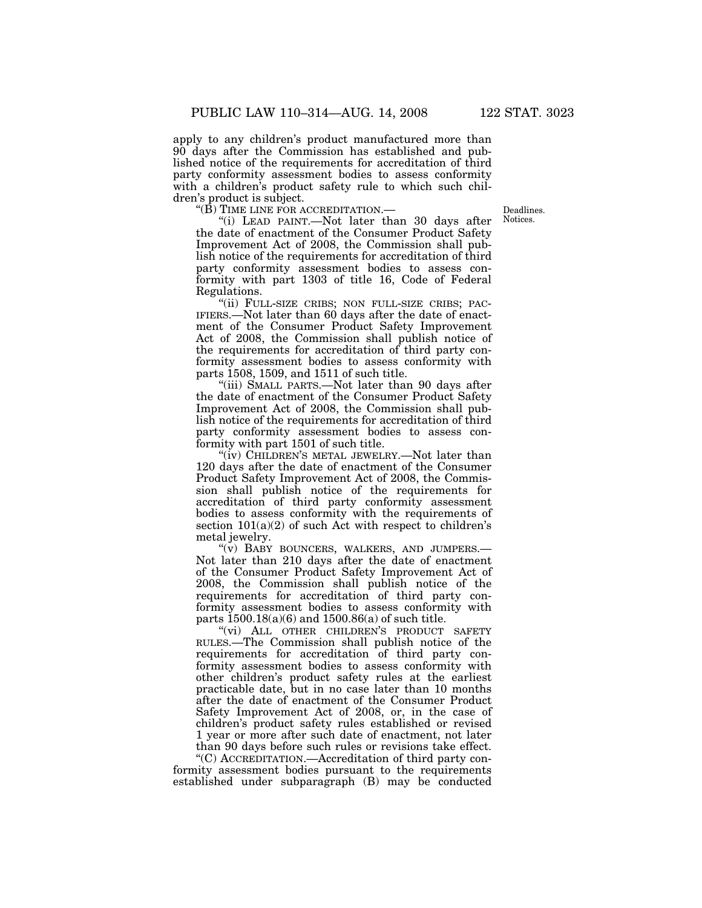apply to any children's product manufactured more than 90 days after the Commission has established and published notice of the requirements for accreditation of third party conformity assessment bodies to assess conformity with a children's product safety rule to which such children's product is subject.

"(B) TIME LINE FOR ACCREDITATION.—

Deadlines. Notices.

"(i) LEAD PAINT.—Not later than 30 days after the date of enactment of the Consumer Product Safety Improvement Act of 2008, the Commission shall publish notice of the requirements for accreditation of third party conformity assessment bodies to assess conformity with part 1303 of title 16, Code of Federal Regulations.

"(ii) FULL-SIZE CRIBS; NON FULL-SIZE CRIBS; PACIFIERS.—Not later than 60 days after the date of enactment of the Consumer Product Safety Improvement Act of 2008, the Commission shall publish notice of the requirements for accreditation of third party conformity assessment bodies to assess conformity with parts 1508, 1509, and 1511 of such title.

"(iii) SMALL PARTS.—Not later than 90 days after the date of enactment of the Consumer Product Safety Improvement Act of 2008, the Commission shall publish notice of the requirements for accreditation of third party conformity assessment bodies to assess conformity with part 1501 of such title.

"(iv) CHILDREN'S METAL JEWELRY.—Not later than 120 days after the date of enactment of the Consumer Product Safety Improvement Act of 2008, the Commission shall publish notice of the requirements for accreditation of third party conformity assessment bodies to assess conformity with the requirements of section 101(a)(2) of such Act with respect to children's metal jewelry.

"(v) BABY BOUNCERS, WALKERS, AND JUMPERS.—Not later than 210 days after the date of enactment of the Consumer Product Safety Improvement Act of 2008, the Commission shall publish notice of the requirements for accreditation of third party conformity assessment bodies to assess conformity with parts 1500.18(a)(6) and 1500.86(a) of such title.

"(vi) ALL OTHER CHILDREN'S PRODUCT SAFETY RULES.—The Commission shall publish notice of the requirements for accreditation of third party conformity assessment bodies to assess conformity with other children's product safety rules at the earliest practicable date, but in no case later than 10 months after the date of enactment of the Consumer Product Safety Improvement Act of 2008, or, in the case of children's product safety rules established or revised 1 year or more after such date of enactment, not later than 90 days before such rules or revisions take effect.

"(C) ACCREDITATION.—Accreditation of third party conformity assessment bodies pursuant to the requirements established under subparagraph (B) may be conducted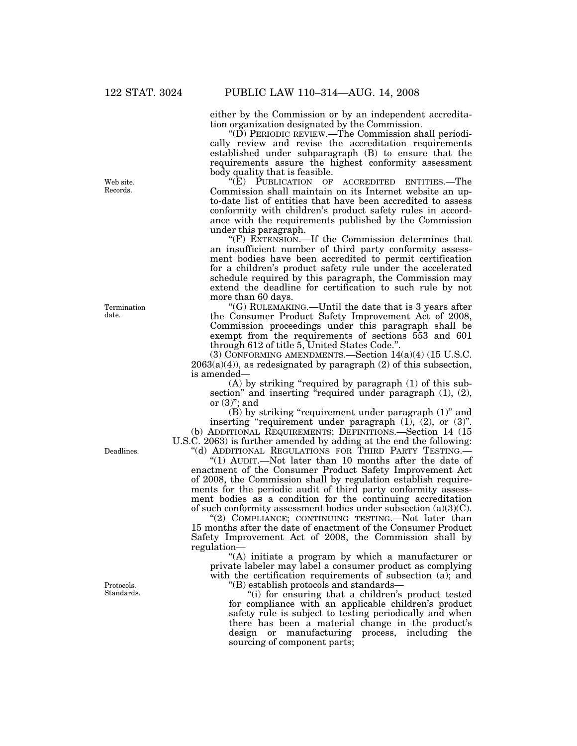either by the Commission or by an independent accreditation organization designated by the Commission.

"(D) PERIODIC REVIEW.—The Commission shall periodically review and revise the accreditation requirements established under subparagraph (B) to ensure that the requirements assure the highest conformity assessment body quality that is feasible.

Web site. Records.

"(E) PUBLICATION OF ACCREDITED ENTITIES.—The Commission shall maintain on its Internet website an up-to-date list of entities that have been accredited to assess conformity with children's product safety rules in accordance with the requirements published by the Commission under this paragraph.

"(F) EXTENSION.—If the Commission determines that an insufficient number of third party conformity assessment bodies have been accredited to permit certification for a children's product safety rule under the accelerated schedule required by this paragraph, the Commission may extend the deadline for certification to such rule by not more than 60 days.

Termination date.

"(G) RULEMAKING.—Until the date that is 3 years after the Consumer Product Safety Improvement Act of 2008, Commission proceedings under this paragraph shall be exempt from the requirements of sections 553 and 601 through 612 of title 5, United States Code.".

(3) CONFORMING AMENDMENTS.—Section 14(a)(4) (15 U.S.C. 2063(a)(4)), as redesignated by paragraph (2) of this subsection, is amended—

(A) by striking "required by paragraph (1) of this subsection" and inserting "required under paragraph (1), (2), or (3)"; and

(B) by striking "requirement under paragraph (1)" and inserting "requirement under paragraph (1), (2), or (3)".

(b) ADDITIONAL REQUIREMENTS; DEFINITIONS.—Section 14 (15 U.S.C. 2063) is further amended by adding at the end the following:

Deadlines.

"(d) ADDITIONAL REGULATIONS FOR THIRD PARTY TESTING.—

"(1) AUDIT.—Not later than 10 months after the date of enactment of the Consumer Product Safety Improvement Act of 2008, the Commission shall by regulation establish requirements for the periodic audit of third party conformity assessment bodies as a condition for the continuing accreditation of such conformity assessment bodies under subsection (a)(3)(C).

"(2) COMPLIANCE; CONTINUING TESTING.—Not later than 15 months after the date of enactment of the Consumer Product Safety Improvement Act of 2008, the Commission shall by regulation—

"(A) initiate a program by which a manufacturer or private labeler may label a consumer product as complying with the certification requirements of subsection (a); and

Protocols. Standards.

"(B) establish protocols and standards—

"(i) for ensuring that a children's product tested for compliance with an applicable children's product safety rule is subject to testing periodically and when there has been a material change in the product's design or manufacturing process, including the sourcing of component parts;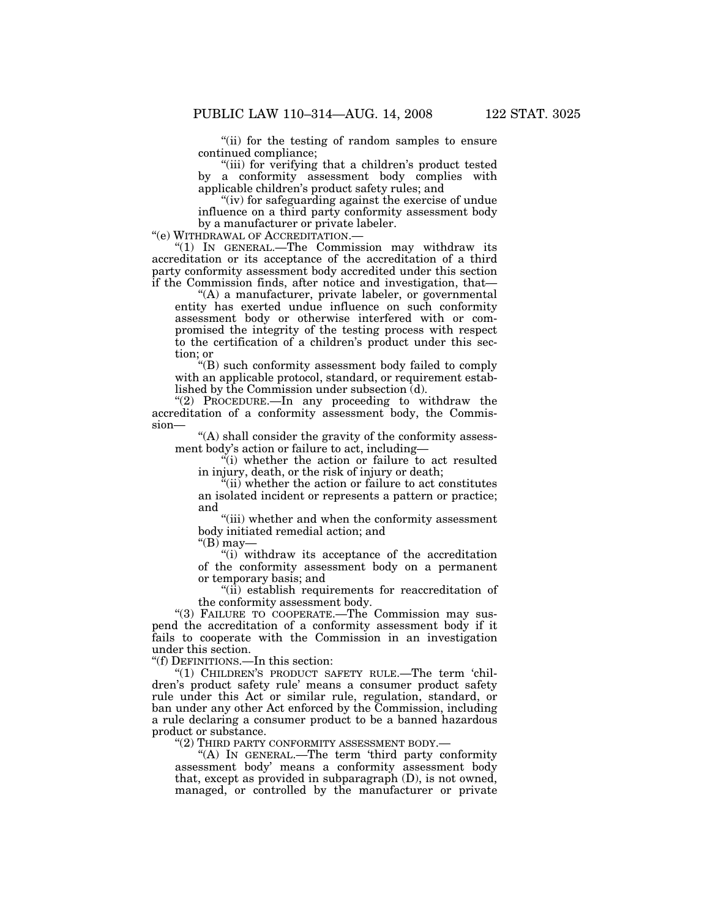"(ii) for the testing of random samples to ensure continued compliance;

"(iii) for verifying that a children's product tested by a conformity assessment body complies with applicable children's product safety rules; and

"(iv) for safeguarding against the exercise of undue influence on a third party conformity assessment body by a manufacturer or private labeler.

"(e) WITHDRAWAL OF ACCREDITATION.—

"(1) IN GENERAL.—The Commission may withdraw its accreditation or its acceptance of the accreditation of a third party conformity assessment body accredited under this section if the Commission finds, after notice and investigation, that—

"(A) a manufacturer, private labeler, or governmental entity has exerted undue influence on such conformity assessment body or otherwise interfered with or compromised the integrity of the testing process with respect to the certification of a children's product under this section; or

"(B) such conformity assessment body failed to comply with an applicable protocol, standard, or requirement established by the Commission under subsection (d).

"(2) PROCEDURE.—In any proceeding to withdraw the accreditation of a conformity assessment body, the Commission—

"(A) shall consider the gravity of the conformity assessment body's action or failure to act, including—

"(i) whether the action or failure to act resulted in injury, death, or the risk of injury or death;

"(ii) whether the action or failure to act constitutes an isolated incident or represents a pattern or practice; and

"(iii) whether and when the conformity assessment body initiated remedial action; and

"(B) may—

"(i) withdraw its acceptance of the accreditation of the conformity assessment body on a permanent or temporary basis; and

"(ii) establish requirements for reaccreditation of the conformity assessment body.

"(3) FAILURE TO COOPERATE.—The Commission may suspend the accreditation of a conformity assessment body if it fails to cooperate with the Commission in an investigation under this section.

"(f) DEFINITIONS.—In this section:

"(1) CHILDREN'S PRODUCT SAFETY RULE.—The term 'children's product safety rule' means a consumer product safety rule under this Act or similar rule, regulation, standard, or ban under any other Act enforced by the Commission, including a rule declaring a consumer product to be a banned hazardous product or substance.

"(2) THIRD PARTY CONFORMITY ASSESSMENT BODY.—

"(A) IN GENERAL.—The term 'third party conformity assessment body' means a conformity assessment body that, except as provided in subparagraph (D), is not owned, managed, or controlled by the manufacturer or private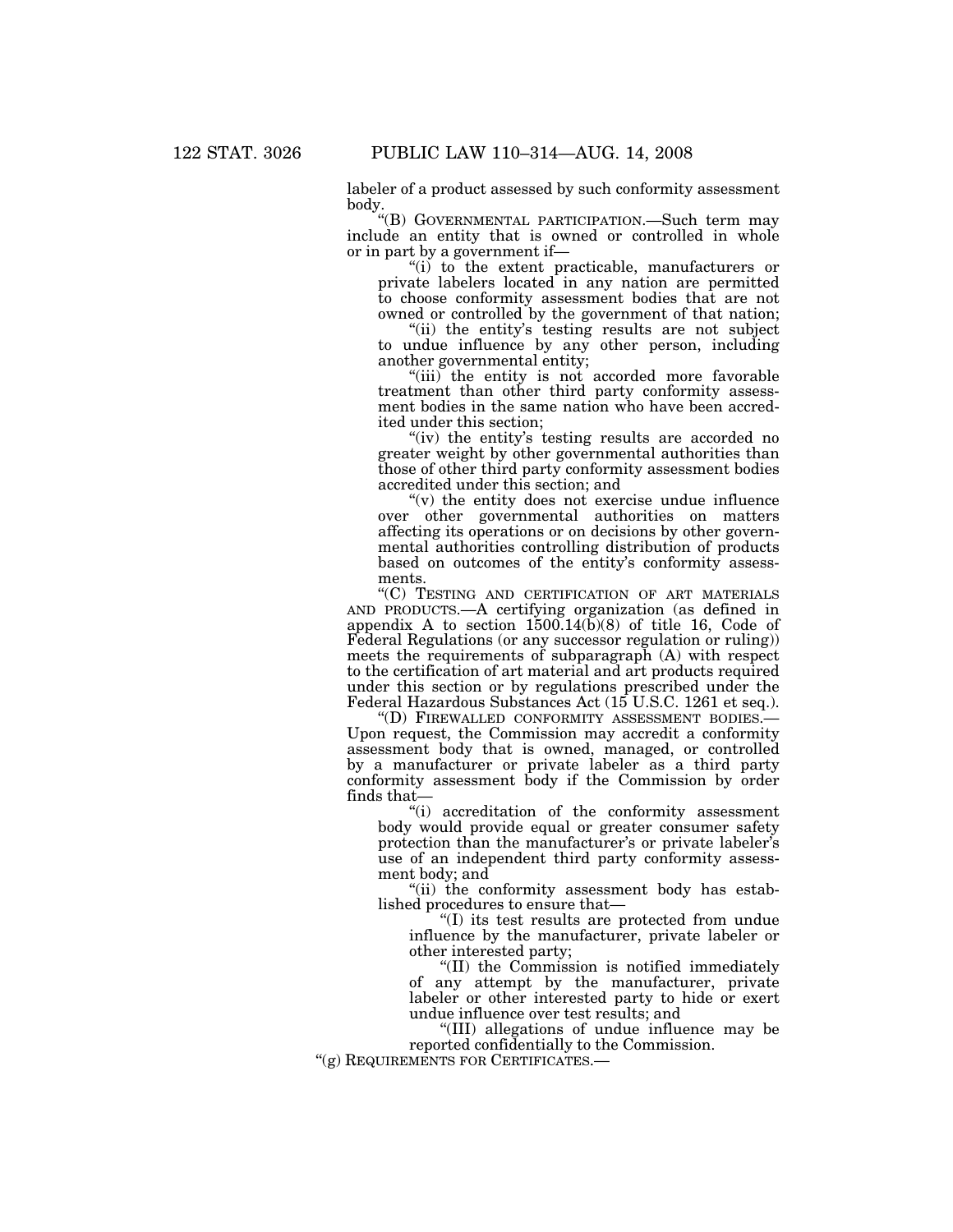labeler of a product assessed by such conformity assessment body.

"(B) GOVERNMENTAL PARTICIPATION.—Such term may include an entity that is owned or controlled in whole or in part by a government if—

"(i) to the extent practicable, manufacturers or private labelers located in any nation are permitted to choose conformity assessment bodies that are not owned or controlled by the government of that nation;

"(ii) the entity's testing results are not subject to undue influence by any other person, including another governmental entity;

"(iii) the entity is not accorded more favorable treatment than other third party conformity assessment bodies in the same nation who have been accredited under this section;

"(iv) the entity's testing results are accorded no greater weight by other governmental authorities than those of other third party conformity assessment bodies accredited under this section; and

"(v) the entity does not exercise undue influence over other governmental authorities on matters affecting its operations or on decisions by other governmental authorities controlling distribution of products based on outcomes of the entity's conformity assessments.

"(C) TESTING AND CERTIFICATION OF ART MATERIALS AND PRODUCTS.—A certifying organization (as defined in appendix A to section 1500.14(b)(8) of title 16, Code of Federal Regulations (or any successor regulation or ruling)) meets the requirements of subparagraph (A) with respect to the certification of art material and art products required under this section or by regulations prescribed under the Federal Hazardous Substances Act (15 U.S.C. 1261 et seq.).

"(D) FIREWALLED CONFORMITY ASSESSMENT BODIES.—Upon request, the Commission may accredit a conformity assessment body that is owned, managed, or controlled by a manufacturer or private labeler as a third party conformity assessment body if the Commission by order finds that—

"(i) accreditation of the conformity assessment body would provide equal or greater consumer safety protection than the manufacturer's or private labeler's use of an independent third party conformity assessment body; and

"(ii) the conformity assessment body has established procedures to ensure that—

"(I) its test results are protected from undue influence by the manufacturer, private labeler or other interested party;

"(II) the Commission is notified immediately of any attempt by the manufacturer, private labeler or other interested party to hide or exert undue influence over test results; and

"(III) allegations of undue influence may be reported confidentially to the Commission.

"(g) REQUIREMENTS FOR CERTIFICATES.—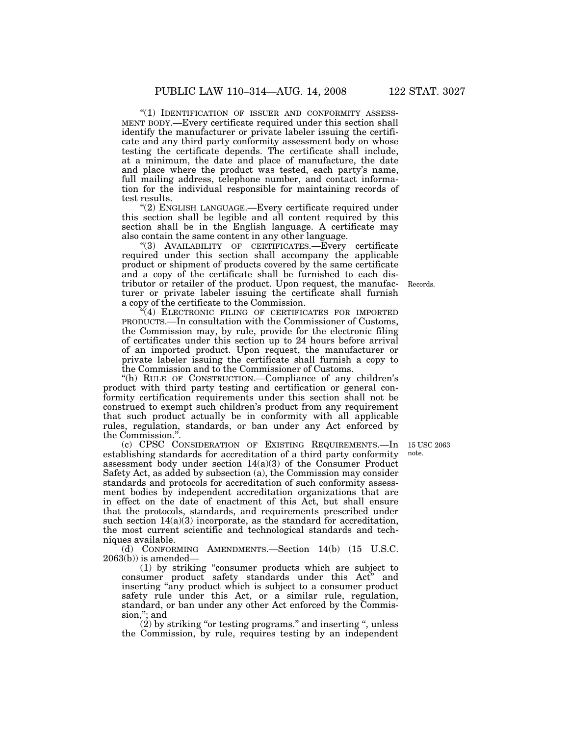"(1) IDENTIFICATION OF ISSUER AND CONFORMITY ASSESSMENT BODY.—Every certificate required under this section shall identify the manufacturer or private labeler issuing the certificate and any third party conformity assessment body on whose testing the certificate depends. The certificate shall include, at a minimum, the date and place of manufacture, the date and place where the product was tested, each party's name, full mailing address, telephone number, and contact information for the individual responsible for maintaining records of test results.

"(2) ENGLISH LANGUAGE.—Every certificate required under this section shall be legible and all content required by this section shall be in the English language. A certificate may also contain the same content in any other language.

"(3) AVAILABILITY OF CERTIFICATES.—Every certificate required under this section shall accompany the applicable product or shipment of products covered by the same certificate and a copy of the certificate shall be furnished to each distributor or retailer of the product. Upon request, the manufacturer or private labeler issuing the certificate shall furnish a copy of the certificate to the Commission.

Records.

"(4) ELECTRONIC FILING OF CERTIFICATES FOR IMPORTED PRODUCTS.—In consultation with the Commissioner of Customs, the Commission may, by rule, provide for the electronic filing of certificates under this section up to 24 hours before arrival of an imported product. Upon request, the manufacturer or private labeler issuing the certificate shall furnish a copy to the Commission and to the Commissioner of Customs.

"(h) RULE OF CONSTRUCTION.—Compliance of any children's product with third party testing and certification or general conformity certification requirements under this section shall not be construed to exempt such children's product from any requirement that such product actually be in conformity with all applicable rules, regulation, standards, or ban under any Act enforced by the Commission.".

15 USC 2063 note.

(c) CPSC CONSIDERATION OF EXISTING REQUIREMENTS.—In establishing standards for accreditation of a third party conformity assessment body under section 14(a)(3) of the Consumer Product Safety Act, as added by subsection (a), the Commission may consider standards and protocols for accreditation of such conformity assessment bodies by independent accreditation organizations that are in effect on the date of enactment of this Act, but shall ensure that the protocols, standards, and requirements prescribed under such section 14(a)(3) incorporate, as the standard for accreditation, the most current scientific and technological standards and techniques available.

(d) CONFORMING AMENDMENTS.—Section 14(b) (15 U.S.C. 2063(b)) is amended—

(1) by striking "consumer products which are subject to consumer product safety standards under this Act" and inserting "any product which is subject to a consumer product safety rule under this Act, or a similar rule, regulation, standard, or ban under any other Act enforced by the Commission,"; and

(2) by striking "or testing programs." and inserting ", unless the Commission, by rule, requires testing by an independent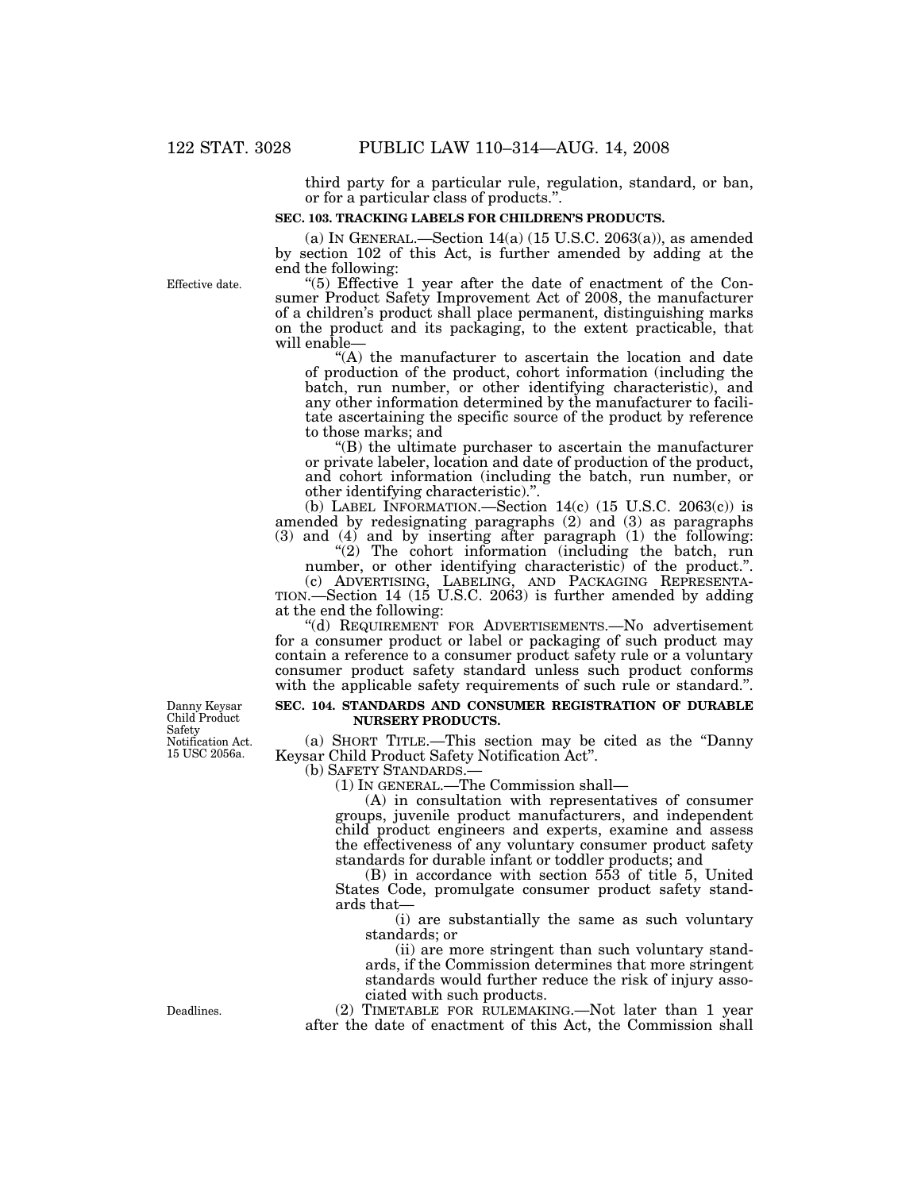third party for a particular rule, regulation, standard, or ban, or for a particular class of products.".

**SEC. 103. TRACKING LABELS FOR CHILDREN'S PRODUCTS.**

(a) IN GENERAL.—Section 14(a) (15 U.S.C. 2063(a)), as amended by section 102 of this Act, is further amended by adding at the end the following:

Effective date.

"(5) Effective 1 year after the date of enactment of the Consumer Product Safety Improvement Act of 2008, the manufacturer of a children's product shall place permanent, distinguishing marks on the product and its packaging, to the extent practicable, that will enable—

"(A) the manufacturer to ascertain the location and date of production of the product, cohort information (including the batch, run number, or other identifying characteristic), and any other information determined by the manufacturer to facilitate ascertaining the specific source of the product by reference to those marks; and

"(B) the ultimate purchaser to ascertain the manufacturer or private labeler, location and date of production of the product, and cohort information (including the batch, run number, or other identifying characteristic).".

(b) LABEL INFORMATION.—Section 14(c) (15 U.S.C. 2063(c)) is amended by redesignating paragraphs (2) and (3) as paragraphs (3) and (4) and by inserting after paragraph (1) the following:

"(2) The cohort information (including the batch, run number, or other identifying characteristic) of the product.".

(c) ADVERTISING, LABELING, AND PACKAGING REPRESENTATION.—Section 14 (15 U.S.C. 2063) is further amended by adding at the end the following:

"(d) REQUIREMENT FOR ADVERTISEMENTS.—No advertisement for a consumer product or label or packaging of such product may contain a reference to a consumer product safety rule or a voluntary consumer product safety standard unless such product conforms with the applicable safety requirements of such rule or standard.".

Danny Keysar Child Product Safety Notification Act. 15 USC 2056a.

**SEC. 104. STANDARDS AND CONSUMER REGISTRATION OF DURABLE NURSERY PRODUCTS.**

(a) SHORT TITLE.—This section may be cited as the "Danny Keysar Child Product Safety Notification Act".

(b) SAFETY STANDARDS.—

(1) IN GENERAL.—The Commission shall—

(A) in consultation with representatives of consumer groups, juvenile product manufacturers, and independent child product engineers and experts, examine and assess the effectiveness of any voluntary consumer product safety standards for durable infant or toddler products; and

(B) in accordance with section 553 of title 5, United States Code, promulgate consumer product safety standards that—

(i) are substantially the same as such voluntary standards; or

(ii) are more stringent than such voluntary standards, if the Commission determines that more stringent standards would further reduce the risk of injury associated with such products.

Deadlines.

(2) TIMETABLE FOR RULEMAKING.—Not later than 1 year after the date of enactment of this Act, the Commission shall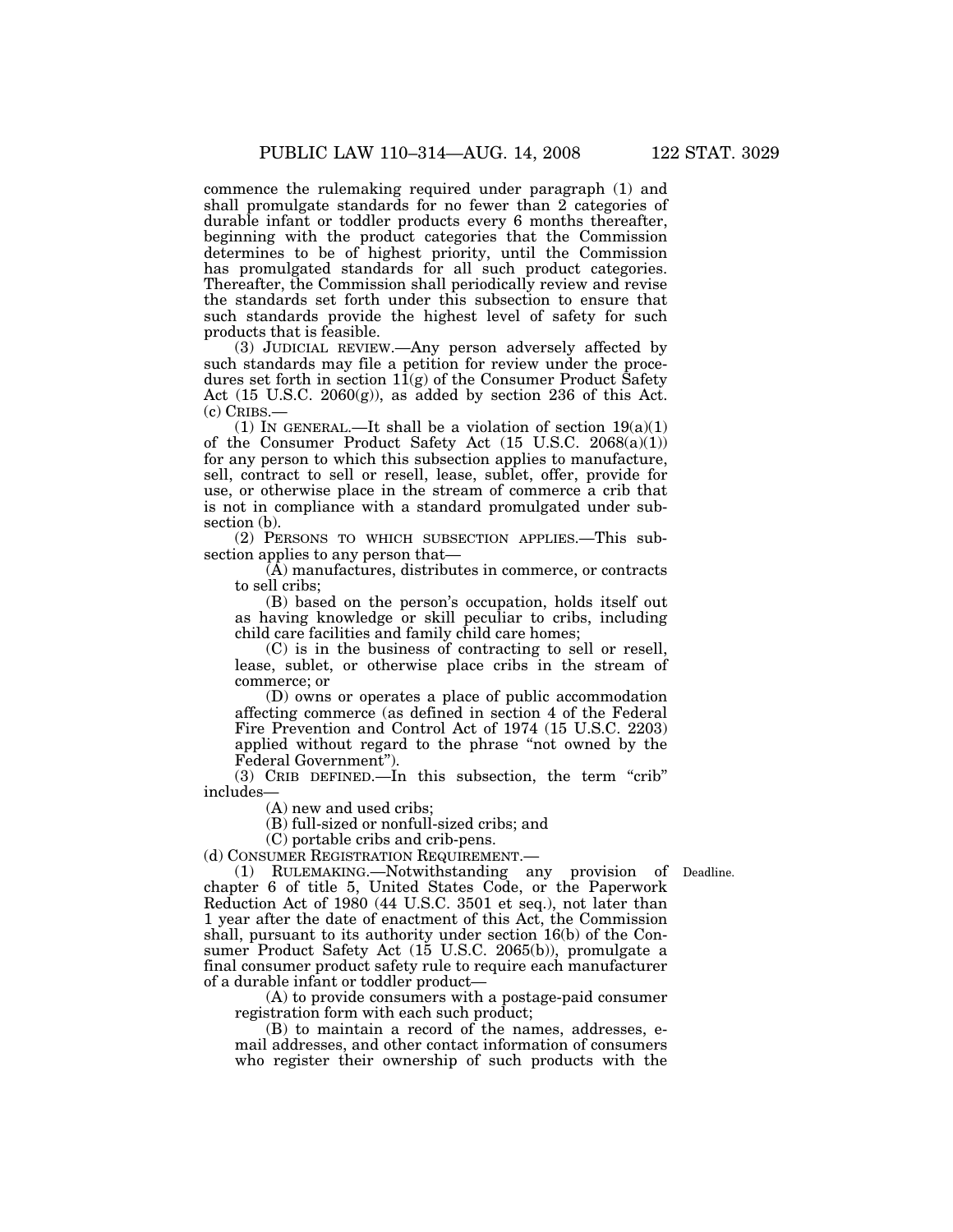commence the rulemaking required under paragraph (1) and shall promulgate standards for no fewer than 2 categories of durable infant or toddler products every 6 months thereafter, beginning with the product categories that the Commission determines to be of highest priority, until the Commission has promulgated standards for all such product categories. Thereafter, the Commission shall periodically review and revise the standards set forth under this subsection to ensure that such standards provide the highest level of safety for such products that is feasible.

(3) JUDICIAL REVIEW.—Any person adversely affected by such standards may file a petition for review under the procedures set forth in section 11(g) of the Consumer Product Safety Act (15 U.S.C. 2060(g)), as added by section 236 of this Act.

(c) CRIBS.—

(1) IN GENERAL.—It shall be a violation of section 19(a)(1) of the Consumer Product Safety Act (15 U.S.C. 2068(a)(1)) for any person to which this subsection applies to manufacture, sell, contract to sell or resell, lease, sublet, offer, provide for use, or otherwise place in the stream of commerce a crib that is not in compliance with a standard promulgated under subsection (b).

(2) PERSONS TO WHICH SUBSECTION APPLIES.—This subsection applies to any person that—

(A) manufactures, distributes in commerce, or contracts to sell cribs;

(B) based on the person's occupation, holds itself out as having knowledge or skill peculiar to cribs, including child care facilities and family child care homes;

(C) is in the business of contracting to sell or resell, lease, sublet, or otherwise place cribs in the stream of commerce; or

(D) owns or operates a place of public accommodation affecting commerce (as defined in section 4 of the Federal Fire Prevention and Control Act of 1974 (15 U.S.C. 2203) applied without regard to the phrase "not owned by the Federal Government").

(3) CRIB DEFINED.—In this subsection, the term "crib" includes—

(A) new and used cribs;

(B) full-sized or nonfull-sized cribs; and

(C) portable cribs and crib-pens.

(d) CONSUMER REGISTRATION REQUIREMENT.—

Deadline.

(1) RULEMAKING.—Notwithstanding any provision of chapter 6 of title 5, United States Code, or the Paperwork Reduction Act of 1980 (44 U.S.C. 3501 et seq.), not later than 1 year after the date of enactment of this Act, the Commission shall, pursuant to its authority under section 16(b) of the Consumer Product Safety Act (15 U.S.C. 2065(b)), promulgate a final consumer product safety rule to require each manufacturer of a durable infant or toddler product—

(A) to provide consumers with a postage-paid consumer registration form with each such product;

(B) to maintain a record of the names, addresses, e-mail addresses, and other contact information of consumers who register their ownership of such products with the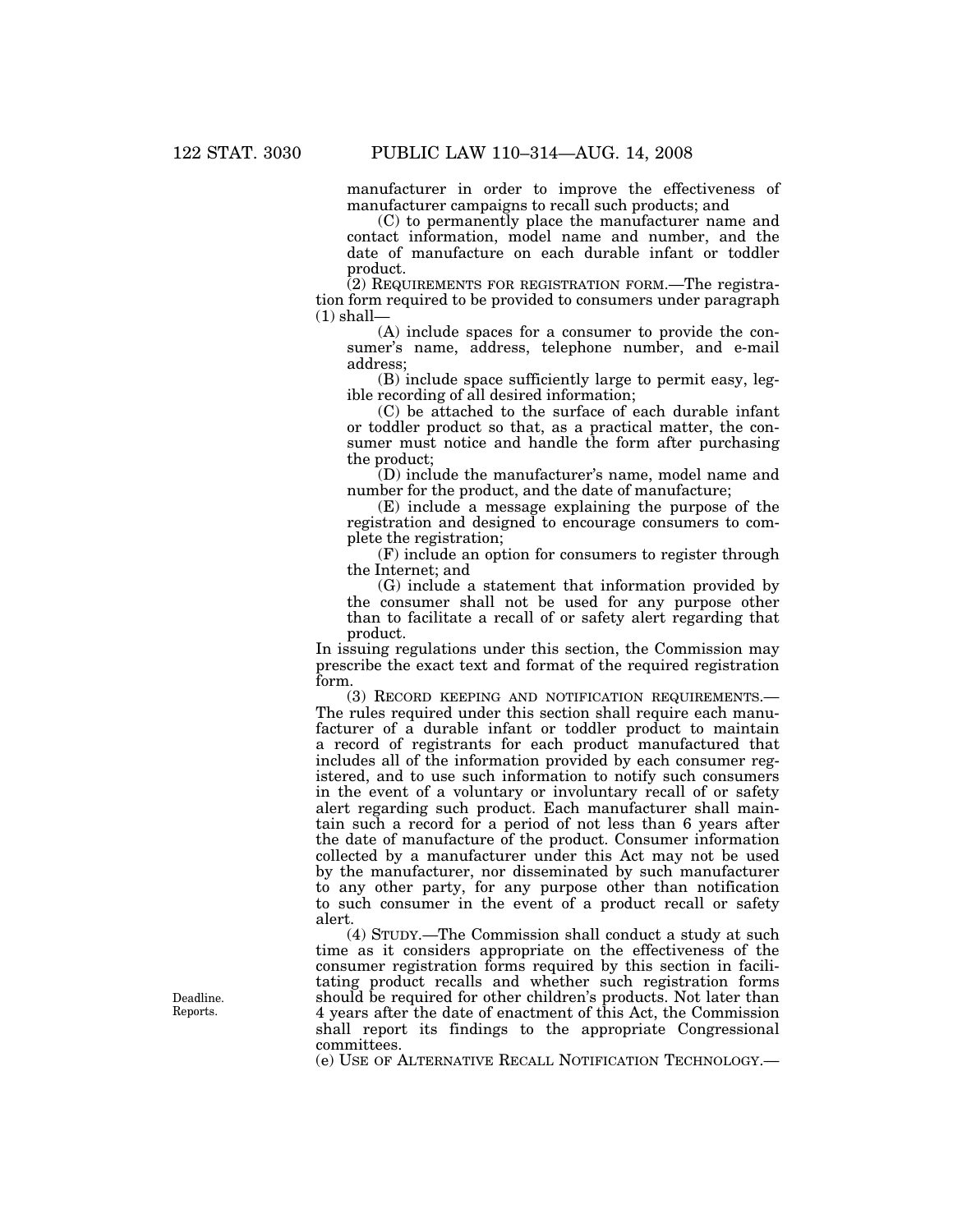manufacturer in order to improve the effectiveness of manufacturer campaigns to recall such products; and

(C) to permanently place the manufacturer name and contact information, model name and number, and the date of manufacture on each durable infant or toddler product.

(2) REQUIREMENTS FOR REGISTRATION FORM.—The registration form required to be provided to consumers under paragraph (1) shall—

(A) include spaces for a consumer to provide the consumer's name, address, telephone number, and e-mail address;

(B) include space sufficiently large to permit easy, legible recording of all desired information;

(C) be attached to the surface of each durable infant or toddler product so that, as a practical matter, the consumer must notice and handle the form after purchasing the product;

(D) include the manufacturer's name, model name and number for the product, and the date of manufacture;

(E) include a message explaining the purpose of the registration and designed to encourage consumers to complete the registration;

(F) include an option for consumers to register through the Internet; and

(G) include a statement that information provided by the consumer shall not be used for any purpose other than to facilitate a recall of or safety alert regarding that product.

In issuing regulations under this section, the Commission may prescribe the exact text and format of the required registration form.

(3) RECORD KEEPING AND NOTIFICATION REQUIREMENTS.—The rules required under this section shall require each manufacturer of a durable infant or toddler product to maintain a record of registrants for each product manufactured that includes all of the information provided by each consumer registered, and to use such information to notify such consumers in the event of a voluntary or involuntary recall of or safety alert regarding such product. Each manufacturer shall maintain such a record for a period of not less than 6 years after the date of manufacture of the product. Consumer information collected by a manufacturer under this Act may not be used by the manufacturer, nor disseminated by such manufacturer to any other party, for any purpose other than notification to such consumer in the event of a product recall or safety alert.

Deadline. Reports.

(4) STUDY.—The Commission shall conduct a study at such time as it considers appropriate on the effectiveness of the consumer registration forms required by this section in facilitating product recalls and whether such registration forms should be required for other children's products. Not later than 4 years after the date of enactment of this Act, the Commission shall report its findings to the appropriate Congressional committees.

(e) USE OF ALTERNATIVE RECALL NOTIFICATION TECHNOLOGY.—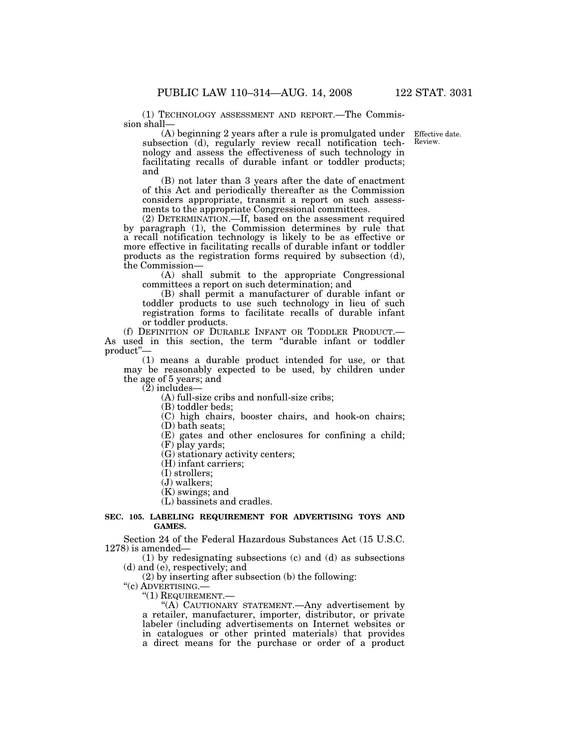(1) TECHNOLOGY ASSESSMENT AND REPORT.—The Commission shall—

Effective date. Review.

(A) beginning 2 years after a rule is promulgated under subsection (d), regularly review recall notification technology and assess the effectiveness of such technology in facilitating recalls of durable infant or toddler products; and

(B) not later than 3 years after the date of enactment of this Act and periodically thereafter as the Commission considers appropriate, transmit a report on such assessments to the appropriate Congressional committees.

(2) DETERMINATION.—If, based on the assessment required by paragraph (1), the Commission determines by rule that a recall notification technology is likely to be as effective or more effective in facilitating recalls of durable infant or toddler products as the registration forms required by subsection (d), the Commission—

(A) shall submit to the appropriate Congressional committees a report on such determination; and

(B) shall permit a manufacturer of durable infant or toddler products to use such technology in lieu of such registration forms to facilitate recalls of durable infant or toddler products.

(f) DEFINITION OF DURABLE INFANT OR TODDLER PRODUCT.—As used in this section, the term "durable infant or toddler product"—

(1) means a durable product intended for use, or that may be reasonably expected to be used, by children under the age of 5 years; and

(2) includes—

(A) full-size cribs and nonfull-size cribs;

(B) toddler beds;

(C) high chairs, booster chairs, and hook-on chairs;

(D) bath seats;

(E) gates and other enclosures for confining a child;

(F) play yards;

(G) stationary activity centers;

(H) infant carriers;

(I) strollers;

(J) walkers;

(K) swings; and

(L) bassinets and cradles.

**SEC. 105. LABELING REQUIREMENT FOR ADVERTISING TOYS AND GAMES.**

Section 24 of the Federal Hazardous Substances Act (15 U.S.C. 1278) is amended—

(1) by redesignating subsections (c) and (d) as subsections (d) and (e), respectively; and

(2) by inserting after subsection (b) the following:

"(c) ADVERTISING.—

"(1) REQUIREMENT.—

"(A) CAUTIONARY STATEMENT.—Any advertisement by a retailer, manufacturer, importer, distributor, or private labeler (including advertisements on Internet websites or in catalogues or other printed materials) that provides a direct means for the purchase or order of a product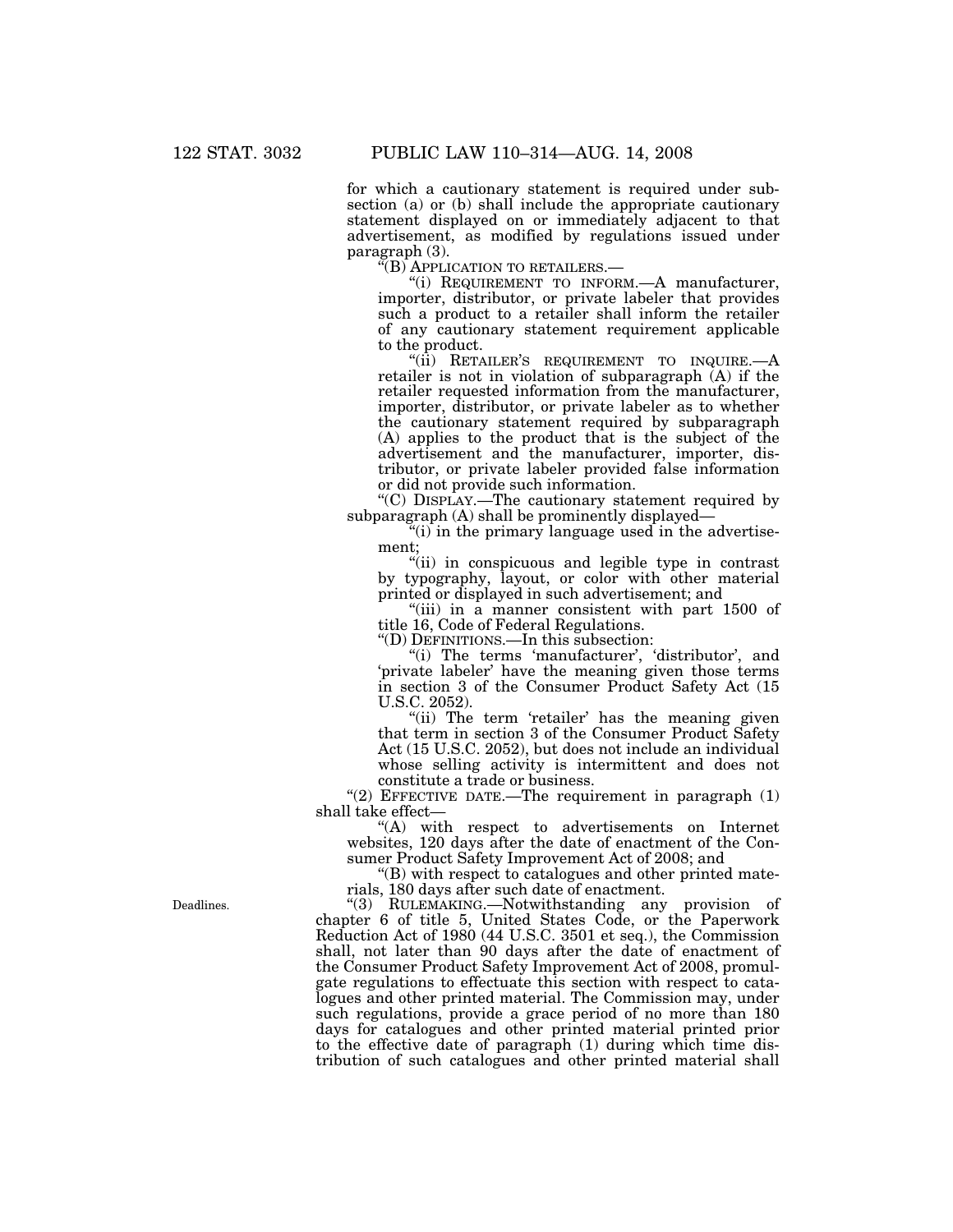for which a cautionary statement is required under subsection (a) or (b) shall include the appropriate cautionary statement displayed on or immediately adjacent to that advertisement, as modified by regulations issued under paragraph (3).

"(B) APPLICATION TO RETAILERS.—

"(i) REQUIREMENT TO INFORM.—A manufacturer, importer, distributor, or private labeler that provides such a product to a retailer shall inform the retailer of any cautionary statement requirement applicable to the product.

"(ii) RETAILER'S REQUIREMENT TO INQUIRE.—A retailer is not in violation of subparagraph (A) if the retailer requested information from the manufacturer, importer, distributor, or private labeler as to whether the cautionary statement required by subparagraph (A) applies to the product that is the subject of the advertisement and the manufacturer, importer, distributor, or private labeler provided false information or did not provide such information.

"(C) DISPLAY.—The cautionary statement required by subparagraph (A) shall be prominently displayed—

"(i) in the primary language used in the advertisement;

"(ii) in conspicuous and legible type in contrast by typography, layout, or color with other material printed or displayed in such advertisement; and

"(iii) in a manner consistent with part 1500 of title 16, Code of Federal Regulations.

"(D) DEFINITIONS.—In this subsection:

"(i) The terms 'manufacturer', 'distributor', and 'private labeler' have the meaning given those terms in section 3 of the Consumer Product Safety Act (15 U.S.C. 2052).

"(ii) The term 'retailer' has the meaning given that term in section 3 of the Consumer Product Safety Act (15 U.S.C. 2052), but does not include an individual whose selling activity is intermittent and does not constitute a trade or business.

"(2) EFFECTIVE DATE.—The requirement in paragraph (1) shall take effect—

"(A) with respect to advertisements on Internet websites, 120 days after the date of enactment of the Consumer Product Safety Improvement Act of 2008; and

"(B) with respect to catalogues and other printed materials, 180 days after such date of enactment.

Deadlines.

"(3) RULEMAKING.—Notwithstanding any provision of chapter 6 of title 5, United States Code, or the Paperwork Reduction Act of 1980 (44 U.S.C. 3501 et seq.), the Commission shall, not later than 90 days after the date of enactment of the Consumer Product Safety Improvement Act of 2008, promulgate regulations to effectuate this section with respect to catalogues and other printed material. The Commission may, under such regulations, provide a grace period of no more than 180 days for catalogues and other printed material printed prior to the effective date of paragraph (1) during which time distribution of such catalogues and other printed material shall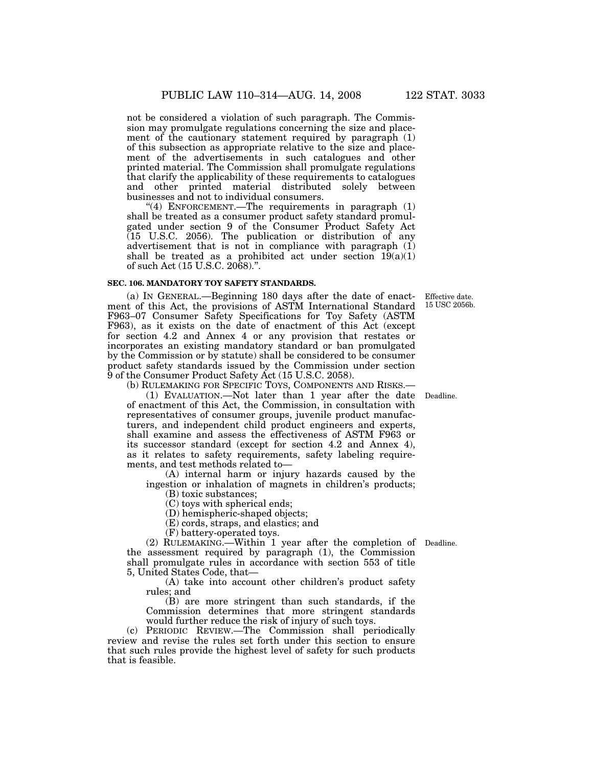not be considered a violation of such paragraph. The Commission may promulgate regulations concerning the size and placement of the cautionary statement required by paragraph (1) of this subsection as appropriate relative to the size and placement of the advertisements in such catalogues and other printed material. The Commission shall promulgate regulations that clarify the applicability of these requirements to catalogues and other printed material distributed solely between businesses and not to individual consumers.

"(4) ENFORCEMENT.—The requirements in paragraph (1) shall be treated as a consumer product safety standard promulgated under section 9 of the Consumer Product Safety Act (15 U.S.C. 2056). The publication or distribution of any advertisement that is not in compliance with paragraph (1) shall be treated as a prohibited act under section 19(a)(1) of such Act (15 U.S.C. 2068).".

**SEC. 106. MANDATORY TOY SAFETY STANDARDS.**

Effective date. 15 USC 2056b.

(a) IN GENERAL.—Beginning 180 days after the date of enactment of this Act, the provisions of ASTM International Standard F963–07 Consumer Safety Specifications for Toy Safety (ASTM F963), as it exists on the date of enactment of this Act (except for section 4.2 and Annex 4 or any provision that restates or incorporates an existing mandatory standard or ban promulgated by the Commission or by statute) shall be considered to be consumer product safety standards issued by the Commission under section 9 of the Consumer Product Safety Act (15 U.S.C. 2058).

(b) RULEMAKING FOR SPECIFIC TOYS, COMPONENTS AND RISKS.—

Deadline.

(1) EVALUATION.—Not later than 1 year after the date of enactment of this Act, the Commission, in consultation with representatives of consumer groups, juvenile product manufacturers, and independent child product engineers and experts, shall examine and assess the effectiveness of ASTM F963 or its successor standard (except for section 4.2 and Annex 4), as it relates to safety requirements, safety labeling requirements, and test methods related to—

(A) internal harm or injury hazards caused by the ingestion or inhalation of magnets in children's products;

(B) toxic substances;

(C) toys with spherical ends;

(D) hemispheric-shaped objects;

(E) cords, straps, and elastics; and

(F) battery-operated toys.

Deadline.

(2) RULEMAKING.—Within 1 year after the completion of the assessment required by paragraph (1), the Commission shall promulgate rules in accordance with section 553 of title 5, United States Code, that—

(A) take into account other children's product safety rules; and

(B) are more stringent than such standards, if the Commission determines that more stringent standards would further reduce the risk of injury of such toys.

(c) PERIODIC REVIEW.—The Commission shall periodically review and revise the rules set forth under this section to ensure that such rules provide the highest level of safety for such products that is feasible.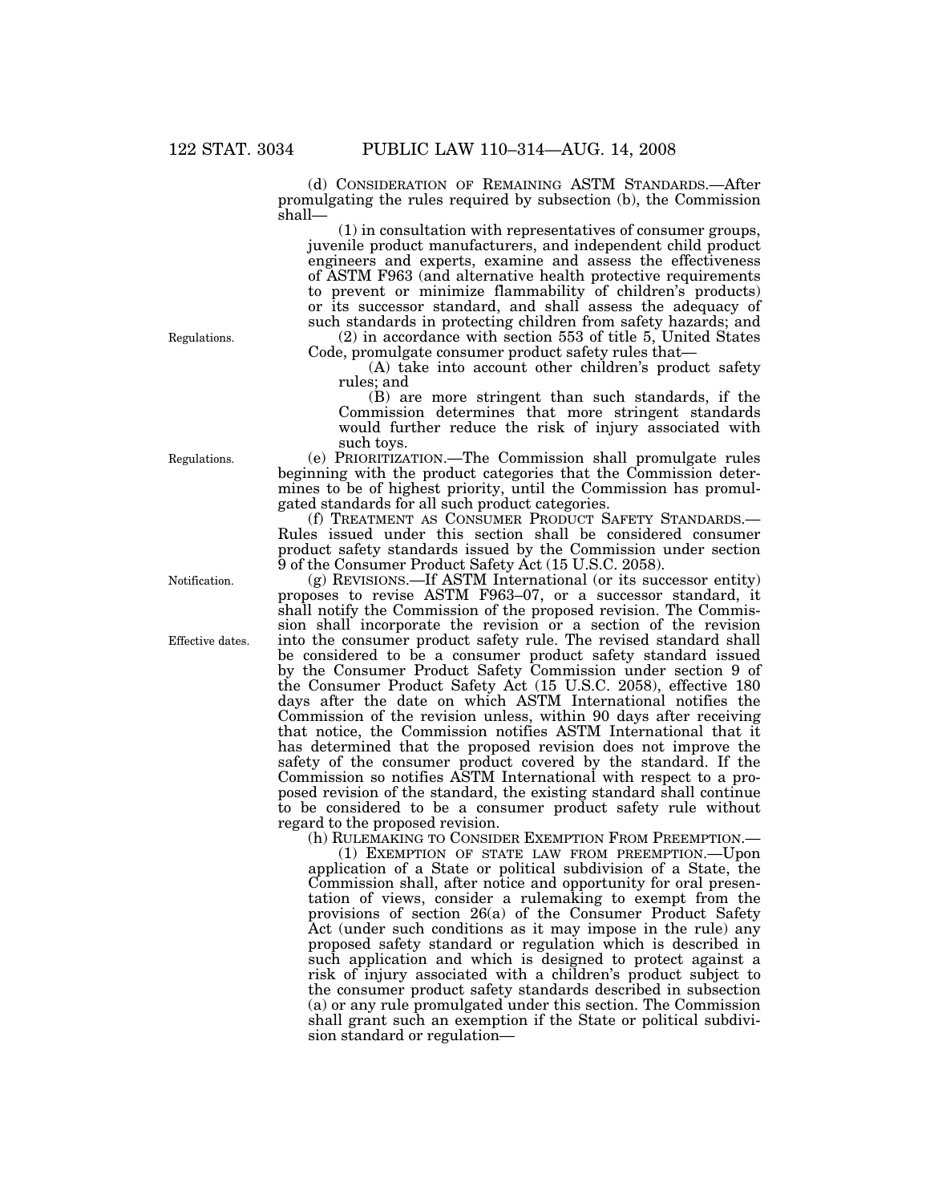(d) CONSIDERATION OF REMAINING ASTM STANDARDS.—After promulgating the rules required by subsection (b), the Commission shall—

(1) in consultation with representatives of consumer groups, juvenile product manufacturers, and independent child product engineers and experts, examine and assess the effectiveness of ASTM F963 (and alternative health protective requirements to prevent or minimize flammability of children's products) or its successor standard, and shall assess the adequacy of such standards in protecting children from safety hazards; and

Regulations.

(2) in accordance with section 553 of title 5, United States Code, promulgate consumer product safety rules that—

(A) take into account other children's product safety rules; and

(B) are more stringent than such standards, if the Commission determines that more stringent standards would further reduce the risk of injury associated with such toys.

Regulations.

(e) PRIORITIZATION.—The Commission shall promulgate rules beginning with the product categories that the Commission determines to be of highest priority, until the Commission has promulgated standards for all such product categories.

(f) TREATMENT AS CONSUMER PRODUCT SAFETY STANDARDS.—Rules issued under this section shall be considered consumer product safety standards issued by the Commission under section 9 of the Consumer Product Safety Act (15 U.S.C. 2058).

Notification.

(g) REVISIONS.—If ASTM International (or its successor entity) proposes to revise ASTM F963–07, or a successor standard, it shall notify the Commission of the proposed revision. The Commission shall incorporate the revision or a section of the revision into the consumer product safety rule. The revised standard shall be considered to be a consumer product safety standard issued by the Consumer Product Safety Commission under section 9 of the Consumer Product Safety Act (15 U.S.C. 2058), effective 180 days after the date on which ASTM International notifies the Commission of the revision unless, within 90 days after receiving that notice, the Commission notifies ASTM International that it has determined that the proposed revision does not improve the safety of the consumer product covered by the standard. If the Commission so notifies ASTM International with respect to a proposed revision of the standard, the existing standard shall continue to be considered to be a consumer product safety rule without regard to the proposed revision.

Effective dates.

(h) RULEMAKING TO CONSIDER EXEMPTION FROM PREEMPTION.—

(1) EXEMPTION OF STATE LAW FROM PREEMPTION.—Upon application of a State or political subdivision of a State, the Commission shall, after notice and opportunity for oral presentation of views, consider a rulemaking to exempt from the provisions of section 26(a) of the Consumer Product Safety Act (under such conditions as it may impose in the rule) any proposed safety standard or regulation which is described in such application and which is designed to protect against a risk of injury associated with a children's product subject to the consumer product safety standards described in subsection (a) or any rule promulgated under this section. The Commission shall grant such an exemption if the State or political subdivision standard or regulation—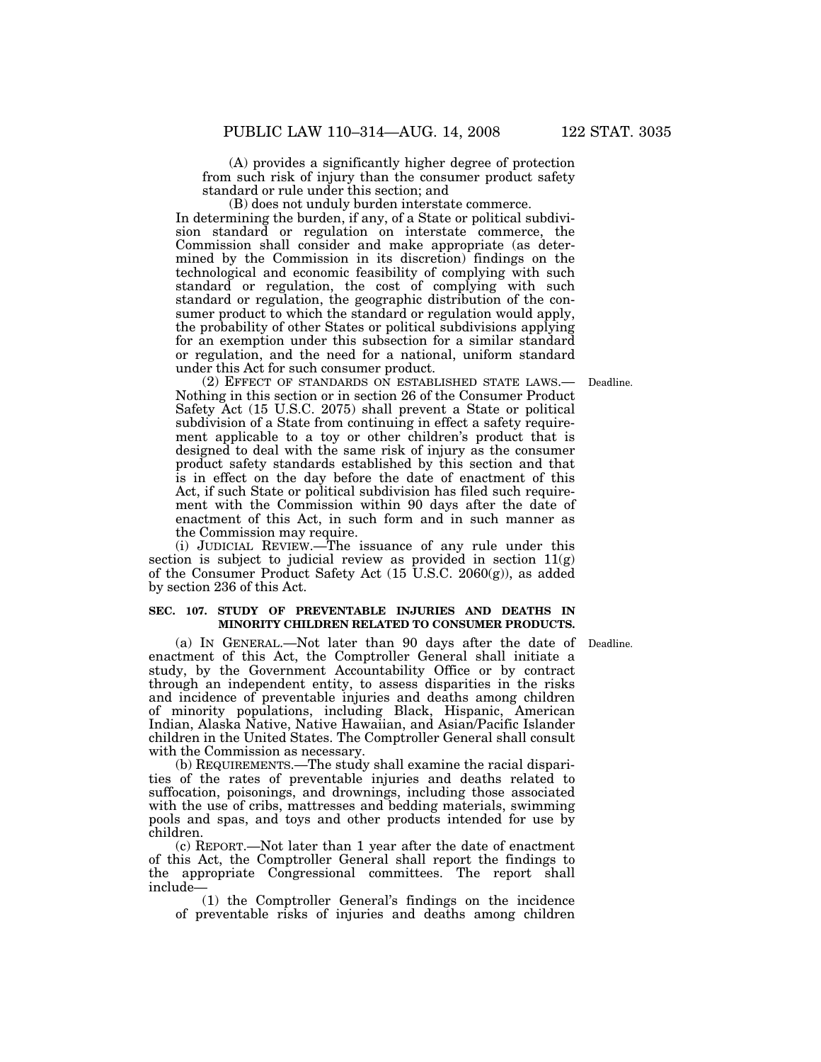(A) provides a significantly higher degree of protection from such risk of injury than the consumer product safety standard or rule under this section; and

(B) does not unduly burden interstate commerce.

In determining the burden, if any, of a State or political subdivision standard or regulation on interstate commerce, the Commission shall consider and make appropriate (as determined by the Commission in its discretion) findings on the technological and economic feasibility of complying with such standard or regulation, the cost of complying with such standard or regulation, the geographic distribution of the consumer product to which the standard or regulation would apply, the probability of other States or political subdivisions applying for an exemption under this subsection for a similar standard or regulation, and the need for a national, uniform standard under this Act for such consumer product.

(2) EFFECT OF STANDARDS ON ESTABLISHED STATE LAWS.—Nothing in this section or in section 26 of the Consumer Product Safety Act (15 U.S.C. 2075) shall prevent a State or political subdivision of a State from continuing in effect a safety requirement applicable to a toy or other children's product that is designed to deal with the same risk of injury as the consumer product safety standards established by this section and that is in effect on the day before the date of enactment of this Act, if such State or political subdivision has filed such requirement with the Commission within 90 days after the date of enactment of this Act, in such form and in such manner as the Commission may require.

Deadline.

(i) JUDICIAL REVIEW.—The issuance of any rule under this section is subject to judicial review as provided in section 11(g) of the Consumer Product Safety Act (15 U.S.C. 2060(g)), as added by section 236 of this Act.

**SEC. 107. STUDY OF PREVENTABLE INJURIES AND DEATHS IN MINORITY CHILDREN RELATED TO CONSUMER PRODUCTS.**

Deadline.

(a) IN GENERAL.—Not later than 90 days after the date of enactment of this Act, the Comptroller General shall initiate a study, by the Government Accountability Office or by contract through an independent entity, to assess disparities in the risks and incidence of preventable injuries and deaths among children of minority populations, including Black, Hispanic, American Indian, Alaska Native, Native Hawaiian, and Asian/Pacific Islander children in the United States. The Comptroller General shall consult with the Commission as necessary.

(b) REQUIREMENTS.—The study shall examine the racial disparities of the rates of preventable injuries and deaths related to suffocation, poisonings, and drownings, including those associated with the use of cribs, mattresses and bedding materials, swimming pools and spas, and toys and other products intended for use by children.

(c) REPORT.—Not later than 1 year after the date of enactment of this Act, the Comptroller General shall report the findings to the appropriate Congressional committees. The report shall include—

(1) the Comptroller General's findings on the incidence of preventable risks of injuries and deaths among children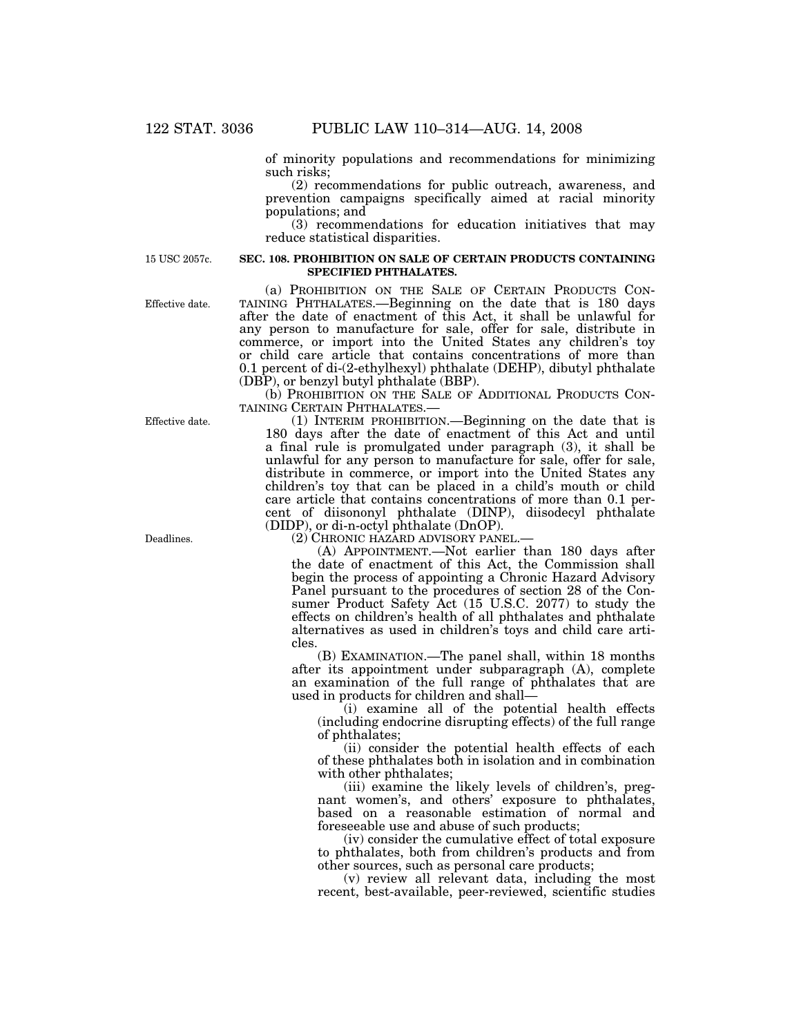of minority populations and recommendations for minimizing such risks;

(2) recommendations for public outreach, awareness, and prevention campaigns specifically aimed at racial minority populations; and

(3) recommendations for education initiatives that may reduce statistical disparities.

15 USC 2057c.

**SEC. 108. PROHIBITION ON SALE OF CERTAIN PRODUCTS CONTAINING SPECIFIED PHTHALATES.**

Effective date.

(a) PROHIBITION ON THE SALE OF CERTAIN PRODUCTS CONTAINING PHTHALATES.—Beginning on the date that is 180 days after the date of enactment of this Act, it shall be unlawful for any person to manufacture for sale, offer for sale, distribute in commerce, or import into the United States any children's toy or child care article that contains concentrations of more than 0.1 percent of di-(2-ethylhexyl) phthalate (DEHP), dibutyl phthalate (DBP), or benzyl butyl phthalate (BBP).

(b) PROHIBITION ON THE SALE OF ADDITIONAL PRODUCTS CONTAINING CERTAIN PHTHALATES.—

Effective date.

(1) INTERIM PROHIBITION.—Beginning on the date that is 180 days after the date of enactment of this Act and until a final rule is promulgated under paragraph (3), it shall be unlawful for any person to manufacture for sale, offer for sale, distribute in commerce, or import into the United States any children's toy that can be placed in a child's mouth or child care article that contains concentrations of more than 0.1 percent of diisononyl phthalate (DINP), diisodecyl phthalate (DIDP), or di-n-octyl phthalate (DnOP).

Deadlines.

(2) CHRONIC HAZARD ADVISORY PANEL.—

(A) APPOINTMENT.—Not earlier than 180 days after the date of enactment of this Act, the Commission shall begin the process of appointing a Chronic Hazard Advisory Panel pursuant to the procedures of section 28 of the Consumer Product Safety Act (15 U.S.C. 2077) to study the effects on children's health of all phthalates and phthalate alternatives as used in children's toys and child care articles.

(B) EXAMINATION.—The panel shall, within 18 months after its appointment under subparagraph (A), complete an examination of the full range of phthalates that are used in products for children and shall—

(i) examine all of the potential health effects (including endocrine disrupting effects) of the full range of phthalates;

(ii) consider the potential health effects of each of these phthalates both in isolation and in combination with other phthalates;

(iii) examine the likely levels of children's, pregnant women's, and others' exposure to phthalates, based on a reasonable estimation of normal and foreseeable use and abuse of such products;

(iv) consider the cumulative effect of total exposure to phthalates, both from children's products and from other sources, such as personal care products;

(v) review all relevant data, including the most recent, best-available, peer-reviewed, scientific studies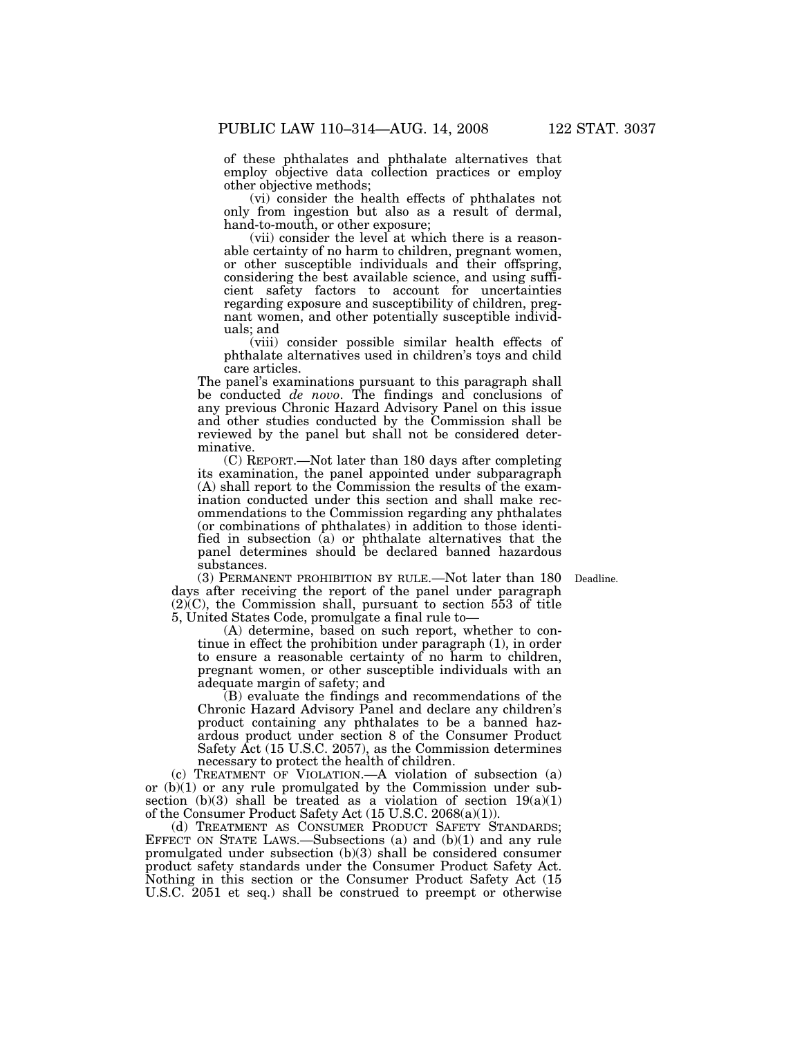of these phthalates and phthalate alternatives that employ objective data collection practices or employ other objective methods;

(vi) consider the health effects of phthalates not only from ingestion but also as a result of dermal, hand-to-mouth, or other exposure;

(vii) consider the level at which there is a reasonable certainty of no harm to children, pregnant women, or other susceptible individuals and their offspring, considering the best available science, and using sufficient safety factors to account for uncertainties regarding exposure and susceptibility of children, pregnant women, and other potentially susceptible individuals; and

(viii) consider possible similar health effects of phthalate alternatives used in children's toys and child care articles.

The panel's examinations pursuant to this paragraph shall be conducted *de novo*. The findings and conclusions of any previous Chronic Hazard Advisory Panel on this issue and other studies conducted by the Commission shall be reviewed by the panel but shall not be considered determinative.

(C) REPORT.—Not later than 180 days after completing its examination, the panel appointed under subparagraph (A) shall report to the Commission the results of the examination conducted under this section and shall make recommendations to the Commission regarding any phthalates (or combinations of phthalates) in addition to those identified in subsection (a) or phthalate alternatives that the panel determines should be declared banned hazardous substances.

(3) PERMANENT PROHIBITION BY RULE.—Not later than 180 days after receiving the report of the panel under paragraph (2)(C), the Commission shall, pursuant to section 553 of title 5, United States Code, promulgate a final rule to—

Deadline.

(A) determine, based on such report, whether to continue in effect the prohibition under paragraph (1), in order to ensure a reasonable certainty of no harm to children, pregnant women, or other susceptible individuals with an adequate margin of safety; and

(B) evaluate the findings and recommendations of the Chronic Hazard Advisory Panel and declare any children's product containing any phthalates to be a banned hazardous product under section 8 of the Consumer Product Safety Act (15 U.S.C. 2057), as the Commission determines necessary to protect the health of children.

(c) TREATMENT OF VIOLATION.—A violation of subsection (a) or (b)(1) or any rule promulgated by the Commission under subsection (b)(3) shall be treated as a violation of section 19(a)(1) of the Consumer Product Safety Act (15 U.S.C. 2068(a)(1)).

(d) TREATMENT AS CONSUMER PRODUCT SAFETY STANDARDS; EFFECT ON STATE LAWS.—Subsections (a) and (b)(1) and any rule promulgated under subsection (b)(3) shall be considered consumer product safety standards under the Consumer Product Safety Act. Nothing in this section or the Consumer Product Safety Act (15 U.S.C. 2051 et seq.) shall be construed to preempt or otherwise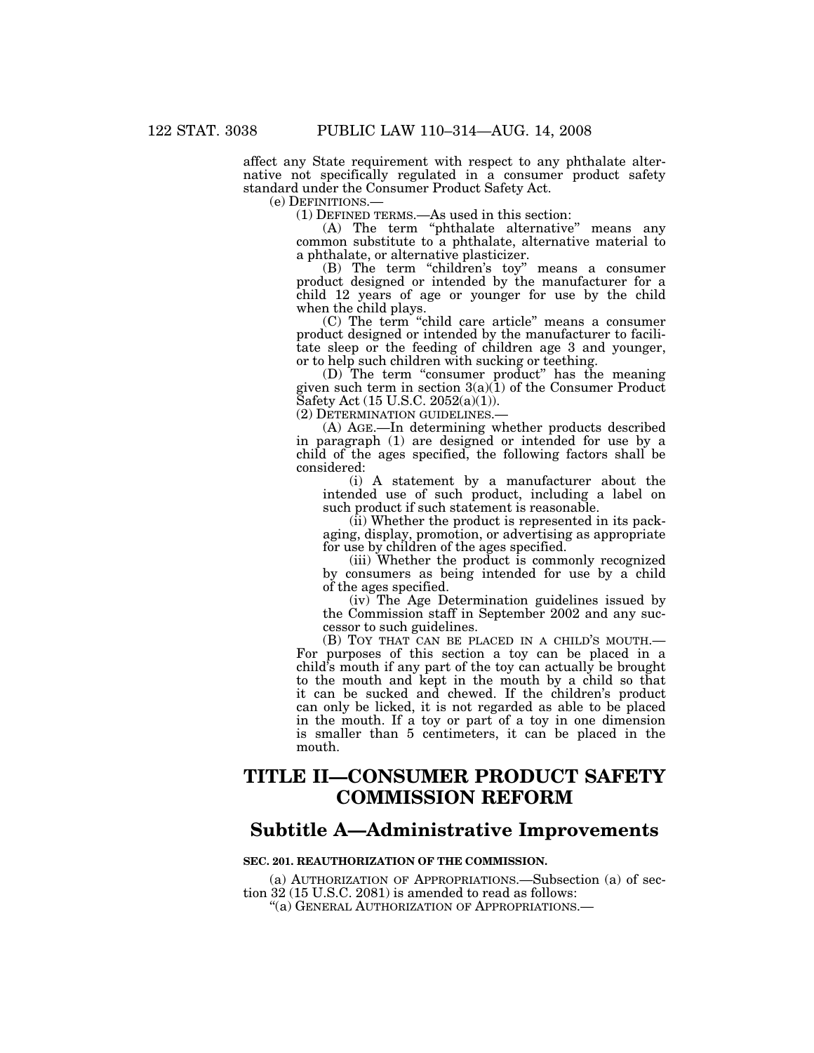affect any State requirement with respect to any phthalate alternative not specifically regulated in a consumer product safety standard under the Consumer Product Safety Act.

(e) DEFINITIONS.—

(1) DEFINED TERMS.—As used in this section:

(A) The term "phthalate alternative" means any common substitute to a phthalate, alternative material to a phthalate, or alternative plasticizer.

(B) The term "children's toy" means a consumer product designed or intended by the manufacturer for a child 12 years of age or younger for use by the child when the child plays.

(C) The term "child care article" means a consumer product designed or intended by the manufacturer to facilitate sleep or the feeding of children age 3 and younger, or to help such children with sucking or teething.

(D) The term "consumer product" has the meaning given such term in section 3(a)(1) of the Consumer Product Safety Act (15 U.S.C. 2052(a)(1)).

(2) DETERMINATION GUIDELINES.—

(A) AGE.—In determining whether products described in paragraph (1) are designed or intended for use by a child of the ages specified, the following factors shall be considered:

(i) A statement by a manufacturer about the intended use of such product, including a label on such product if such statement is reasonable.

(ii) Whether the product is represented in its packaging, display, promotion, or advertising as appropriate for use by children of the ages specified.

(iii) Whether the product is commonly recognized by consumers as being intended for use by a child of the ages specified.

(iv) The Age Determination guidelines issued by the Commission staff in September 2002 and any successor to such guidelines.

(B) TOY THAT CAN BE PLACED IN A CHILD'S MOUTH.—For purposes of this section a toy can be placed in a child's mouth if any part of the toy can actually be brought to the mouth and kept in the mouth by a child so that it can be sucked and chewed. If the children's product can only be licked, it is not regarded as able to be placed in the mouth. If a toy or part of a toy in one dimension is smaller than 5 centimeters, it can be placed in the mouth.

# TITLE II—CONSUMER PRODUCT SAFETY COMMISSION REFORM

## Subtitle A—Administrative Improvements

### SEC. 201. REAUTHORIZATION OF THE COMMISSION.

(a) AUTHORIZATION OF APPROPRIATIONS.—Subsection (a) of section 32 (15 U.S.C. 2081) is amended to read as follows:

"(a) GENERAL AUTHORIZATION OF APPROPRIATIONS.—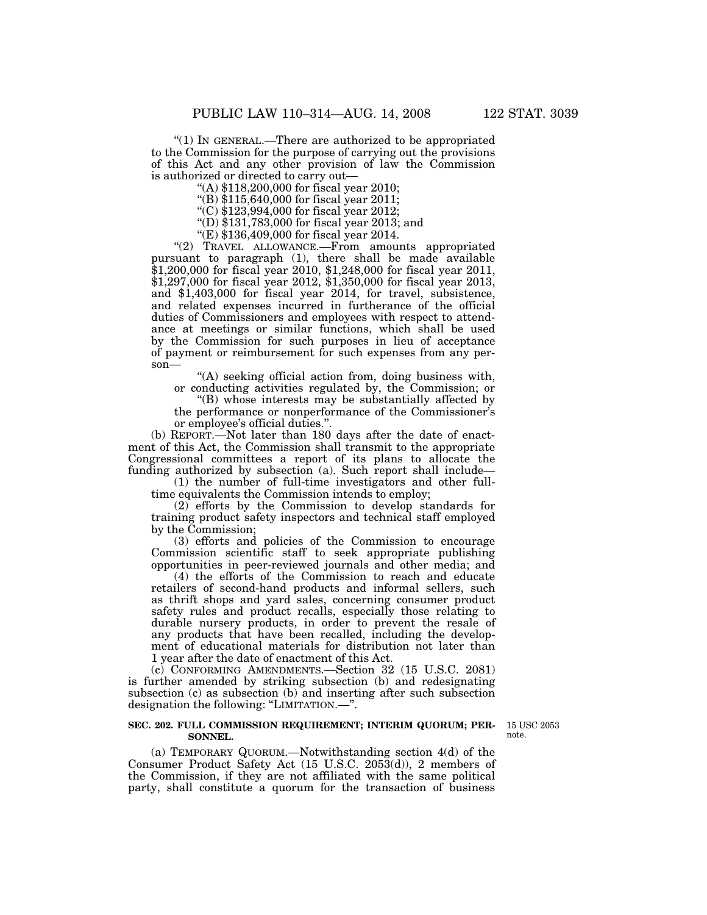"(1) IN GENERAL.—There are authorized to be appropriated to the Commission for the purpose of carrying out the provisions of this Act and any other provision of law the Commission is authorized or directed to carry out—

"(A) $118,200,000 for fiscal year 2010;

"(B) $115,640,000 for fiscal year 2011;

"(C) $123,994,000 for fiscal year 2012;

"(D) $131,783,000 for fiscal year 2013; and

"(E) $136,409,000 for fiscal year 2014.

"(2) TRAVEL ALLOWANCE.—From amounts appropriated pursuant to paragraph (1), there shall be made available $1,200,000 for fiscal year 2010, $1,248,000 for fiscal year 2011, $1,297,000 for fiscal year 2012, $1,350,000 for fiscal year 2013, and $1,403,000 for fiscal year 2014, for travel, subsistence, and related expenses incurred in furtherance of the official duties of Commissioners and employees with respect to attendance at meetings or similar functions, which shall be used by the Commission for such purposes in lieu of acceptance of payment or reimbursement for such expenses from any person—

"(A) seeking official action from, doing business with, or conducting activities regulated by, the Commission; or

"(B) whose interests may be substantially affected by the performance or nonperformance of the Commissioner's or employee's official duties.".

(b) REPORT.—Not later than 180 days after the date of enactment of this Act, the Commission shall transmit to the appropriate Congressional committees a report of its plans to allocate the funding authorized by subsection (a). Such report shall include—

(1) the number of full-time investigators and other full-time equivalents the Commission intends to employ;

(2) efforts by the Commission to develop standards for training product safety inspectors and technical staff employed by the Commission;

(3) efforts and policies of the Commission to encourage Commission scientific staff to seek appropriate publishing opportunities in peer-reviewed journals and other media; and

(4) the efforts of the Commission to reach and educate retailers of second-hand products and informal sellers, such as thrift shops and yard sales, concerning consumer product safety rules and product recalls, especially those relating to durable nursery products, in order to prevent the resale of any products that have been recalled, including the development of educational materials for distribution not later than 1 year after the date of enactment of this Act.

(c) CONFORMING AMENDMENTS.—Section 32 (15 U.S.C. 2081) is further amended by striking subsection (b) and redesignating subsection (c) as subsection (b) and inserting after such subsection designation the following: "LIMITATION.—".

**SEC. 202. FULL COMMISSION REQUIREMENT; INTERIM QUORUM; PERSONNEL.**

15 USC 2053 note.

(a) TEMPORARY QUORUM.—Notwithstanding section 4(d) of the Consumer Product Safety Act (15 U.S.C. 2053(d)), 2 members of the Commission, if they are not affiliated with the same political party, shall constitute a quorum for the transaction of business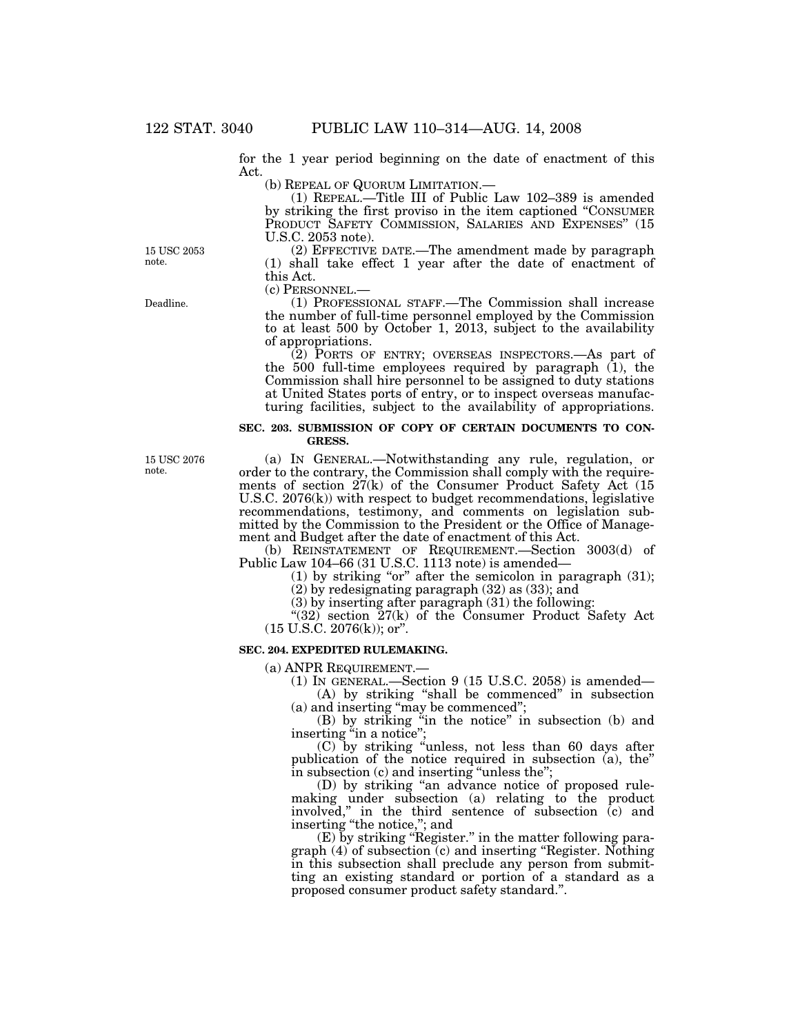for the 1 year period beginning on the date of enactment of this Act.

(b) REPEAL OF QUORUM LIMITATION.—

(1) REPEAL.—Title III of Public Law 102–389 is amended by striking the first proviso in the item captioned "CONSUMER PRODUCT SAFETY COMMISSION, SALARIES AND EXPENSES" (15 U.S.C. 2053 note).

15 USC 2053 note.

(2) EFFECTIVE DATE.—The amendment made by paragraph (1) shall take effect 1 year after the date of enactment of this Act.

(c) PERSONNEL.—

Deadline.

(1) PROFESSIONAL STAFF.—The Commission shall increase the number of full-time personnel employed by the Commission to at least 500 by October 1, 2013, subject to the availability of appropriations.

(2) PORTS OF ENTRY; OVERSEAS INSPECTORS.—As part of the 500 full-time employees required by paragraph (1), the Commission shall hire personnel to be assigned to duty stations at United States ports of entry, or to inspect overseas manufacturing facilities, subject to the availability of appropriations.

**SEC. 203. SUBMISSION OF COPY OF CERTAIN DOCUMENTS TO CONGRESS.**

15 USC 2076 note.

(a) IN GENERAL.—Notwithstanding any rule, regulation, or order to the contrary, the Commission shall comply with the requirements of section 27(k) of the Consumer Product Safety Act (15 U.S.C. 2076(k)) with respect to budget recommendations, legislative recommendations, testimony, and comments on legislation submitted by the Commission to the President or the Office of Management and Budget after the date of enactment of this Act.

(b) REINSTATEMENT OF REQUIREMENT.—Section 3003(d) of Public Law 104–66 (31 U.S.C. 1113 note) is amended—

(1) by striking "or" after the semicolon in paragraph (31);

(2) by redesignating paragraph (32) as (33); and

(3) by inserting after paragraph (31) the following:

"(32) section 27(k) of the Consumer Product Safety Act (15 U.S.C. 2076(k)); or".

**SEC. 204. EXPEDITED RULEMAKING.**

(a) ANPR REQUIREMENT.—

(1) IN GENERAL.—Section 9 (15 U.S.C. 2058) is amended—

(A) by striking "shall be commenced" in subsection (a) and inserting "may be commenced";

(B) by striking "in the notice" in subsection (b) and inserting "in a notice";

(C) by striking "unless, not less than 60 days after publication of the notice required in subsection (a), the" in subsection (c) and inserting "unless the";

(D) by striking "an advance notice of proposed rulemaking under subsection (a) relating to the product involved," in the third sentence of subsection (c) and inserting "the notice,"; and

(E) by striking "Register." in the matter following paragraph (4) of subsection (c) and inserting "Register. Nothing in this subsection shall preclude any person from submitting an existing standard or portion of a standard as a proposed consumer product safety standard.".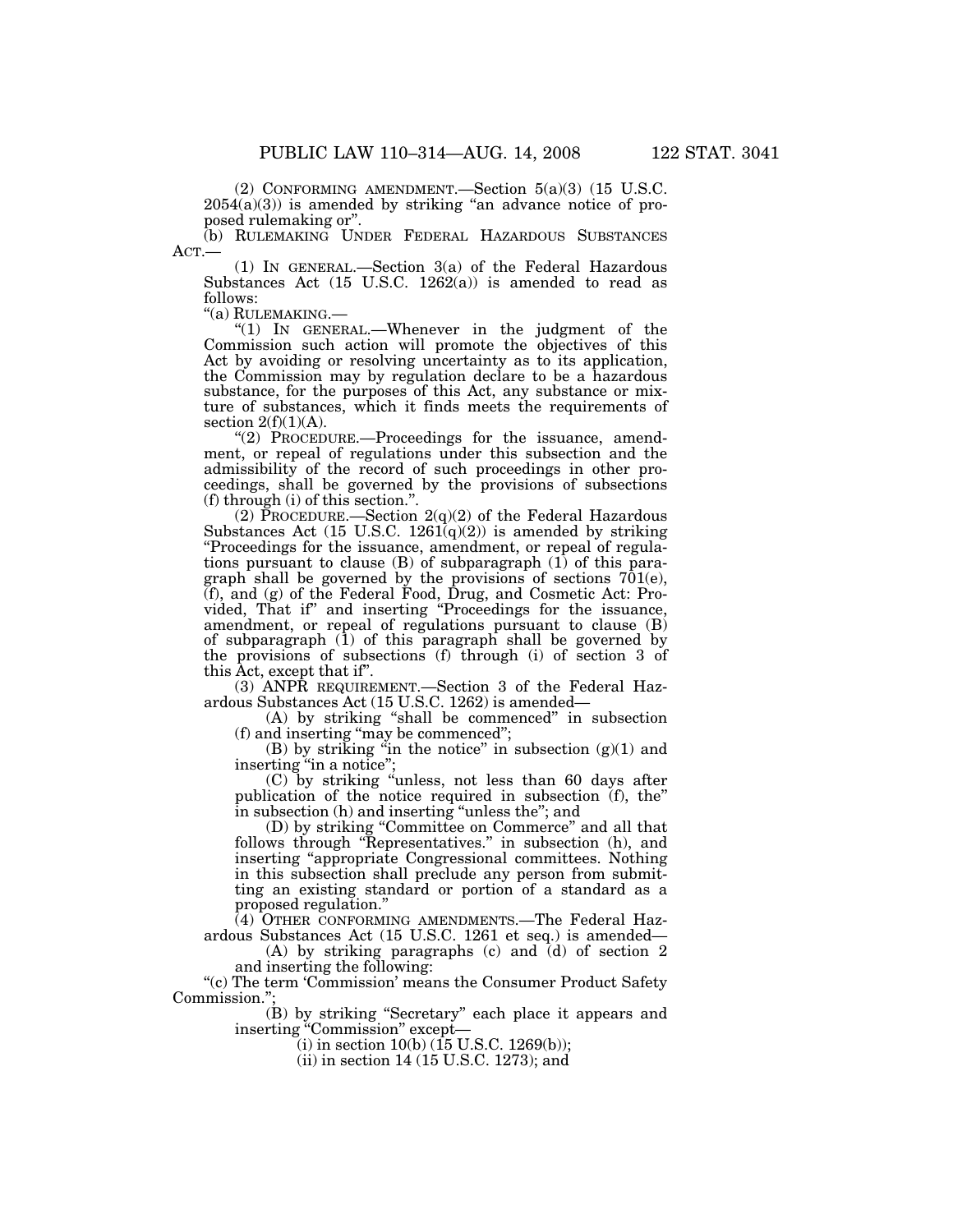(2) CONFORMING AMENDMENT.—Section 5(a)(3) (15 U.S.C. 2054(a)(3)) is amended by striking "an advance notice of proposed rulemaking or".

(b) RULEMAKING UNDER FEDERAL HAZARDOUS SUBSTANCES ACT.—

(1) IN GENERAL.—Section 3(a) of the Federal Hazardous Substances Act (15 U.S.C. 1262(a)) is amended to read as follows:

"(a) RULEMAKING.—

"(1) IN GENERAL.—Whenever in the judgment of the Commission such action will promote the objectives of this Act by avoiding or resolving uncertainty as to its application, the Commission may by regulation declare to be a hazardous substance, for the purposes of this Act, any substance or mixture of substances, which it finds meets the requirements of section 2(f)(1)(A).

"(2) PROCEDURE.—Proceedings for the issuance, amendment, or repeal of regulations under this subsection and the admissibility of the record of such proceedings in other proceedings, shall be governed by the provisions of subsections (f) through (i) of this section.".

(2) PROCEDURE.—Section 2(q)(2) of the Federal Hazardous Substances Act (15 U.S.C. 1261(q)(2)) is amended by striking "Proceedings for the issuance, amendment, or repeal of regulations pursuant to clause (B) of subparagraph (1) of this paragraph shall be governed by the provisions of sections 701(e), (f), and (g) of the Federal Food, Drug, and Cosmetic Act: Provided, That if" and inserting "Proceedings for the issuance, amendment, or repeal of regulations pursuant to clause (B) of subparagraph (1) of this paragraph shall be governed by the provisions of subsections (f) through (i) of section 3 of this Act, except that if".

(3) ANPR REQUIREMENT.—Section 3 of the Federal Hazardous Substances Act (15 U.S.C. 1262) is amended—

(A) by striking "shall be commenced" in subsection (f) and inserting "may be commenced";

(B) by striking "in the notice" in subsection (g)(1) and inserting "in a notice";

(C) by striking "unless, not less than 60 days after publication of the notice required in subsection (f), the" in subsection (h) and inserting "unless the"; and

(D) by striking "Committee on Commerce" and all that follows through "Representatives." in subsection (h), and inserting "appropriate Congressional committees. Nothing in this subsection shall preclude any person from submitting an existing standard or portion of a standard as a proposed regulation."

(4) OTHER CONFORMING AMENDMENTS.—The Federal Hazardous Substances Act (15 U.S.C. 1261 et seq.) is amended—

(A) by striking paragraphs (c) and (d) of section 2 and inserting the following:

"(c) The term 'Commission' means the Consumer Product Safety Commission.";

(B) by striking "Secretary" each place it appears and inserting "Commission" except—

(i) in section 10(b) (15 U.S.C. 1269(b));

(ii) in section 14 (15 U.S.C. 1273); and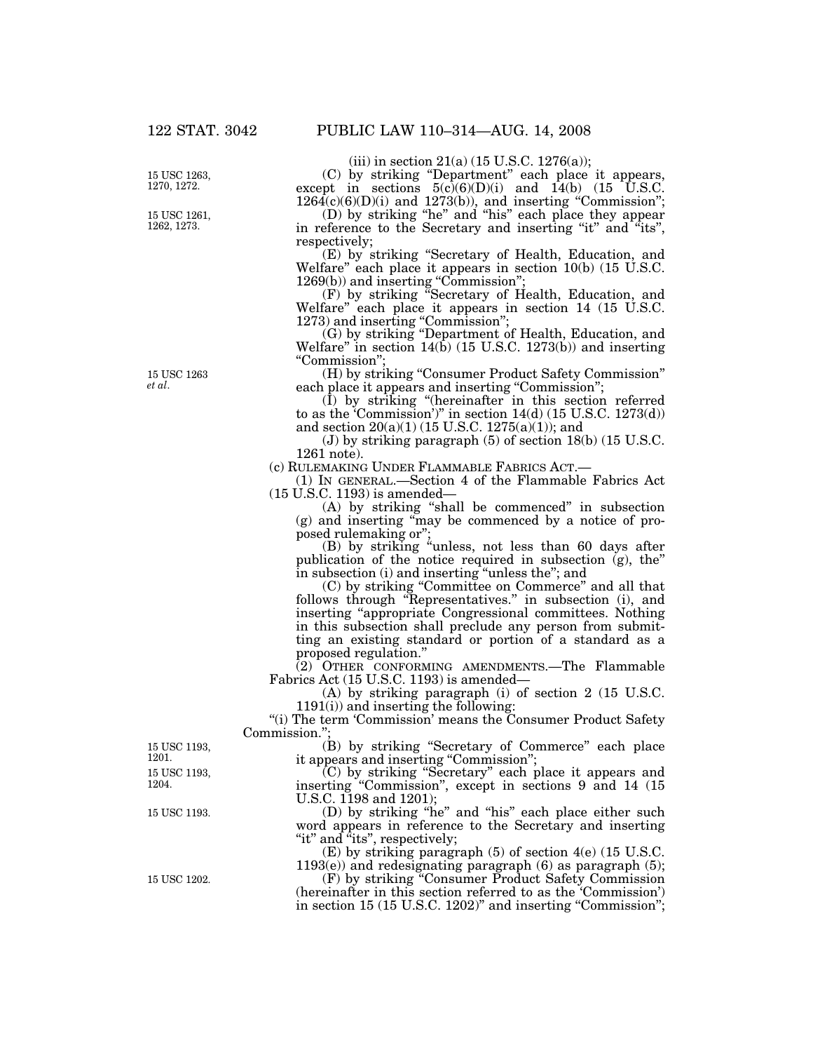(iii) in section 21(a) (15 U.S.C. 1276(a));

15 USC 1263, 1270, 1272.

(C) by striking "Department" each place it appears, except in sections 5(c)(6)(D)(i) and 14(b) (15 U.S.C. 1264(c)(6)(D)(i) and 1273(b)), and inserting "Commission";

15 USC 1261, 1262, 1273.

(D) by striking "he" and "his" each place they appear in reference to the Secretary and inserting "it" and "its", respectively;

(E) by striking "Secretary of Health, Education, and Welfare" each place it appears in section 10(b) (15 U.S.C. 1269(b)) and inserting "Commission";

(F) by striking "Secretary of Health, Education, and Welfare" each place it appears in section 14 (15 U.S.C. 1273) and inserting "Commission";

(G) by striking "Department of Health, Education, and Welfare" in section 14(b) (15 U.S.C. 1273(b)) and inserting "Commission";

15 USC 1263 *et al*.

(H) by striking "Consumer Product Safety Commission" each place it appears and inserting "Commission";

(I) by striking "(hereinafter in this section referred to as the 'Commission')" in section 14(d) (15 U.S.C. 1273(d)) and section 20(a)(1) (15 U.S.C. 1275(a)(1)); and

(J) by striking paragraph (5) of section 18(b) (15 U.S.C. 1261 note).

(c) RULEMAKING UNDER FLAMMABLE FABRICS ACT.—

(1) IN GENERAL.—Section 4 of the Flammable Fabrics Act (15 U.S.C. 1193) is amended—

(A) by striking "shall be commenced" in subsection (g) and inserting "may be commenced by a notice of proposed rulemaking or";

(B) by striking "unless, not less than 60 days after publication of the notice required in subsection (g), the" in subsection (i) and inserting "unless the"; and

(C) by striking "Committee on Commerce" and all that follows through "Representatives." in subsection (i), and inserting "appropriate Congressional committees. Nothing in this subsection shall preclude any person from submitting an existing standard or portion of a standard as a proposed regulation."

(2) OTHER CONFORMING AMENDMENTS.—The Flammable Fabrics Act (15 U.S.C. 1193) is amended—

(A) by striking paragraph (i) of section 2 (15 U.S.C. 1191(i)) and inserting the following:

"(i) The term 'Commission' means the Consumer Product Safety Commission.";

15 USC 1193, 1201.

(B) by striking "Secretary of Commerce" each place it appears and inserting "Commission";

15 USC 1193, 1204.

(C) by striking "Secretary" each place it appears and inserting "Commission", except in sections 9 and 14 (15 U.S.C. 1198 and 1201);

15 USC 1193.

(D) by striking "he" and "his" each place either such word appears in reference to the Secretary and inserting "it" and "its", respectively;

(E) by striking paragraph (5) of section 4(e) (15 U.S.C. 1193(e)) and redesignating paragraph (6) as paragraph (5);

15 USC 1202.

(F) by striking "Consumer Product Safety Commission (hereinafter in this section referred to as the 'Commission') in section 15 (15 U.S.C. 1202)" and inserting "Commission";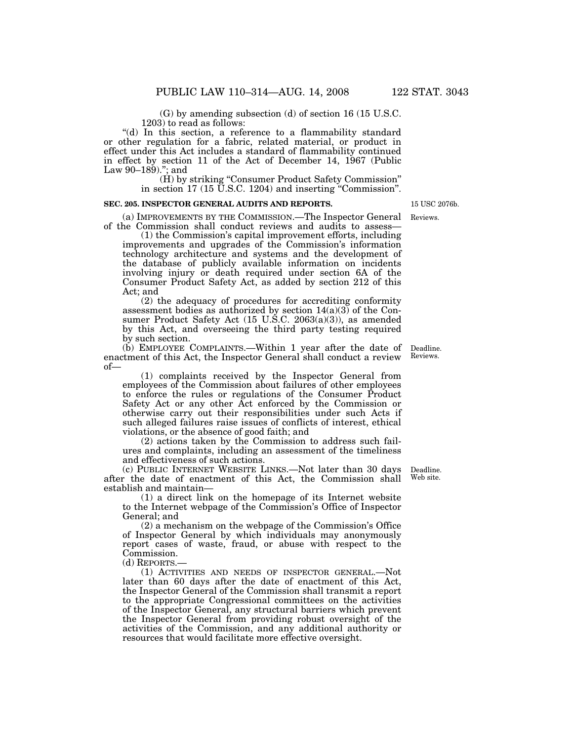(G) by amending subsection (d) of section 16 (15 U.S.C. 1203) to read as follows:

"(d) In this section, a reference to a flammability standard or other regulation for a fabric, related material, or product in effect under this Act includes a standard of flammability continued in effect by section 11 of the Act of December 14, 1967 (Public Law 90–189)."; and

(H) by striking "Consumer Product Safety Commission" in section 17 (15 U.S.C. 1204) and inserting "Commission".

**SEC. 205. INSPECTOR GENERAL AUDITS AND REPORTS.**

15 USC 2076b.

Reviews.

(a) IMPROVEMENTS BY THE COMMISSION.—The Inspector General of the Commission shall conduct reviews and audits to assess—

(1) the Commission's capital improvement efforts, including improvements and upgrades of the Commission's information technology architecture and systems and the development of the database of publicly available information on incidents involving injury or death required under section 6A of the Consumer Product Safety Act, as added by section 212 of this Act; and

(2) the adequacy of procedures for accrediting conformity assessment bodies as authorized by section 14(a)(3) of the Consumer Product Safety Act (15 U.S.C. 2063(a)(3)), as amended by this Act, and overseeing the third party testing required by such section.

Deadline. Reviews.

(b) EMPLOYEE COMPLAINTS.—Within 1 year after the date of enactment of this Act, the Inspector General shall conduct a review of—

(1) complaints received by the Inspector General from employees of the Commission about failures of other employees to enforce the rules or regulations of the Consumer Product Safety Act or any other Act enforced by the Commission or otherwise carry out their responsibilities under such Acts if such alleged failures raise issues of conflicts of interest, ethical violations, or the absence of good faith; and

(2) actions taken by the Commission to address such failures and complaints, including an assessment of the timeliness and effectiveness of such actions.

Deadline. Web site.

(c) PUBLIC INTERNET WEBSITE LINKS.—Not later than 30 days after the date of enactment of this Act, the Commission shall establish and maintain—

(1) a direct link on the homepage of its Internet website to the Internet webpage of the Commission's Office of Inspector General; and

(2) a mechanism on the webpage of the Commission's Office of Inspector General by which individuals may anonymously report cases of waste, fraud, or abuse with respect to the Commission.

(d) REPORTS.—

(1) ACTIVITIES AND NEEDS OF INSPECTOR GENERAL.—Not later than 60 days after the date of enactment of this Act, the Inspector General of the Commission shall transmit a report to the appropriate Congressional committees on the activities of the Inspector General, any structural barriers which prevent the Inspector General from providing robust oversight of the activities of the Commission, and any additional authority or resources that would facilitate more effective oversight.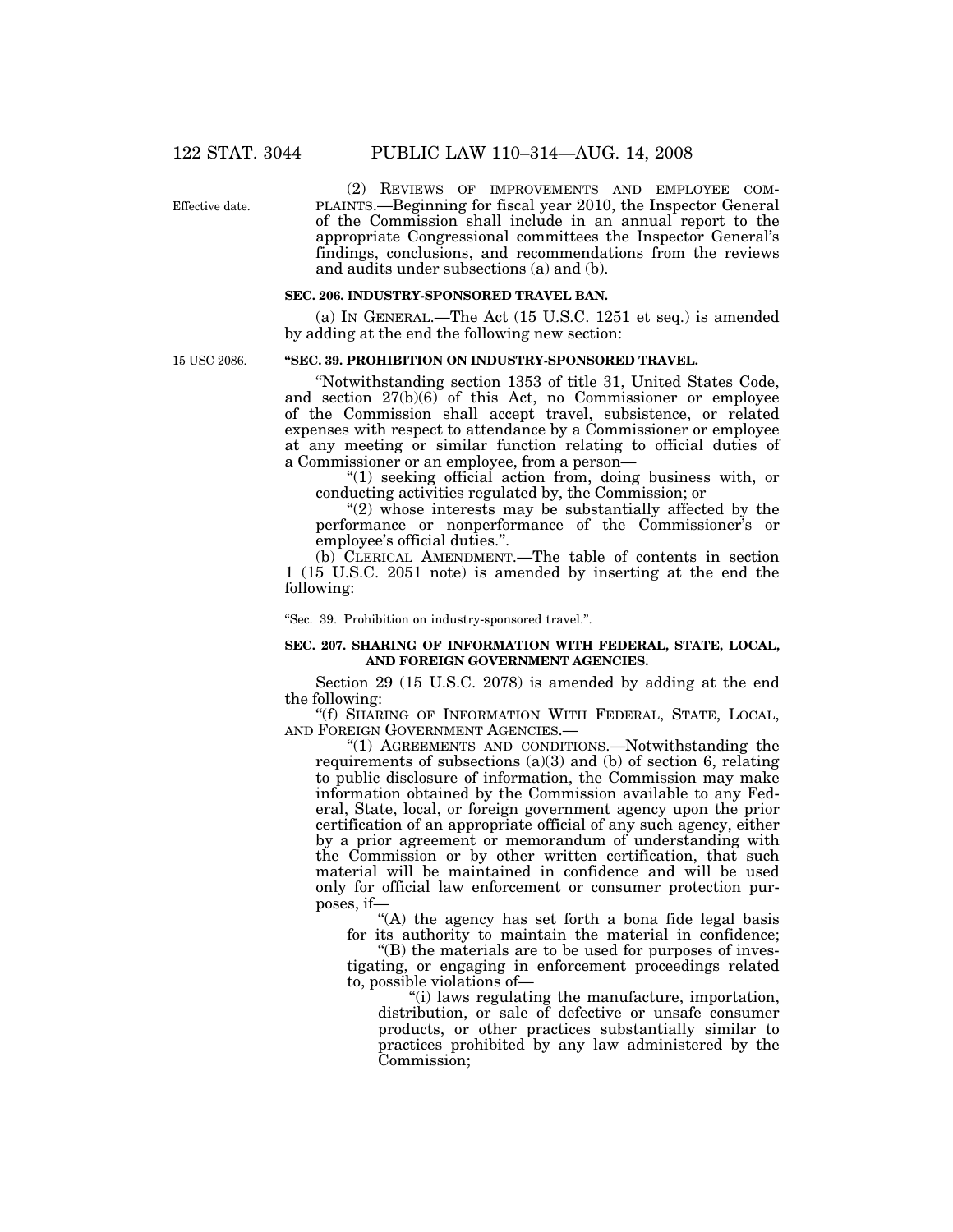(2) REVIEWS OF IMPROVEMENTS AND EMPLOYEE COMPLAINTS.—Beginning for fiscal year 2010, the Inspector General of the Commission shall include in an annual report to the appropriate Congressional committees the Inspector General's findings, conclusions, and recommendations from the reviews and audits under subsections (a) and (b).

Effective date.

**SEC. 206. INDUSTRY-SPONSORED TRAVEL BAN.**

(a) IN GENERAL.—The Act (15 U.S.C. 1251 et seq.) is amended by adding at the end the following new section:

15 USC 2086.

**"SEC. 39. PROHIBITION ON INDUSTRY-SPONSORED TRAVEL.**

"Notwithstanding section 1353 of title 31, United States Code, and section 27(b)(6) of this Act, no Commissioner or employee of the Commission shall accept travel, subsistence, or related expenses with respect to attendance by a Commissioner or employee at any meeting or similar function relating to official duties of a Commissioner or an employee, from a person—

"(1) seeking official action from, doing business with, or conducting activities regulated by, the Commission; or

"(2) whose interests may be substantially affected by the performance or nonperformance of the Commissioner's or employee's official duties.".

(b) CLERICAL AMENDMENT.—The table of contents in section 1 (15 U.S.C. 2051 note) is amended by inserting at the end the following:

"Sec. 39. Prohibition on industry-sponsored travel.".

**SEC. 207. SHARING OF INFORMATION WITH FEDERAL, STATE, LOCAL, AND FOREIGN GOVERNMENT AGENCIES.**

Section 29 (15 U.S.C. 2078) is amended by adding at the end the following:

"(f) SHARING OF INFORMATION WITH FEDERAL, STATE, LOCAL, AND FOREIGN GOVERNMENT AGENCIES.—

"(1) AGREEMENTS AND CONDITIONS.—Notwithstanding the requirements of subsections (a)(3) and (b) of section 6, relating to public disclosure of information, the Commission may make information obtained by the Commission available to any Federal, State, local, or foreign government agency upon the prior certification of an appropriate official of any such agency, either by a prior agreement or memorandum of understanding with the Commission or by other written certification, that such material will be maintained in confidence and will be used only for official law enforcement or consumer protection purposes, if—

"(A) the agency has set forth a bona fide legal basis for its authority to maintain the material in confidence;

"(B) the materials are to be used for purposes of investigating, or engaging in enforcement proceedings related to, possible violations of—

"(i) laws regulating the manufacture, importation, distribution, or sale of defective or unsafe consumer products, or other practices substantially similar to practices prohibited by any law administered by the Commission;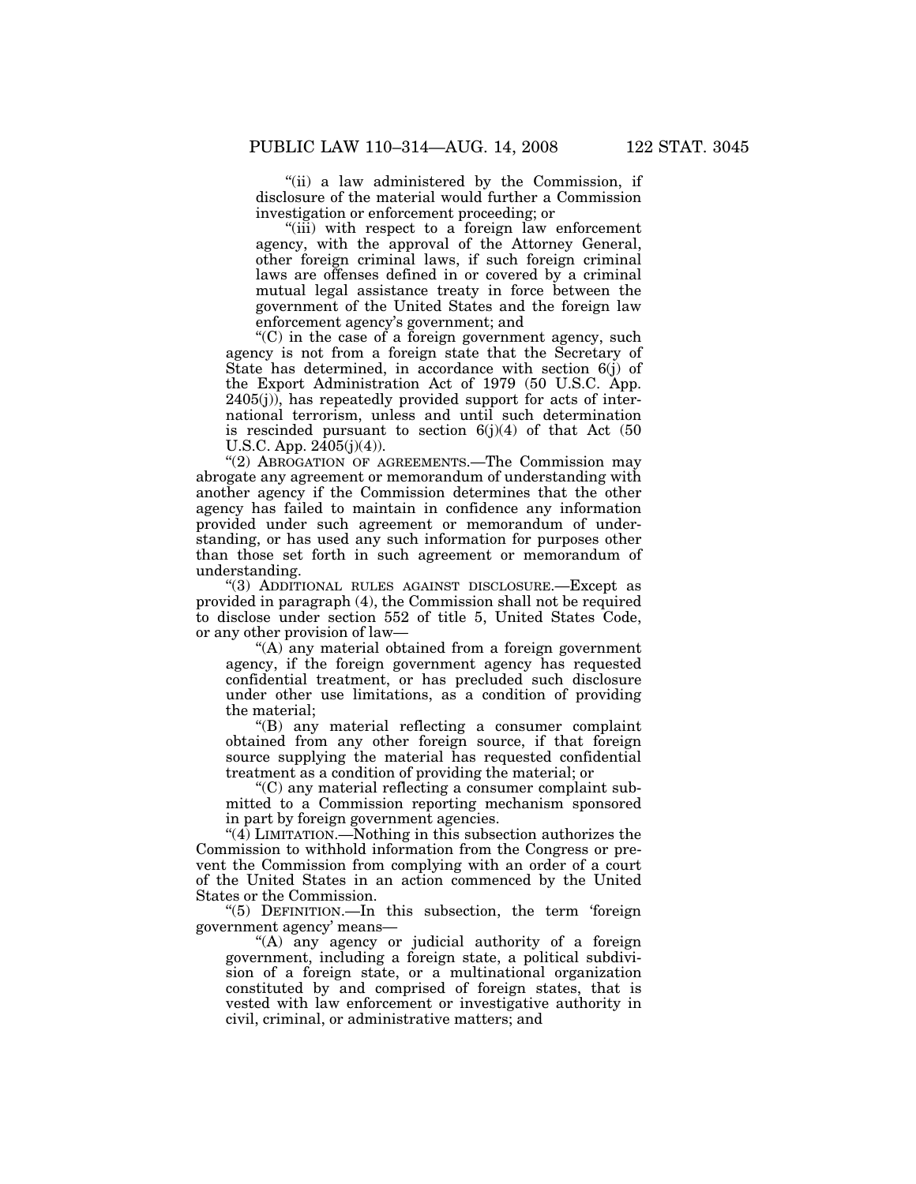"(ii) a law administered by the Commission, if disclosure of the material would further a Commission investigation or enforcement proceeding; or

"(iii) with respect to a foreign law enforcement agency, with the approval of the Attorney General, other foreign criminal laws, if such foreign criminal laws are offenses defined in or covered by a criminal mutual legal assistance treaty in force between the government of the United States and the foreign law enforcement agency's government; and

"(C) in the case of a foreign government agency, such agency is not from a foreign state that the Secretary of State has determined, in accordance with section 6(j) of the Export Administration Act of 1979 (50 U.S.C. App. 2405(j)), has repeatedly provided support for acts of international terrorism, unless and until such determination is rescinded pursuant to section 6(j)(4) of that Act (50 U.S.C. App. 2405(j)(4)).

"(2) ABROGATION OF AGREEMENTS.—The Commission may abrogate any agreement or memorandum of understanding with another agency if the Commission determines that the other agency has failed to maintain in confidence any information provided under such agreement or memorandum of understanding, or has used any such information for purposes other than those set forth in such agreement or memorandum of understanding.

"(3) ADDITIONAL RULES AGAINST DISCLOSURE.—Except as provided in paragraph (4), the Commission shall not be required to disclose under section 552 of title 5, United States Code, or any other provision of law—

"(A) any material obtained from a foreign government agency, if the foreign government agency has requested confidential treatment, or has precluded such disclosure under other use limitations, as a condition of providing the material;

"(B) any material reflecting a consumer complaint obtained from any other foreign source, if that foreign source supplying the material has requested confidential treatment as a condition of providing the material; or

"(C) any material reflecting a consumer complaint submitted to a Commission reporting mechanism sponsored in part by foreign government agencies.

"(4) LIMITATION.—Nothing in this subsection authorizes the Commission to withhold information from the Congress or prevent the Commission from complying with an order of a court of the United States in an action commenced by the United States or the Commission.

"(5) DEFINITION.—In this subsection, the term 'foreign government agency' means—

"(A) any agency or judicial authority of a foreign government, including a foreign state, a political subdivision of a foreign state, or a multinational organization constituted by and comprised of foreign states, that is vested with law enforcement or investigative authority in civil, criminal, or administrative matters; and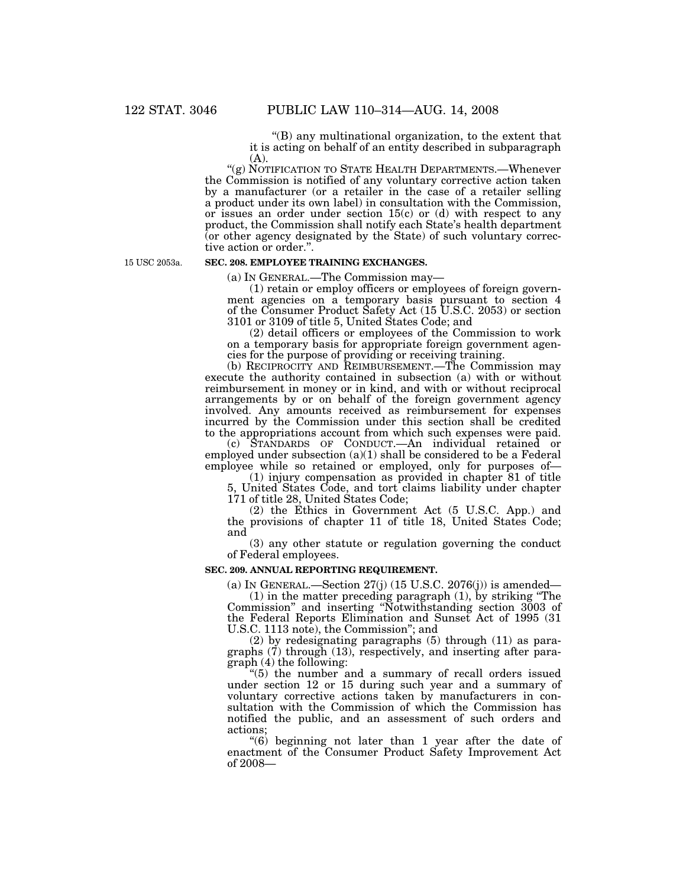"(B) any multinational organization, to the extent that it is acting on behalf of an entity described in subparagraph (A).

"(g) NOTIFICATION TO STATE HEALTH DEPARTMENTS.—Whenever the Commission is notified of any voluntary corrective action taken by a manufacturer (or a retailer in the case of a retailer selling a product under its own label) in consultation with the Commission, or issues an order under section 15(c) or (d) with respect to any product, the Commission shall notify each State's health department (or other agency designated by the State) of such voluntary corrective action or order.".

15 USC 2053a.

**SEC. 208. EMPLOYEE TRAINING EXCHANGES.**

(a) IN GENERAL.—The Commission may—

(1) retain or employ officers or employees of foreign government agencies on a temporary basis pursuant to section 4 of the Consumer Product Safety Act (15 U.S.C. 2053) or section 3101 or 3109 of title 5, United States Code; and

(2) detail officers or employees of the Commission to work on a temporary basis for appropriate foreign government agencies for the purpose of providing or receiving training.

(b) RECIPROCITY AND REIMBURSEMENT.—The Commission may execute the authority contained in subsection (a) with or without reimbursement in money or in kind, and with or without reciprocal arrangements by or on behalf of the foreign government agency involved. Any amounts received as reimbursement for expenses incurred by the Commission under this section shall be credited to the appropriations account from which such expenses were paid.

(c) STANDARDS OF CONDUCT.—An individual retained or employed under subsection (a)(1) shall be considered to be a Federal employee while so retained or employed, only for purposes of—

(1) injury compensation as provided in chapter 81 of title 5, United States Code, and tort claims liability under chapter 171 of title 28, United States Code;

(2) the Ethics in Government Act (5 U.S.C. App.) and the provisions of chapter 11 of title 18, United States Code; and

(3) any other statute or regulation governing the conduct of Federal employees.

**SEC. 209. ANNUAL REPORTING REQUIREMENT.**

(a) IN GENERAL.—Section 27(j) (15 U.S.C. 2076(j)) is amended—

(1) in the matter preceding paragraph (1), by striking "The Commission" and inserting "Notwithstanding section 3003 of the Federal Reports Elimination and Sunset Act of 1995 (31 U.S.C. 1113 note), the Commission"; and

(2) by redesignating paragraphs (5) through (11) as paragraphs (7) through (13), respectively, and inserting after paragraph (4) the following:

"(5) the number and a summary of recall orders issued under section 12 or 15 during such year and a summary of voluntary corrective actions taken by manufacturers in consultation with the Commission of which the Commission has notified the public, and an assessment of such orders and actions;

"(6) beginning not later than 1 year after the date of enactment of the Consumer Product Safety Improvement Act of 2008—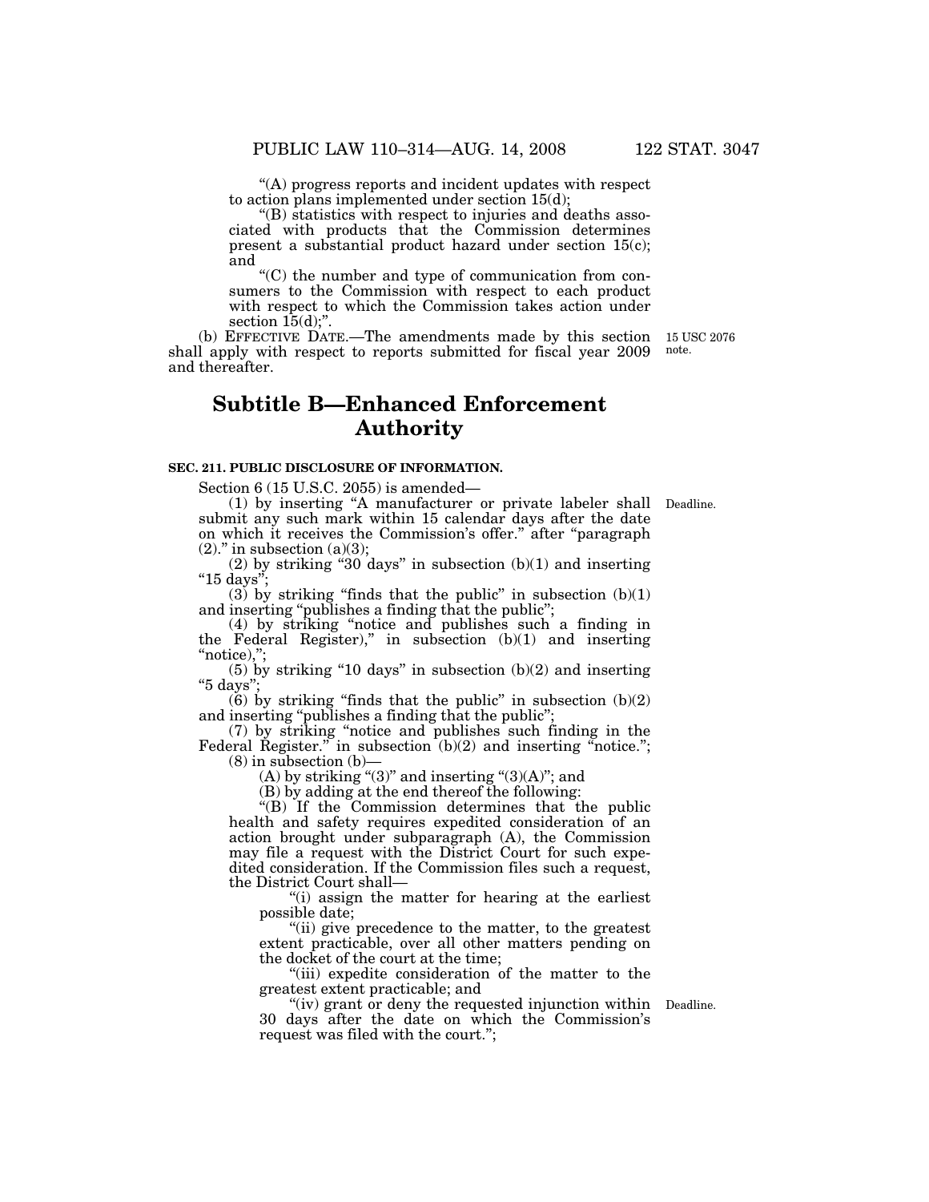"(A) progress reports and incident updates with respect to action plans implemented under section 15(d);

"(B) statistics with respect to injuries and deaths associated with products that the Commission determines present a substantial product hazard under section 15(c); and

"(C) the number and type of communication from consumers to the Commission with respect to each product with respect to which the Commission takes action under section 15(d);".

(b) EFFECTIVE DATE.—The amendments made by this section shall apply with respect to reports submitted for fiscal year 2009 and thereafter.

15 USC 2076 note.

## Subtitle B—Enhanced Enforcement Authority

### SEC. 211. PUBLIC DISCLOSURE OF INFORMATION.

Section 6 (15 U.S.C. 2055) is amended—

Deadline.

(1) by inserting "A manufacturer or private labeler shall submit any such mark within 15 calendar days after the date on which it receives the Commission's offer." after "paragraph (2)." in subsection (a)(3);

(2) by striking "30 days" in subsection (b)(1) and inserting "15 days";

(3) by striking "finds that the public" in subsection (b)(1) and inserting "publishes a finding that the public";

(4) by striking "notice and publishes such a finding in the Federal Register)," in subsection (b)(1) and inserting "notice),";

(5) by striking "10 days" in subsection (b)(2) and inserting "5 days";

(6) by striking "finds that the public" in subsection (b)(2) and inserting "publishes a finding that the public";

(7) by striking "notice and publishes such finding in the Federal Register." in subsection (b)(2) and inserting "notice.";

(8) in subsection (b)—

(A) by striking "(3)" and inserting "(3)(A)"; and

(B) by adding at the end thereof the following:

"(B) If the Commission determines that the public health and safety requires expedited consideration of an action brought under subparagraph (A), the Commission may file a request with the District Court for such expedited consideration. If the Commission files such a request, the District Court shall—

"(i) assign the matter for hearing at the earliest possible date;

"(ii) give precedence to the matter, to the greatest extent practicable, over all other matters pending on the docket of the court at the time;

"(iii) expedite consideration of the matter to the greatest extent practicable; and

Deadline.

"(iv) grant or deny the requested injunction within 30 days after the date on which the Commission's request was filed with the court.";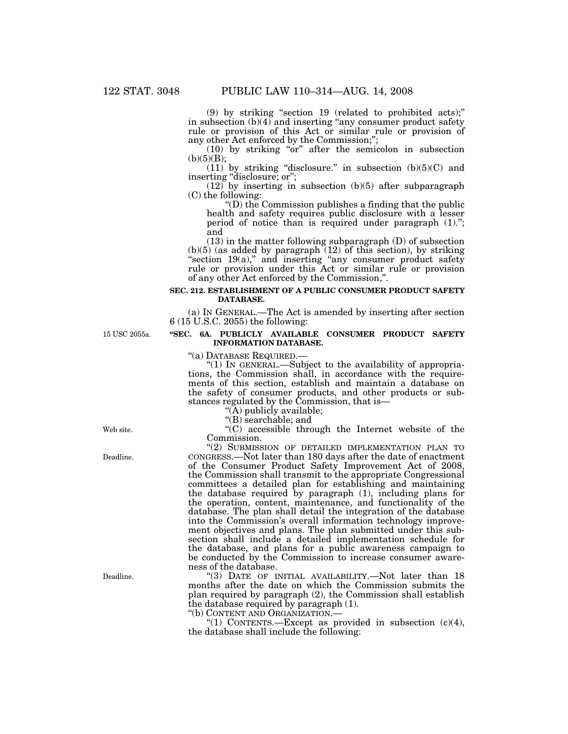(9) by striking "section 19 (related to prohibited acts);" in subsection (b)(4) and inserting "any consumer product safety rule or provision of this Act or similar rule or provision of any other Act enforced by the Commission;";

(10) by striking "or" after the semicolon in subsection (b)(5)(B);

(11) by striking "disclosure." in subsection (b)(5)(C) and inserting "disclosure; or";

(12) by inserting in subsection (b)(5) after subparagraph (C) the following:

"(D) the Commission publishes a finding that the public health and safety requires public disclosure with a lesser period of notice than is required under paragraph (1)."; and

(13) in the matter following subparagraph (D) of subsection (b)(5) (as added by paragraph (12) of this section), by striking "section 19(a)," and inserting "any consumer product safety rule or provision under this Act or similar rule or provision of any other Act enforced by the Commission,".

**SEC. 212. ESTABLISHMENT OF A PUBLIC CONSUMER PRODUCT SAFETY DATABASE.**

(a) IN GENERAL.—The Act is amended by inserting after section 6 (15 U.S.C. 2055) the following:

15 USC 2055a.

**"SEC. 6A. PUBLICLY AVAILABLE CONSUMER PRODUCT SAFETY INFORMATION DATABASE.**

"(a) DATABASE REQUIRED.—

"(1) IN GENERAL.—Subject to the availability of appropriations, the Commission shall, in accordance with the requirements of this section, establish and maintain a database on the safety of consumer products, and other products or substances regulated by the Commission, that is—

"(A) publicly available;

"(B) searchable; and

Web site.

"(C) accessible through the Internet website of the Commission.

Deadline.

"(2) SUBMISSION OF DETAILED IMPLEMENTATION PLAN TO CONGRESS.—Not later than 180 days after the date of enactment of the Consumer Product Safety Improvement Act of 2008, the Commission shall transmit to the appropriate Congressional committees a detailed plan for establishing and maintaining the database required by paragraph (1), including plans for the operation, content, maintenance, and functionality of the database. The plan shall detail the integration of the database into the Commission's overall information technology improvement objectives and plans. The plan submitted under this subsection shall include a detailed implementation schedule for the database, and plans for a public awareness campaign to be conducted by the Commission to increase consumer awareness of the database.

Deadline.

"(3) DATE OF INITIAL AVAILABILITY.—Not later than 18 months after the date on which the Commission submits the plan required by paragraph (2), the Commission shall establish the database required by paragraph (1).

"(b) CONTENT AND ORGANIZATION.—

"(1) CONTENTS.—Except as provided in subsection (c)(4), the database shall include the following: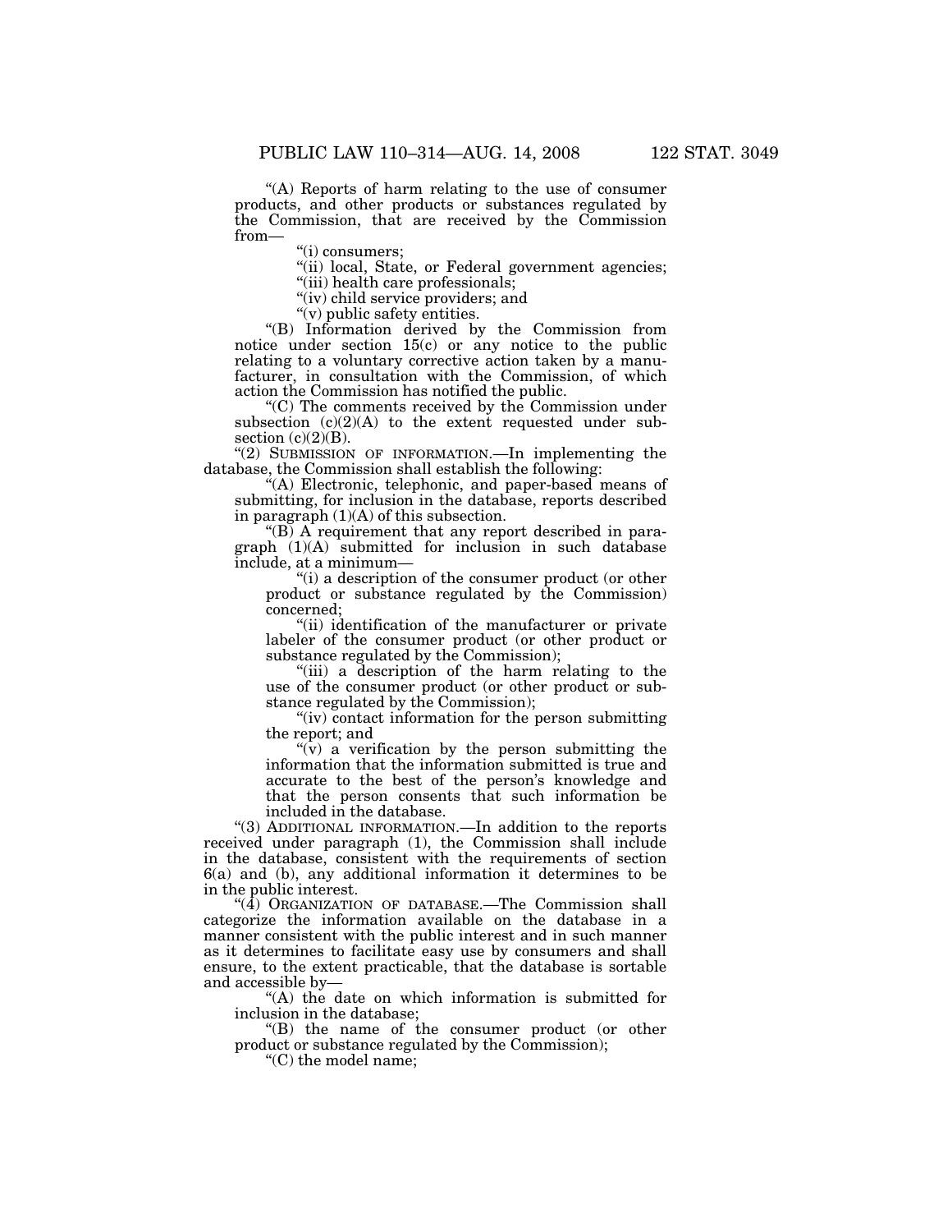"(A) Reports of harm relating to the use of consumer products, and other products or substances regulated by the Commission, that are received by the Commission from—

"(i) consumers;

"(ii) local, State, or Federal government agencies;

"(iii) health care professionals;

"(iv) child service providers; and

"(v) public safety entities.

"(B) Information derived by the Commission from notice under section 15(c) or any notice to the public relating to a voluntary corrective action taken by a manufacturer, in consultation with the Commission, of which action the Commission has notified the public.

"(C) The comments received by the Commission under subsection (c)(2)(A) to the extent requested under subsection (c)(2)(B).

"(2) SUBMISSION OF INFORMATION.—In implementing the database, the Commission shall establish the following:

"(A) Electronic, telephonic, and paper-based means of submitting, for inclusion in the database, reports described in paragraph (1)(A) of this subsection.

"(B) A requirement that any report described in paragraph (1)(A) submitted for inclusion in such database include, at a minimum—

"(i) a description of the consumer product (or other product or substance regulated by the Commission) concerned;

"(ii) identification of the manufacturer or private labeler of the consumer product (or other product or substance regulated by the Commission);

"(iii) a description of the harm relating to the use of the consumer product (or other product or substance regulated by the Commission);

"(iv) contact information for the person submitting the report; and

"(v) a verification by the person submitting the information that the information submitted is true and accurate to the best of the person's knowledge and that the person consents that such information be included in the database.

"(3) ADDITIONAL INFORMATION.—In addition to the reports received under paragraph (1), the Commission shall include in the database, consistent with the requirements of section 6(a) and (b), any additional information it determines to be in the public interest.

"(4) ORGANIZATION OF DATABASE.—The Commission shall categorize the information available on the database in a manner consistent with the public interest and in such manner as it determines to facilitate easy use by consumers and shall ensure, to the extent practicable, that the database is sortable and accessible by—

"(A) the date on which information is submitted for inclusion in the database;

"(B) the name of the consumer product (or other product or substance regulated by the Commission);

"(C) the model name;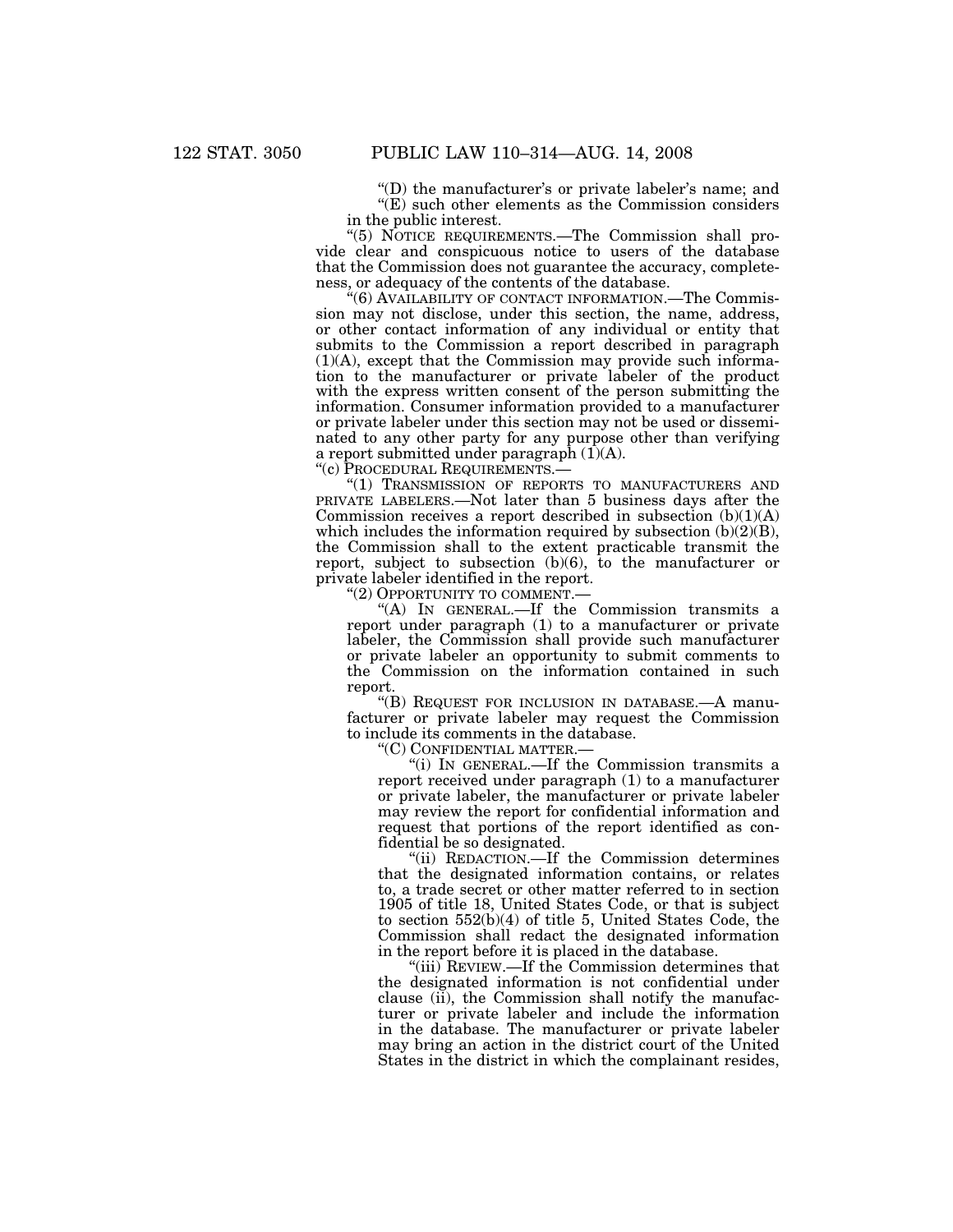"(D) the manufacturer's or private labeler's name; and

"(E) such other elements as the Commission considers in the public interest.

"(5) NOTICE REQUIREMENTS.—The Commission shall provide clear and conspicuous notice to users of the database that the Commission does not guarantee the accuracy, completeness, or adequacy of the contents of the database.

"(6) AVAILABILITY OF CONTACT INFORMATION.—The Commission may not disclose, under this section, the name, address, or other contact information of any individual or entity that submits to the Commission a report described in paragraph (1)(A), except that the Commission may provide such information to the manufacturer or private labeler of the product with the express written consent of the person submitting the information. Consumer information provided to a manufacturer or private labeler under this section may not be used or disseminated to any other party for any purpose other than verifying a report submitted under paragraph (1)(A).

"(c) PROCEDURAL REQUIREMENTS.—

"(1) TRANSMISSION OF REPORTS TO MANUFACTURERS AND PRIVATE LABELERS.—Not later than 5 business days after the Commission receives a report described in subsection (b)(1)(A) which includes the information required by subsection (b)(2)(B), the Commission shall to the extent practicable transmit the report, subject to subsection (b)(6), to the manufacturer or private labeler identified in the report.

"(2) OPPORTUNITY TO COMMENT.—

"(A) IN GENERAL.—If the Commission transmits a report under paragraph (1) to a manufacturer or private labeler, the Commission shall provide such manufacturer or private labeler an opportunity to submit comments to the Commission on the information contained in such report.

"(B) REQUEST FOR INCLUSION IN DATABASE.—A manufacturer or private labeler may request the Commission to include its comments in the database.

"(C) CONFIDENTIAL MATTER.—

"(i) IN GENERAL.—If the Commission transmits a report received under paragraph (1) to a manufacturer or private labeler, the manufacturer or private labeler may review the report for confidential information and request that portions of the report identified as confidential be so designated.

"(ii) REDACTION.—If the Commission determines that the designated information contains, or relates to, a trade secret or other matter referred to in section 1905 of title 18, United States Code, or that is subject to section 552(b)(4) of title 5, United States Code, the Commission shall redact the designated information in the report before it is placed in the database.

"(iii) REVIEW.—If the Commission determines that the designated information is not confidential under clause (ii), the Commission shall notify the manufacturer or private labeler and include the information in the database. The manufacturer or private labeler may bring an action in the district court of the United States in the district in which the complainant resides,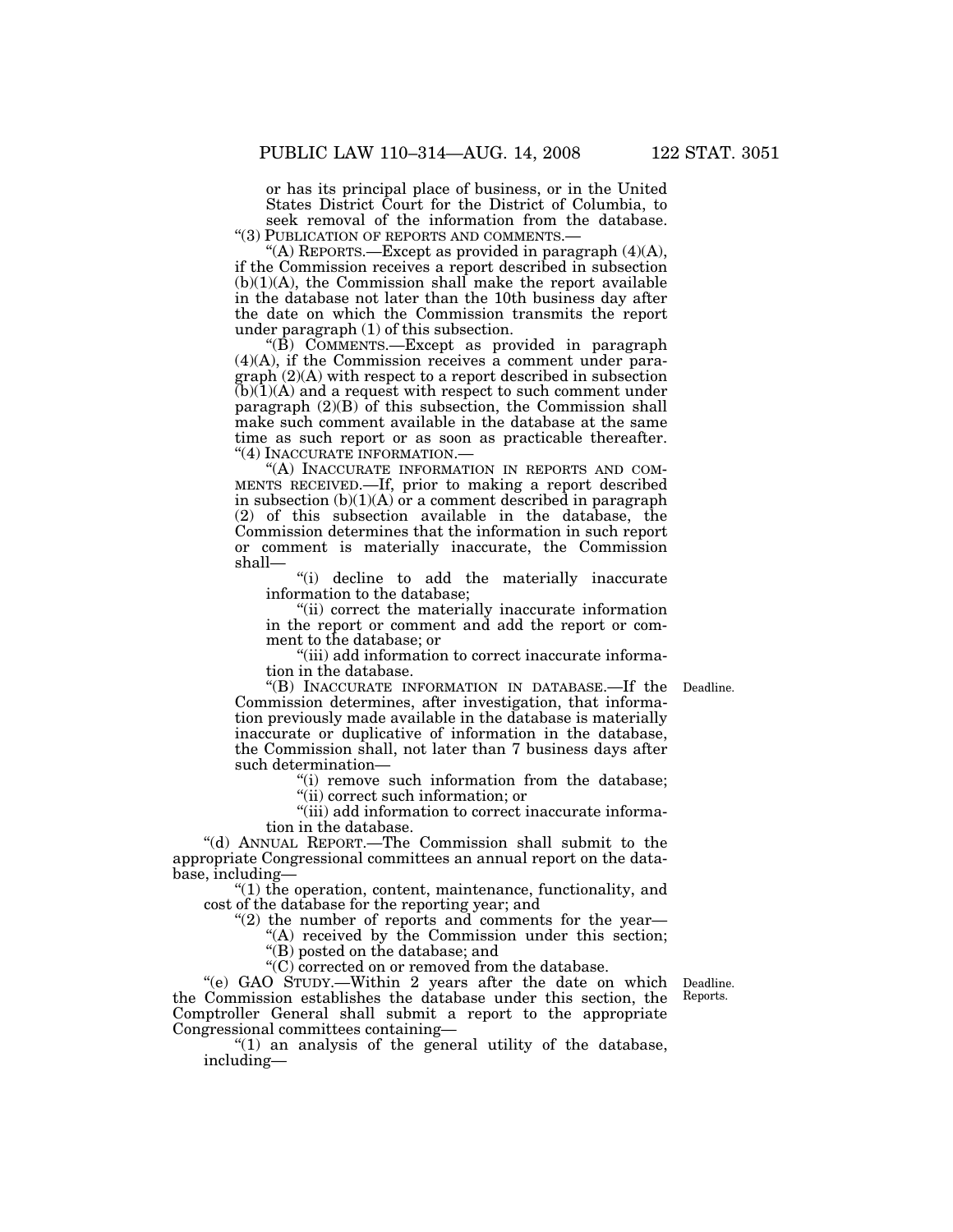or has its principal place of business, or in the United States District Court for the District of Columbia, to seek removal of the information from the database.

"(3) PUBLICATION OF REPORTS AND COMMENTS.—

"(A) REPORTS.—Except as provided in paragraph (4)(A), if the Commission receives a report described in subsection (b)(1)(A), the Commission shall make the report available in the database not later than the 10th business day after the date on which the Commission transmits the report under paragraph (1) of this subsection.

"(B) COMMENTS.—Except as provided in paragraph (4)(A), if the Commission receives a comment under paragraph (2)(A) with respect to a report described in subsection (b)(1)(A) and a request with respect to such comment under paragraph (2)(B) of this subsection, the Commission shall make such comment available in the database at the same time as such report or as soon as practicable thereafter.

"(4) INACCURATE INFORMATION.—

"(A) INACCURATE INFORMATION IN REPORTS AND COMMENTS RECEIVED.—If, prior to making a report described in subsection (b)(1)(A) or a comment described in paragraph (2) of this subsection available in the database, the Commission determines that the information in such report or comment is materially inaccurate, the Commission shall—

"(i) decline to add the materially inaccurate information to the database;

"(ii) correct the materially inaccurate information in the report or comment and add the report or comment to the database; or

"(iii) add information to correct inaccurate information in the database.

Deadline.

"(B) INACCURATE INFORMATION IN DATABASE.—If the Commission determines, after investigation, that information previously made available in the database is materially inaccurate or duplicative of information in the database, the Commission shall, not later than 7 business days after such determination—

"(i) remove such information from the database;

"(ii) correct such information; or

"(iii) add information to correct inaccurate information in the database.

"(d) ANNUAL REPORT.—The Commission shall submit to the appropriate Congressional committees an annual report on the database, including—

"(1) the operation, content, maintenance, functionality, and cost of the database for the reporting year; and

"(2) the number of reports and comments for the year—

"(A) received by the Commission under this section;

"(B) posted on the database; and

"(C) corrected on or removed from the database.

Deadline. Reports.

"(e) GAO STUDY.—Within 2 years after the date on which the Commission establishes the database under this section, the Comptroller General shall submit a report to the appropriate Congressional committees containing—

"(1) an analysis of the general utility of the database, including—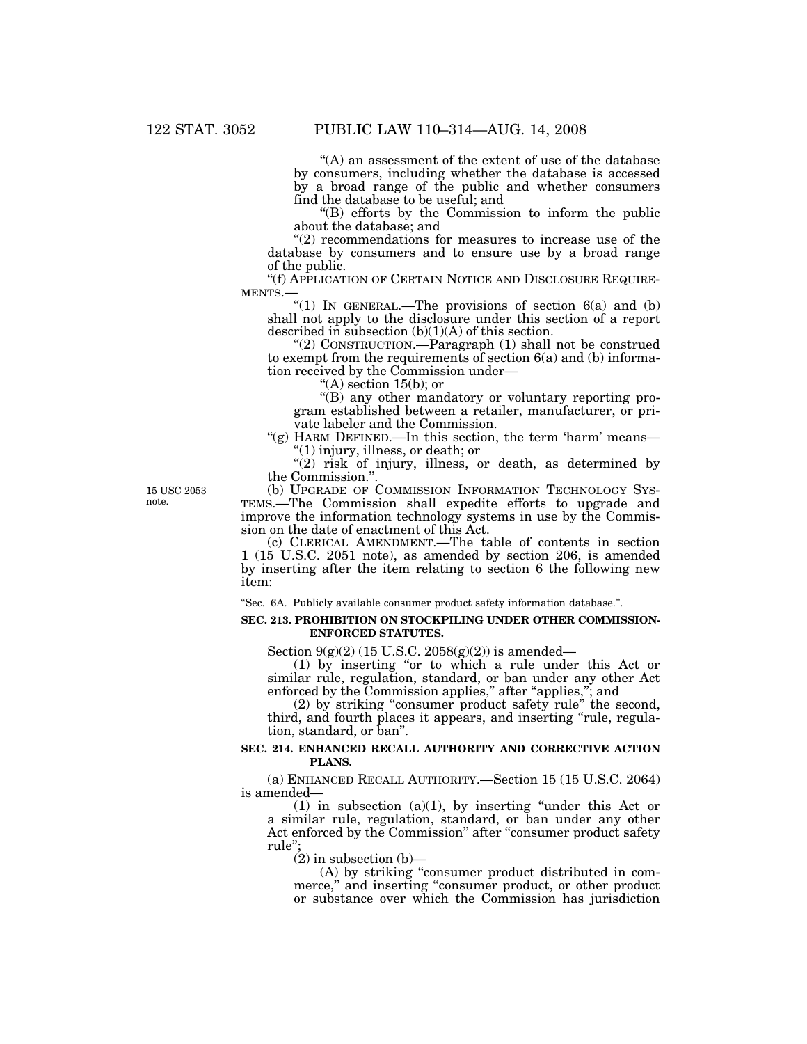"(A) an assessment of the extent of use of the database by consumers, including whether the database is accessed by a broad range of the public and whether consumers find the database to be useful; and

"(B) efforts by the Commission to inform the public about the database; and

"(2) recommendations for measures to increase use of the database by consumers and to ensure use by a broad range of the public.

"(f) APPLICATION OF CERTAIN NOTICE AND DISCLOSURE REQUIREMENTS.—

"(1) IN GENERAL.—The provisions of section 6(a) and (b) shall not apply to the disclosure under this section of a report described in subsection (b)(1)(A) of this section.

"(2) CONSTRUCTION.—Paragraph (1) shall not be construed to exempt from the requirements of section 6(a) and (b) information received by the Commission under—

"(A) section 15(b); or

"(B) any other mandatory or voluntary reporting program established between a retailer, manufacturer, or private labeler and the Commission.

"(g) HARM DEFINED.—In this section, the term 'harm' means—

"(1) injury, illness, or death; or

"(2) risk of injury, illness, or death, as determined by the Commission.".

15 USC 2053 note.

(b) UPGRADE OF COMMISSION INFORMATION TECHNOLOGY SYSTEMS.—The Commission shall expedite efforts to upgrade and improve the information technology systems in use by the Commission on the date of enactment of this Act.

(c) CLERICAL AMENDMENT.—The table of contents in section 1 (15 U.S.C. 2051 note), as amended by section 206, is amended by inserting after the item relating to section 6 the following new item:

"Sec. 6A. Publicly available consumer product safety information database.".

**SEC. 213. PROHIBITION ON STOCKPILING UNDER OTHER COMMISSION-ENFORCED STATUTES.**

Section 9(g)(2) (15 U.S.C. 2058(g)(2)) is amended—

(1) by inserting "or to which a rule under this Act or similar rule, regulation, standard, or ban under any other Act enforced by the Commission applies," after "applies,"; and

(2) by striking "consumer product safety rule" the second, third, and fourth places it appears, and inserting "rule, regulation, standard, or ban".

**SEC. 214. ENHANCED RECALL AUTHORITY AND CORRECTIVE ACTION PLANS.**

(a) ENHANCED RECALL AUTHORITY.—Section 15 (15 U.S.C. 2064) is amended—

(1) in subsection (a)(1), by inserting "under this Act or a similar rule, regulation, standard, or ban under any other Act enforced by the Commission" after "consumer product safety rule";

(2) in subsection (b)—

(A) by striking "consumer product distributed in commerce," and inserting "consumer product, or other product or substance over which the Commission has jurisdiction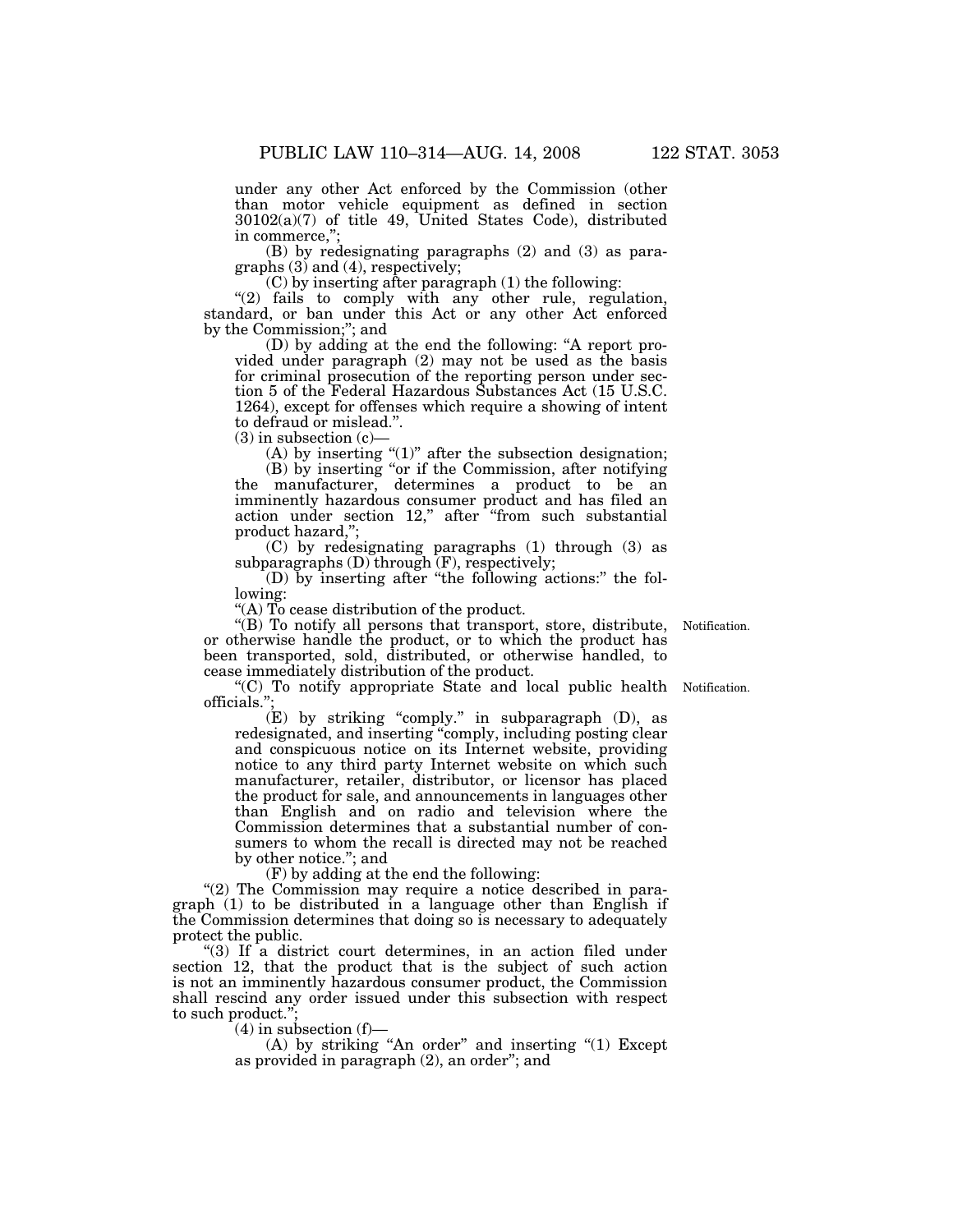under any other Act enforced by the Commission (other than motor vehicle equipment as defined in section 30102(a)(7) of title 49, United States Code), distributed in commerce,'';

(B) by redesignating paragraphs (2) and (3) as paragraphs (3) and (4), respectively;

(C) by inserting after paragraph (1) the following:

''(2) fails to comply with any other rule, regulation, standard, or ban under this Act or any other Act enforced by the Commission;''; and

(D) by adding at the end the following: ''A report provided under paragraph (2) may not be used as the basis for criminal prosecution of the reporting person under section 5 of the Federal Hazardous Substances Act (15 U.S.C. 1264), except for offenses which require a showing of intent to defraud or mislead.''.

(3) in subsection (c)—

(A) by inserting ''(1)'' after the subsection designation;

(B) by inserting ''or if the Commission, after notifying the manufacturer, determines a product to be an imminently hazardous consumer product and has filed an action under section 12,'' after ''from such substantial product hazard,'';

(C) by redesignating paragraphs (1) through (3) as subparagraphs (D) through (F), respectively;

(D) by inserting after ''the following actions:'' the following:

''(A) To cease distribution of the product.

''(B) To notify all persons that transport, store, distribute, or otherwise handle the product, or to which the product has been transported, sold, distributed, or otherwise handled, to cease immediately distribution of the product.

Notification.

''(C) To notify appropriate State and local public health officials.'';

Notification.

(E) by striking ''comply.'' in subparagraph (D), as redesignated, and inserting ''comply, including posting clear and conspicuous notice on its Internet website, providing notice to any third party Internet website on which such manufacturer, retailer, distributor, or licensor has placed the product for sale, and announcements in languages other than English and on radio and television where the Commission determines that a substantial number of consumers to whom the recall is directed may not be reached by other notice.''; and

(F) by adding at the end the following:

''(2) The Commission may require a notice described in paragraph (1) to be distributed in a language other than English if the Commission determines that doing so is necessary to adequately protect the public.

''(3) If a district court determines, in an action filed under section 12, that the product that is the subject of such action is not an imminently hazardous consumer product, the Commission shall rescind any order issued under this subsection with respect to such product.'';

(4) in subsection (f)—

(A) by striking ''An order'' and inserting ''(1) Except as provided in paragraph (2), an order''; and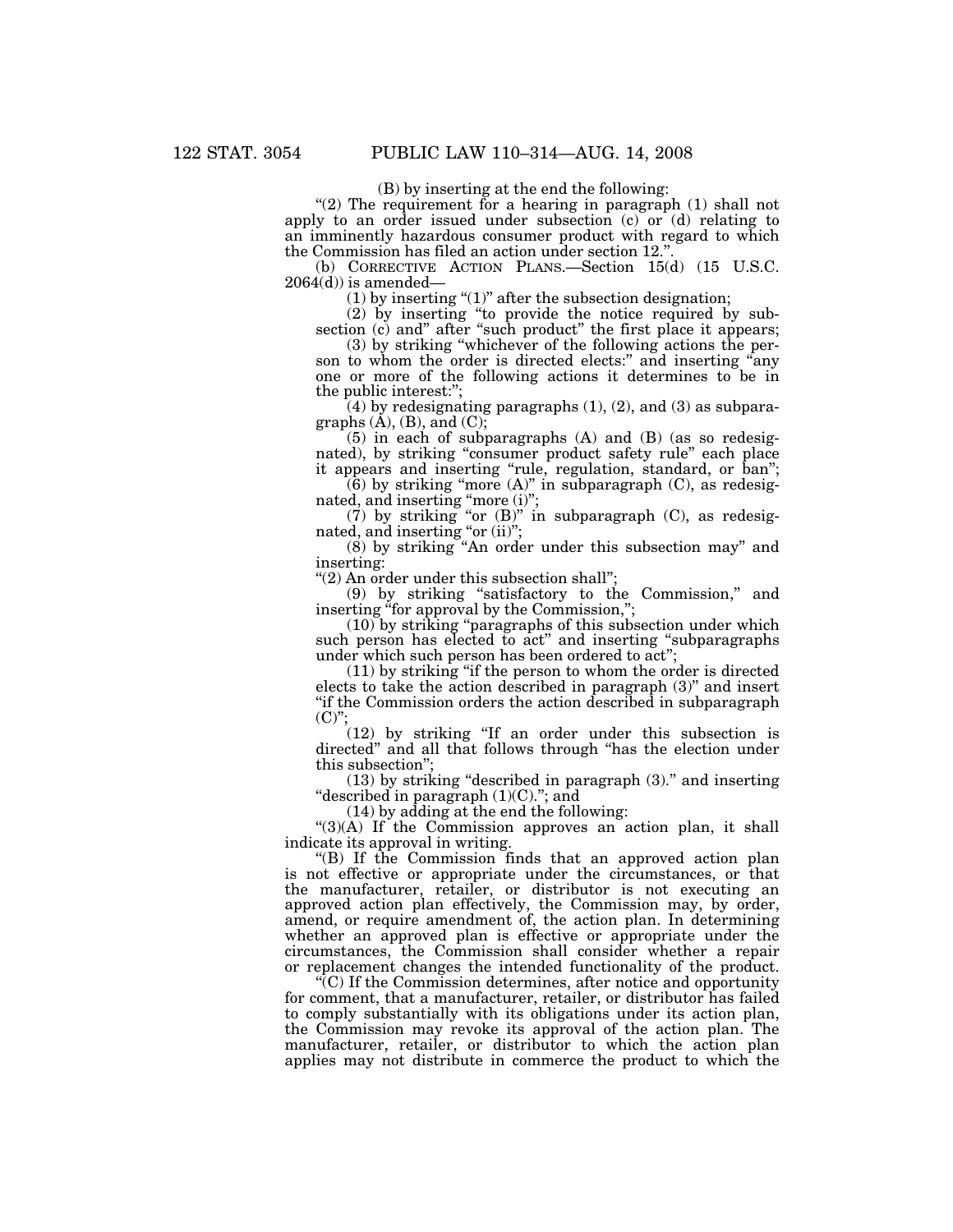(B) by inserting at the end the following:

"(2) The requirement for a hearing in paragraph (1) shall not apply to an order issued under subsection (c) or (d) relating to an imminently hazardous consumer product with regard to which the Commission has filed an action under section 12.".

(b) CORRECTIVE ACTION PLANS.—Section 15(d) (15 U.S.C. 2064(d)) is amended—

(1) by inserting "(1)" after the subsection designation;

(2) by inserting "to provide the notice required by subsection (c) and" after "such product" the first place it appears;

(3) by striking "whichever of the following actions the person to whom the order is directed elects:" and inserting "any one or more of the following actions it determines to be in the public interest:";

(4) by redesignating paragraphs (1), (2), and (3) as subparagraphs (A), (B), and (C);

(5) in each of subparagraphs (A) and (B) (as so redesignated), by striking "consumer product safety rule" each place it appears and inserting "rule, regulation, standard, or ban";

(6) by striking "more (A)" in subparagraph (C), as redesignated, and inserting "more (i)";

(7) by striking "or (B)" in subparagraph (C), as redesignated, and inserting "or (ii)";

(8) by striking "An order under this subsection may" and inserting:

"(2) An order under this subsection shall";

(9) by striking "satisfactory to the Commission," and inserting "for approval by the Commission,";

(10) by striking "paragraphs of this subsection under which such person has elected to act" and inserting "subparagraphs under which such person has been ordered to act";

(11) by striking "if the person to whom the order is directed elects to take the action described in paragraph (3)" and insert "if the Commission orders the action described in subparagraph (C)";

(12) by striking "If an order under this subsection is directed" and all that follows through "has the election under this subsection";

(13) by striking "described in paragraph (3)." and inserting "described in paragraph (1)(C)."; and

(14) by adding at the end the following:

"(3)(A) If the Commission approves an action plan, it shall indicate its approval in writing.

"(B) If the Commission finds that an approved action plan is not effective or appropriate under the circumstances, or that the manufacturer, retailer, or distributor is not executing an approved action plan effectively, the Commission may, by order, amend, or require amendment of, the action plan. In determining whether an approved plan is effective or appropriate under the circumstances, the Commission shall consider whether a repair or replacement changes the intended functionality of the product.

"(C) If the Commission determines, after notice and opportunity for comment, that a manufacturer, retailer, or distributor has failed to comply substantially with its obligations under its action plan, the Commission may revoke its approval of the action plan. The manufacturer, retailer, or distributor to which the action plan applies may not distribute in commerce the product to which the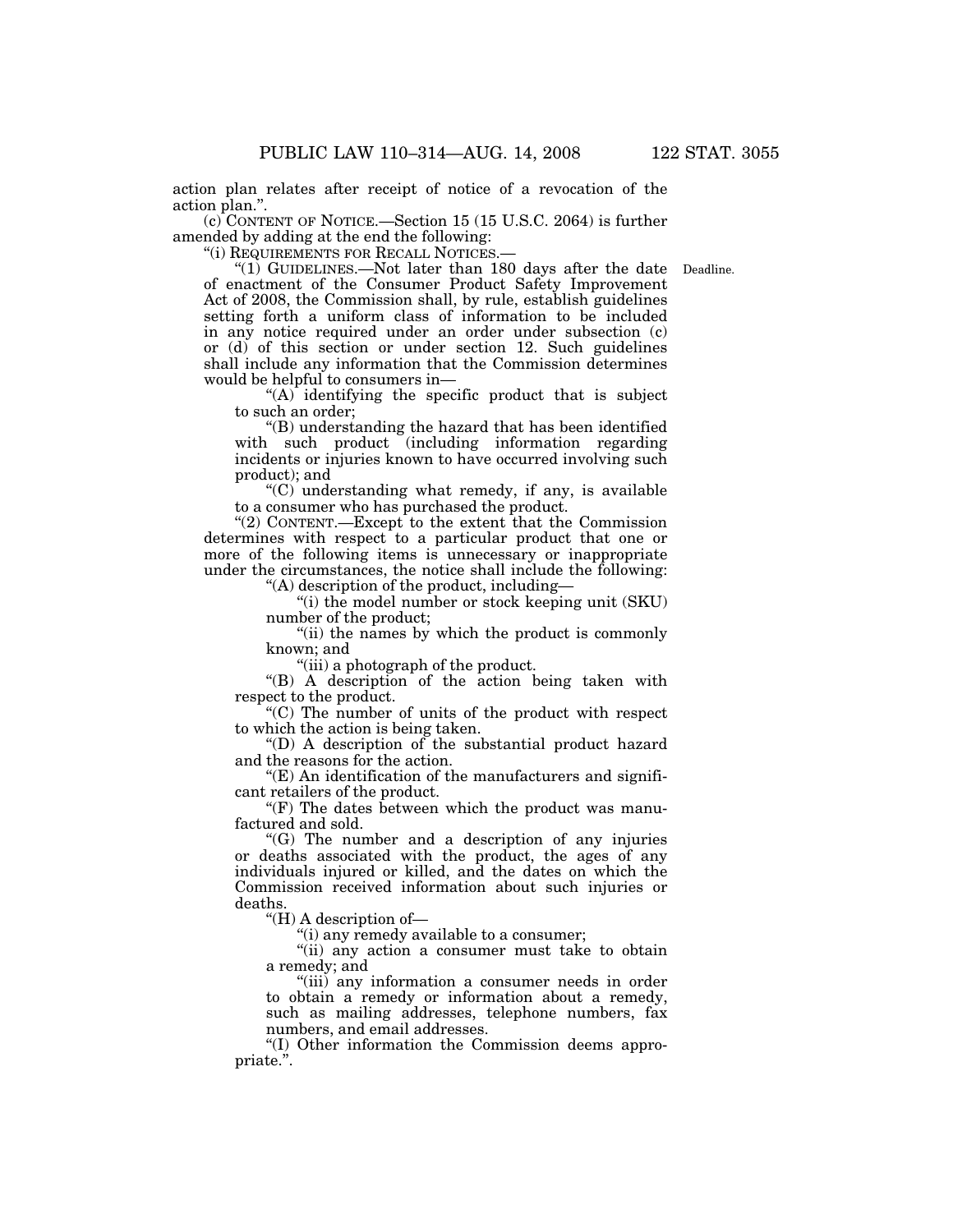action plan relates after receipt of notice of a revocation of the action plan.''.

(c) CONTENT OF NOTICE.—Section 15 (15 U.S.C. 2064) is further amended by adding at the end the following:

''(i) REQUIREMENTS FOR RECALL NOTICES.—

''(1) GUIDELINES.—Not later than 180 days after the date of enactment of the Consumer Product Safety Improvement Act of 2008, the Commission shall, by rule, establish guidelines setting forth a uniform class of information to be included in any notice required under an order under subsection (c) or (d) of this section or under section 12. Such guidelines shall include any information that the Commission determines would be helpful to consumers in—

Deadline.

''(A) identifying the specific product that is subject to such an order;

''(B) understanding the hazard that has been identified with such product (including information regarding incidents or injuries known to have occurred involving such product); and

''(C) understanding what remedy, if any, is available to a consumer who has purchased the product.

''(2) CONTENT.—Except to the extent that the Commission determines with respect to a particular product that one or more of the following items is unnecessary or inappropriate under the circumstances, the notice shall include the following:

''(A) description of the product, including—

''(i) the model number or stock keeping unit (SKU) number of the product;

''(ii) the names by which the product is commonly known; and

''(iii) a photograph of the product.

''(B) A description of the action being taken with respect to the product.

''(C) The number of units of the product with respect to which the action is being taken.

''(D) A description of the substantial product hazard and the reasons for the action.

''(E) An identification of the manufacturers and significant retailers of the product.

''(F) The dates between which the product was manufactured and sold.

''(G) The number and a description of any injuries or deaths associated with the product, the ages of any individuals injured or killed, and the dates on which the Commission received information about such injuries or deaths.

''(H) A description of—

''(i) any remedy available to a consumer;

''(ii) any action a consumer must take to obtain a remedy; and

''(iii) any information a consumer needs in order to obtain a remedy or information about a remedy, such as mailing addresses, telephone numbers, fax numbers, and email addresses.

''(I) Other information the Commission deems appropriate.''.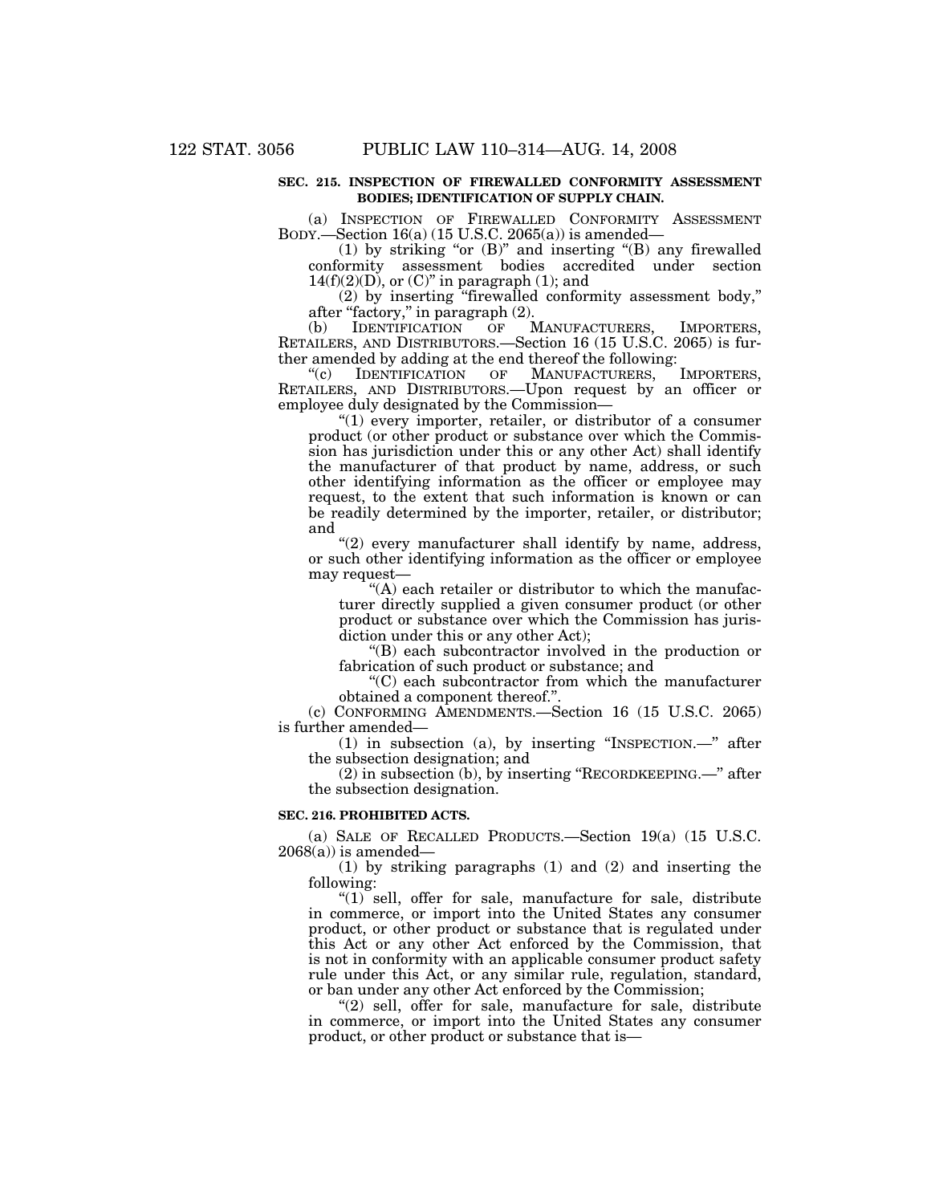**SEC. 215. INSPECTION OF FIREWALLED CONFORMITY ASSESSMENT BODIES; IDENTIFICATION OF SUPPLY CHAIN.**

(a) INSPECTION OF FIREWALLED CONFORMITY ASSESSMENT BODY.—Section 16(a) (15 U.S.C. 2065(a)) is amended—

(1) by striking "or (B)" and inserting "(B) any firewalled conformity assessment bodies accredited under section 14(f)(2)(D), or (C)" in paragraph (1); and

(2) by inserting "firewalled conformity assessment body," after "factory," in paragraph (2).

(b) IDENTIFICATION OF MANUFACTURERS, IMPORTERS, RETAILERS, AND DISTRIBUTORS.—Section 16 (15 U.S.C. 2065) is further amended by adding at the end thereof the following:

"(c) IDENTIFICATION OF MANUFACTURERS, IMPORTERS, RETAILERS, AND DISTRIBUTORS.—Upon request by an officer or employee duly designated by the Commission—

"(1) every importer, retailer, or distributor of a consumer product (or other product or substance over which the Commission has jurisdiction under this or any other Act) shall identify the manufacturer of that product by name, address, or such other identifying information as the officer or employee may request, to the extent that such information is known or can be readily determined by the importer, retailer, or distributor; and

"(2) every manufacturer shall identify by name, address, or such other identifying information as the officer or employee may request—

"(A) each retailer or distributor to which the manufacturer directly supplied a given consumer product (or other product or substance over which the Commission has jurisdiction under this or any other Act);

"(B) each subcontractor involved in the production or fabrication of such product or substance; and

"(C) each subcontractor from which the manufacturer obtained a component thereof.".

(c) CONFORMING AMENDMENTS.—Section 16 (15 U.S.C. 2065) is further amended—

(1) in subsection (a), by inserting "INSPECTION.—" after the subsection designation; and

(2) in subsection (b), by inserting "RECORDKEEPING.—" after the subsection designation.

**SEC. 216. PROHIBITED ACTS.**

(a) SALE OF RECALLED PRODUCTS.—Section 19(a) (15 U.S.C. 2068(a)) is amended—

(1) by striking paragraphs (1) and (2) and inserting the following:

"(1) sell, offer for sale, manufacture for sale, distribute in commerce, or import into the United States any consumer product, or other product or substance that is regulated under this Act or any other Act enforced by the Commission, that is not in conformity with an applicable consumer product safety rule under this Act, or any similar rule, regulation, standard, or ban under any other Act enforced by the Commission;

"(2) sell, offer for sale, manufacture for sale, distribute in commerce, or import into the United States any consumer product, or other product or substance that is—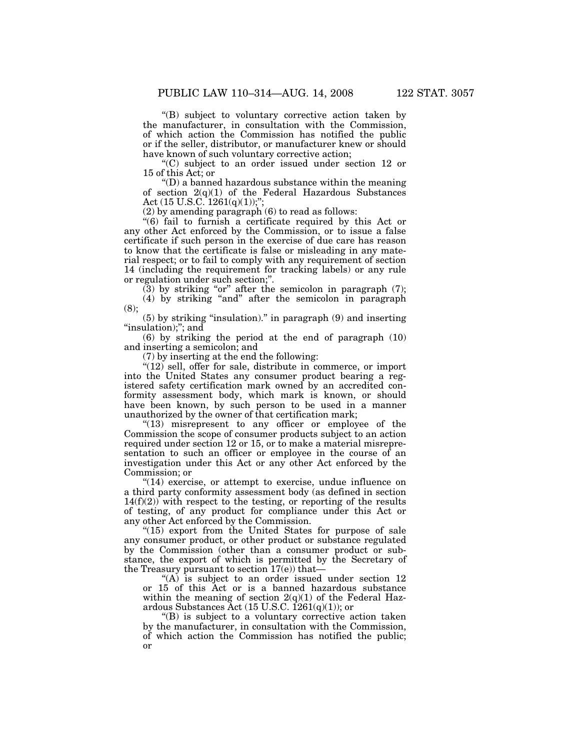"(B) subject to voluntary corrective action taken by the manufacturer, in consultation with the Commission, of which action the Commission has notified the public or if the seller, distributor, or manufacturer knew or should have known of such voluntary corrective action;

"(C) subject to an order issued under section 12 or 15 of this Act; or

"(D) a banned hazardous substance within the meaning of section 2(q)(1) of the Federal Hazardous Substances Act (15 U.S.C. 1261(q)(1));";

(2) by amending paragraph (6) to read as follows:

"(6) fail to furnish a certificate required by this Act or any other Act enforced by the Commission, or to issue a false certificate if such person in the exercise of due care has reason to know that the certificate is false or misleading in any material respect; or to fail to comply with any requirement of section 14 (including the requirement for tracking labels) or any rule or regulation under such section;".

(3) by striking "or" after the semicolon in paragraph (7);

(4) by striking "and" after the semicolon in paragraph (8);

(5) by striking "insulation)." in paragraph (9) and inserting "insulation);"; and

(6) by striking the period at the end of paragraph (10) and inserting a semicolon; and

(7) by inserting at the end the following:

"(12) sell, offer for sale, distribute in commerce, or import into the United States any consumer product bearing a registered safety certification mark owned by an accredited conformity assessment body, which mark is known, or should have been known, by such person to be used in a manner unauthorized by the owner of that certification mark;

"(13) misrepresent to any officer or employee of the Commission the scope of consumer products subject to an action required under section 12 or 15, or to make a material misrepresentation to such an officer or employee in the course of an investigation under this Act or any other Act enforced by the Commission; or

"(14) exercise, or attempt to exercise, undue influence on a third party conformity assessment body (as defined in section 14(f)(2)) with respect to the testing, or reporting of the results of testing, of any product for compliance under this Act or any other Act enforced by the Commission.

"(15) export from the United States for purpose of sale any consumer product, or other product or substance regulated by the Commission (other than a consumer product or substance, the export of which is permitted by the Secretary of the Treasury pursuant to section 17(e)) that—

"(A) is subject to an order issued under section 12 or 15 of this Act or is a banned hazardous substance within the meaning of section 2(q)(1) of the Federal Hazardous Substances Act (15 U.S.C. 1261(q)(1)); or

"(B) is subject to a voluntary corrective action taken by the manufacturer, in consultation with the Commission, of which action the Commission has notified the public; or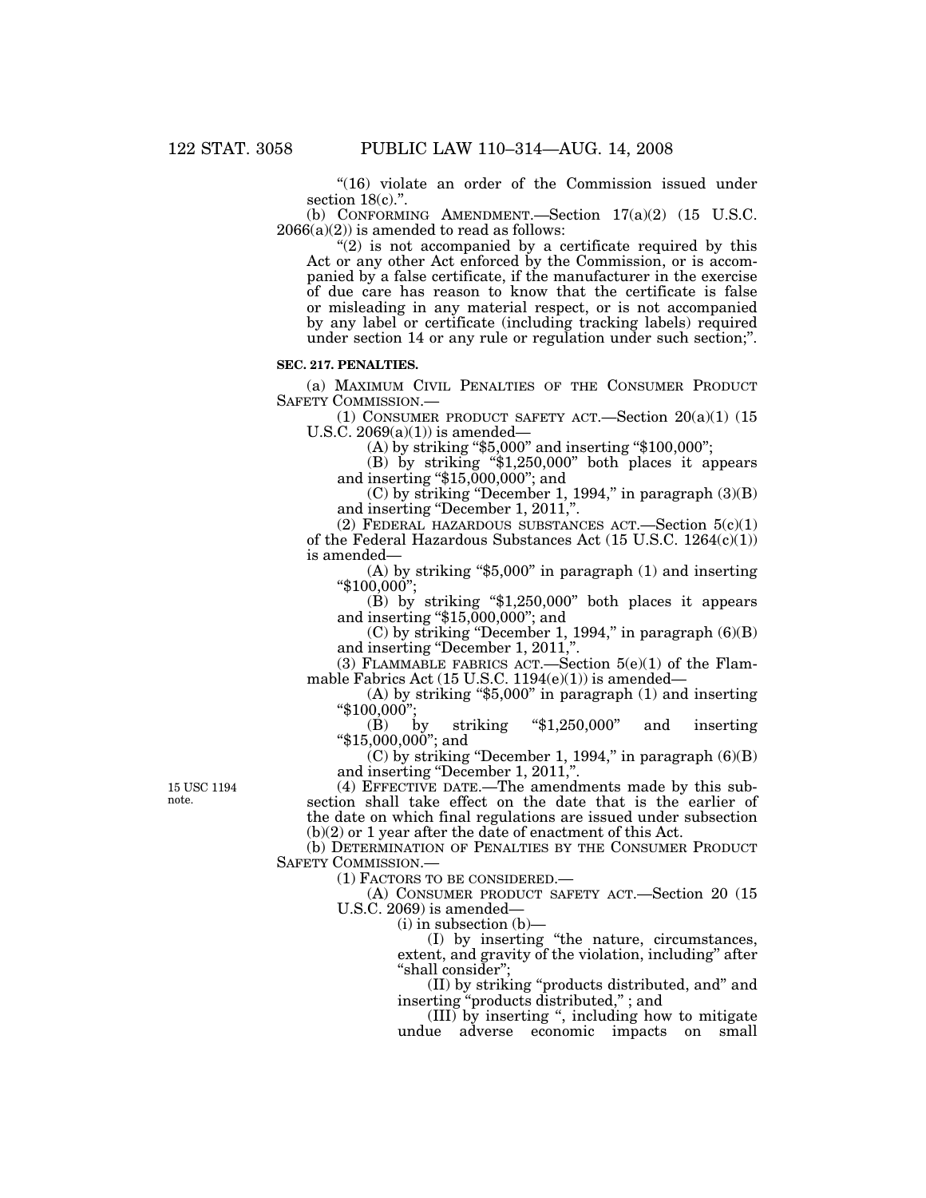"(16) violate an order of the Commission issued under section 18(c).".

(b) CONFORMING AMENDMENT.—Section 17(a)(2) (15 U.S.C. 2066(a)(2)) is amended to read as follows:

"(2) is not accompanied by a certificate required by this Act or any other Act enforced by the Commission, or is accompanied by a false certificate, if the manufacturer in the exercise of due care has reason to know that the certificate is false or misleading in any material respect, or is not accompanied by any label or certificate (including tracking labels) required under section 14 or any rule or regulation under such section;".

**SEC. 217. PENALTIES.**

(a) MAXIMUM CIVIL PENALTIES OF THE CONSUMER PRODUCT SAFETY COMMISSION.—

(1) CONSUMER PRODUCT SAFETY ACT.—Section 20(a)(1) (15 U.S.C. 2069(a)(1)) is amended—

(A) by striking "$5,000" and inserting "$100,000";

(B) by striking "$1,250,000" both places it appears and inserting "$15,000,000"; and

(C) by striking "December 1, 1994," in paragraph (3)(B) and inserting "December 1, 2011,".

(2) FEDERAL HAZARDOUS SUBSTANCES ACT.—Section 5(c)(1) of the Federal Hazardous Substances Act (15 U.S.C. 1264(c)(1)) is amended—

(A) by striking "$5,000" in paragraph (1) and inserting "$100,000";

(B) by striking "$1,250,000" both places it appears and inserting "$15,000,000"; and

(C) by striking "December 1, 1994," in paragraph (6)(B) and inserting "December 1, 2011,".

(3) FLAMMABLE FABRICS ACT.—Section 5(e)(1) of the Flammable Fabrics Act (15 U.S.C. 1194(e)(1)) is amended—

(A) by striking "$5,000" in paragraph (1) and inserting "$100,000";

(B) by striking "$1,250,000" and inserting "$15,000,000"; and

(C) by striking "December 1, 1994," in paragraph (6)(B) and inserting "December 1, 2011,".

15 USC 1194 note.

(4) EFFECTIVE DATE.—The amendments made by this subsection shall take effect on the date that is the earlier of the date on which final regulations are issued under subsection (b)(2) or 1 year after the date of enactment of this Act.

(b) DETERMINATION OF PENALTIES BY THE CONSUMER PRODUCT SAFETY COMMISSION.—

(1) FACTORS TO BE CONSIDERED.—

(A) CONSUMER PRODUCT SAFETY ACT.—Section 20 (15 U.S.C. 2069) is amended—

(i) in subsection (b)—

(I) by inserting "the nature, circumstances, extent, and gravity of the violation, including" after "shall consider";

(II) by striking "products distributed, and" and inserting "products distributed," ; and

(III) by inserting ", including how to mitigate undue adverse economic impacts on small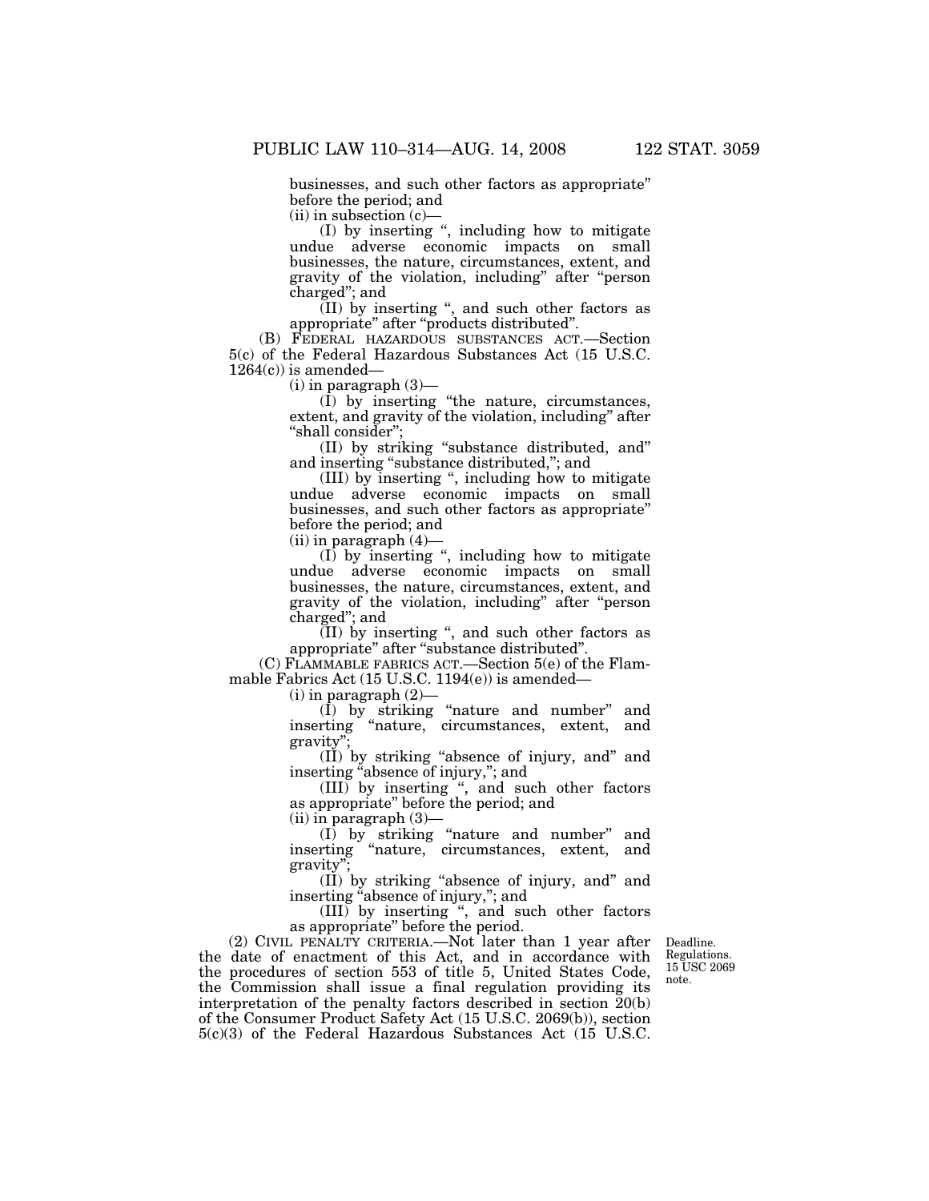businesses, and such other factors as appropriate" before the period; and

(ii) in subsection (c)—

(I) by inserting ", including how to mitigate undue adverse economic impacts on small businesses, the nature, circumstances, extent, and gravity of the violation, including" after "person charged"; and

(II) by inserting ", and such other factors as appropriate" after "products distributed".

(B) FEDERAL HAZARDOUS SUBSTANCES ACT.—Section 5(c) of the Federal Hazardous Substances Act (15 U.S.C. 1264(c)) is amended—

(i) in paragraph (3)—

(I) by inserting "the nature, circumstances, extent, and gravity of the violation, including" after "shall consider";

(II) by striking "substance distributed, and" and inserting "substance distributed,"; and

(III) by inserting ", including how to mitigate undue adverse economic impacts on small businesses, and such other factors as appropriate" before the period; and

(ii) in paragraph (4)—

(I) by inserting ", including how to mitigate undue adverse economic impacts on small businesses, the nature, circumstances, extent, and gravity of the violation, including" after "person charged"; and

(II) by inserting ", and such other factors as appropriate" after "substance distributed".

(C) FLAMMABLE FABRICS ACT.—Section 5(e) of the Flammable Fabrics Act (15 U.S.C. 1194(e)) is amended—

(i) in paragraph (2)—

(I) by striking "nature and number" and inserting "nature, circumstances, extent, and gravity";

(II) by striking "absence of injury, and" and inserting "absence of injury,"; and

(III) by inserting ", and such other factors as appropriate" before the period; and

(ii) in paragraph (3)—

(I) by striking "nature and number" and inserting "nature, circumstances, extent, and gravity";

(II) by striking "absence of injury, and" and inserting "absence of injury,"; and

(III) by inserting ", and such other factors as appropriate" before the period.

Deadline. Regulations. 15 USC 2069 note.

(2) CIVIL PENALTY CRITERIA.—Not later than 1 year after the date of enactment of this Act, and in accordance with the procedures of section 553 of title 5, United States Code, the Commission shall issue a final regulation providing its interpretation of the penalty factors described in section 20(b) of the Consumer Product Safety Act (15 U.S.C. 2069(b)), section 5(c)(3) of the Federal Hazardous Substances Act (15 U.S.C.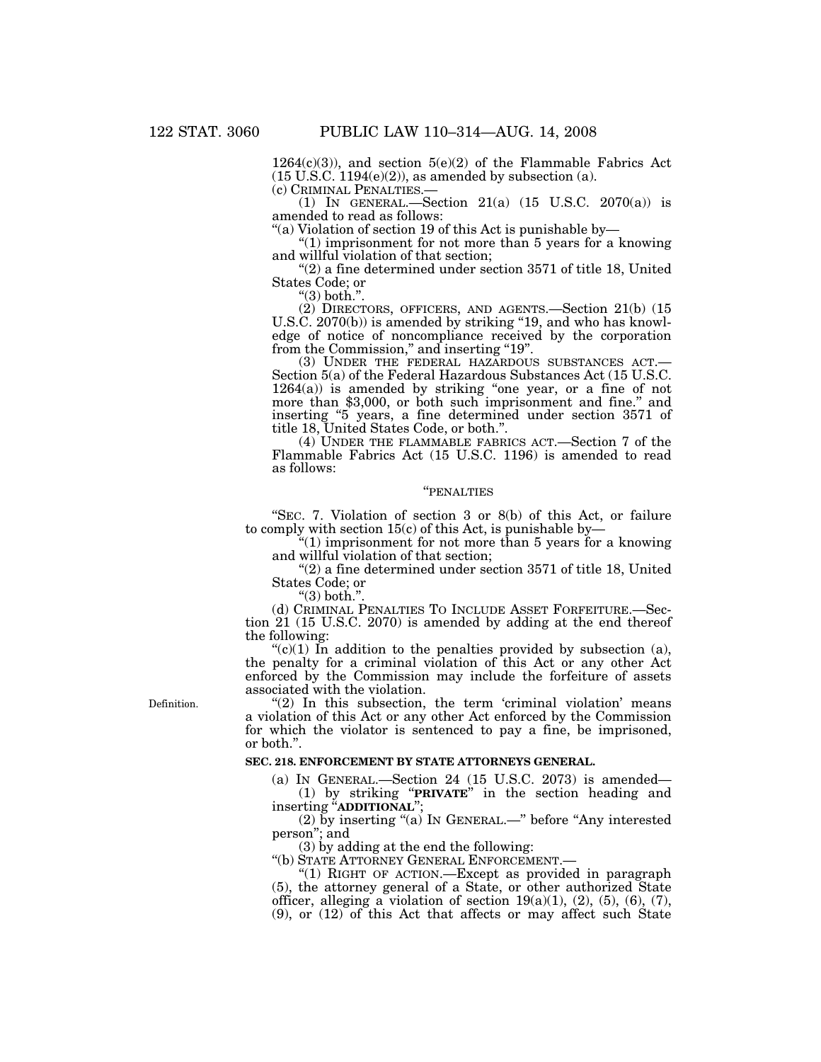1264(c)(3)), and section 5(e)(2) of the Flammable Fabrics Act (15 U.S.C. 1194(e)(2)), as amended by subsection (a).

(c) CRIMINAL PENALTIES.—

(1) IN GENERAL.—Section 21(a) (15 U.S.C. 2070(a)) is amended to read as follows:

"(a) Violation of section 19 of this Act is punishable by—

"(1) imprisonment for not more than 5 years for a knowing and willful violation of that section;

"(2) a fine determined under section 3571 of title 18, United States Code; or

"(3) both.".

(2) DIRECTORS, OFFICERS, AND AGENTS.—Section 21(b) (15 U.S.C. 2070(b)) is amended by striking "19, and who has knowledge of notice of noncompliance received by the corporation from the Commission," and inserting "19".

(3) UNDER THE FEDERAL HAZARDOUS SUBSTANCES ACT.—Section 5(a) of the Federal Hazardous Substances Act (15 U.S.C. 1264(a)) is amended by striking "one year, or a fine of not more than $3,000, or both such imprisonment and fine." and inserting "5 years, a fine determined under section 3571 of title 18, United States Code, or both.".

(4) UNDER THE FLAMMABLE FABRICS ACT.—Section 7 of the Flammable Fabrics Act (15 U.S.C. 1196) is amended to read as follows:

"PENALTIES

"SEC. 7. Violation of section 3 or 8(b) of this Act, or failure to comply with section 15(c) of this Act, is punishable by—

"(1) imprisonment for not more than 5 years for a knowing and willful violation of that section;

"(2) a fine determined under section 3571 of title 18, United States Code; or

"(3) both.".

(d) CRIMINAL PENALTIES TO INCLUDE ASSET FORFEITURE.—Section 21 (15 U.S.C. 2070) is amended by adding at the end thereof the following:

"(c)(1) In addition to the penalties provided by subsection (a), the penalty for a criminal violation of this Act or any other Act enforced by the Commission may include the forfeiture of assets associated with the violation.

Definition.

"(2) In this subsection, the term 'criminal violation' means a violation of this Act or any other Act enforced by the Commission for which the violator is sentenced to pay a fine, be imprisoned, or both.".

### SEC. 218. ENFORCEMENT BY STATE ATTORNEYS GENERAL.

(a) IN GENERAL.—Section 24 (15 U.S.C. 2073) is amended—

(1) by striking "**PRIVATE**" in the section heading and inserting "**ADDITIONAL**";

(2) by inserting "(a) IN GENERAL.—" before "Any interested person"; and

(3) by adding at the end the following:

"(b) STATE ATTORNEY GENERAL ENFORCEMENT.—

"(1) RIGHT OF ACTION.—Except as provided in paragraph (5), the attorney general of a State, or other authorized State officer, alleging a violation of section 19(a)(1), (2), (5), (6), (7), (9), or (12) of this Act that affects or may affect such State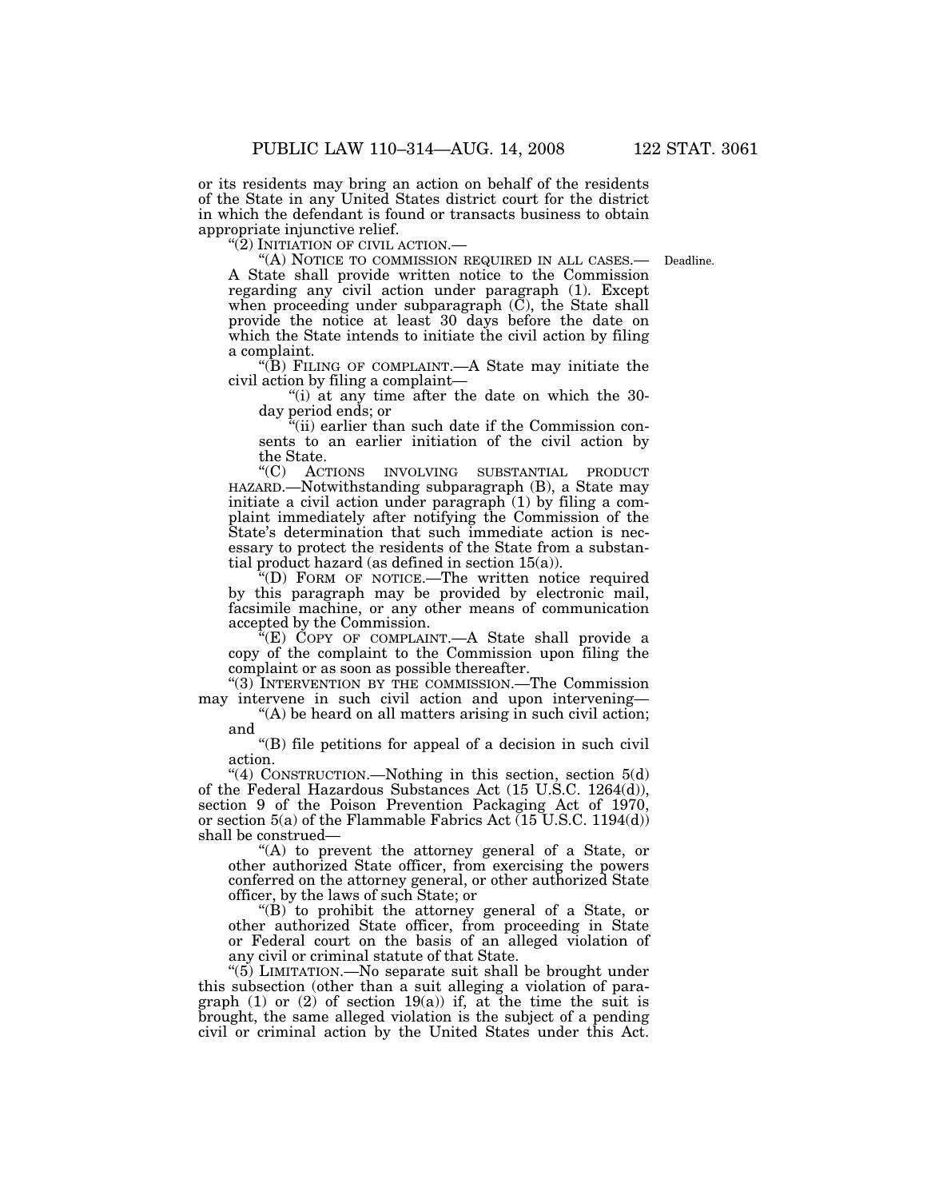or its residents may bring an action on behalf of the residents of the State in any United States district court for the district in which the defendant is found or transacts business to obtain appropriate injunctive relief.

"(2) INITIATION OF CIVIL ACTION.—

"(A) NOTICE TO COMMISSION REQUIRED IN ALL CASES.— A State shall provide written notice to the Commission regarding any civil action under paragraph (1). Except when proceeding under subparagraph (C), the State shall provide the notice at least 30 days before the date on which the State intends to initiate the civil action by filing a complaint.

Deadline.

"(B) FILING OF COMPLAINT.—A State may initiate the civil action by filing a complaint—

"(i) at any time after the date on which the 30-day period ends; or

"(ii) earlier than such date if the Commission consents to an earlier initiation of the civil action by the State.

"(C) ACTIONS INVOLVING SUBSTANTIAL PRODUCT HAZARD.—Notwithstanding subparagraph (B), a State may initiate a civil action under paragraph (1) by filing a complaint immediately after notifying the Commission of the State's determination that such immediate action is necessary to protect the residents of the State from a substantial product hazard (as defined in section 15(a)).

"(D) FORM OF NOTICE.—The written notice required by this paragraph may be provided by electronic mail, facsimile machine, or any other means of communication accepted by the Commission.

"(E) COPY OF COMPLAINT.—A State shall provide a copy of the complaint to the Commission upon filing the complaint or as soon as possible thereafter.

"(3) INTERVENTION BY THE COMMISSION.—The Commission may intervene in such civil action and upon intervening—

"(A) be heard on all matters arising in such civil action; and

"(B) file petitions for appeal of a decision in such civil action.

"(4) CONSTRUCTION.—Nothing in this section, section 5(d) of the Federal Hazardous Substances Act (15 U.S.C. 1264(d)), section 9 of the Poison Prevention Packaging Act of 1970, or section 5(a) of the Flammable Fabrics Act (15 U.S.C. 1194(d)) shall be construed—

"(A) to prevent the attorney general of a State, or other authorized State officer, from exercising the powers conferred on the attorney general, or other authorized State officer, by the laws of such State; or

"(B) to prohibit the attorney general of a State, or other authorized State officer, from proceeding in State or Federal court on the basis of an alleged violation of any civil or criminal statute of that State.

"(5) LIMITATION.—No separate suit shall be brought under this subsection (other than a suit alleging a violation of paragraph (1) or (2) of section 19(a)) if, at the time the suit is brought, the same alleged violation is the subject of a pending civil or criminal action by the United States under this Act.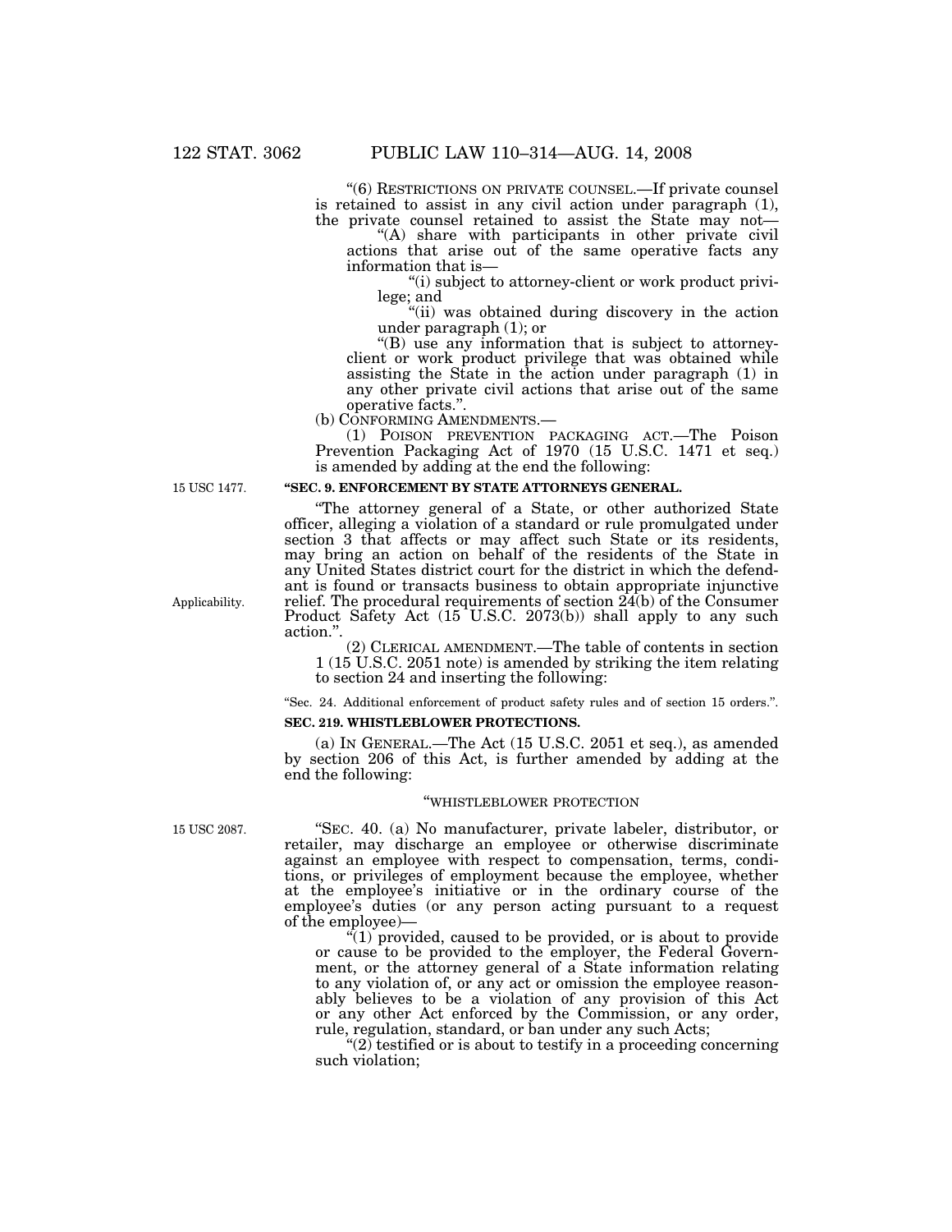"(6) RESTRICTIONS ON PRIVATE COUNSEL.—If private counsel is retained to assist in any civil action under paragraph (1), the private counsel retained to assist the State may not—

"(A) share with participants in other private civil actions that arise out of the same operative facts any information that is—

"(i) subject to attorney-client or work product privilege; and

"(ii) was obtained during discovery in the action under paragraph (1); or

"(B) use any information that is subject to attorney-client or work product privilege that was obtained while assisting the State in the action under paragraph (1) in any other private civil actions that arise out of the same operative facts.".

(b) CONFORMING AMENDMENTS.—

(1) POISON PREVENTION PACKAGING ACT.—The Poison Prevention Packaging Act of 1970 (15 U.S.C. 1471 et seq.) is amended by adding at the end the following:

15 USC 1477.

**"SEC. 9. ENFORCEMENT BY STATE ATTORNEYS GENERAL.**

"The attorney general of a State, or other authorized State officer, alleging a violation of a standard or rule promulgated under section 3 that affects or may affect such State or its residents, may bring an action on behalf of the residents of the State in any United States district court for the district in which the defendant is found or transacts business to obtain appropriate injunctive relief. The procedural requirements of section 24(b) of the Consumer Product Safety Act (15 U.S.C. 2073(b)) shall apply to any such action.".

Applicability.

(2) CLERICAL AMENDMENT.—The table of contents in section 1 (15 U.S.C. 2051 note) is amended by striking the item relating to section 24 and inserting the following:

"Sec. 24. Additional enforcement of product safety rules and of section 15 orders.".

**SEC. 219. WHISTLEBLOWER PROTECTIONS.**

(a) IN GENERAL.—The Act (15 U.S.C. 2051 et seq.), as amended by section 206 of this Act, is further amended by adding at the end the following:

"WHISTLEBLOWER PROTECTION

15 USC 2087.

"SEC. 40. (a) No manufacturer, private labeler, distributor, or retailer, may discharge an employee or otherwise discriminate against an employee with respect to compensation, terms, conditions, or privileges of employment because the employee, whether at the employee's initiative or in the ordinary course of the employee's duties (or any person acting pursuant to a request of the employee)—

"(1) provided, caused to be provided, or is about to provide or cause to be provided to the employer, the Federal Government, or the attorney general of a State information relating to any violation of, or any act or omission the employee reasonably believes to be a violation of any provision of this Act or any other Act enforced by the Commission, or any order, rule, regulation, standard, or ban under any such Acts;

"(2) testified or is about to testify in a proceeding concerning such violation;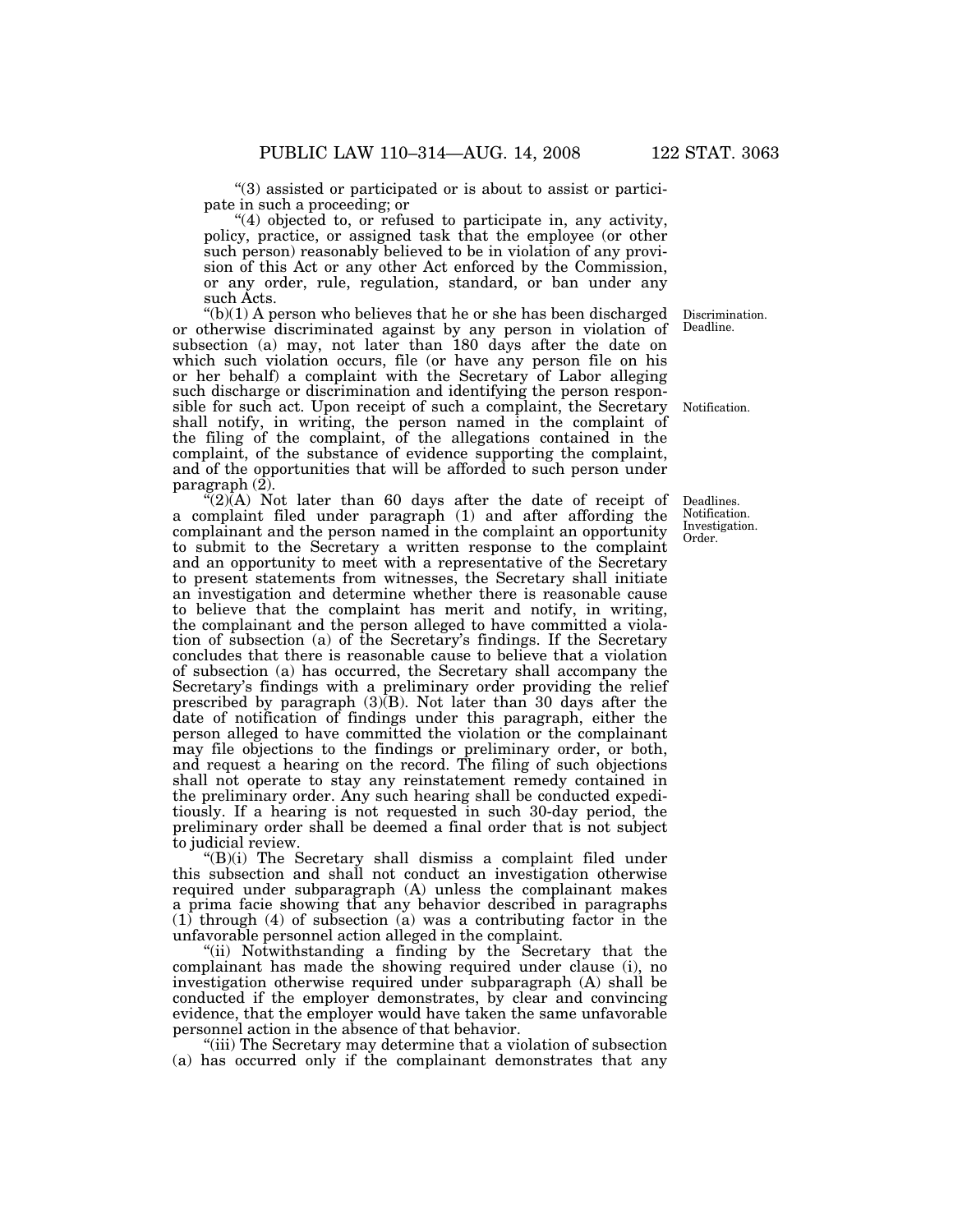"(3) assisted or participated or is about to assist or participate in such a proceeding; or

"(4) objected to, or refused to participate in, any activity, policy, practice, or assigned task that the employee (or other such person) reasonably believed to be in violation of any provision of this Act or any other Act enforced by the Commission, or any order, rule, regulation, standard, or ban under any such Acts.

Discrimination. Deadline.

"(b)(1) A person who believes that he or she has been discharged or otherwise discriminated against by any person in violation of subsection (a) may, not later than 180 days after the date on which such violation occurs, file (or have any person file on his or her behalf) a complaint with the Secretary of Labor alleging such discharge or discrimination and identifying the person responsible for such act. Upon receipt of such a complaint, the Secretary shall notify, in writing, the person named in the complaint of the filing of the complaint, of the allegations contained in the complaint, of the substance of evidence supporting the complaint, and of the opportunities that will be afforded to such person under paragraph (2).

Notification.

Deadlines. Notification. Investigation. Order.

"(2)(A) Not later than 60 days after the date of receipt of a complaint filed under paragraph (1) and after affording the complainant and the person named in the complaint an opportunity to submit to the Secretary a written response to the complaint and an opportunity to meet with a representative of the Secretary to present statements from witnesses, the Secretary shall initiate an investigation and determine whether there is reasonable cause to believe that the complaint has merit and notify, in writing, the complainant and the person alleged to have committed a violation of subsection (a) of the Secretary's findings. If the Secretary concludes that there is reasonable cause to believe that a violation of subsection (a) has occurred, the Secretary shall accompany the Secretary's findings with a preliminary order providing the relief prescribed by paragraph (3)(B). Not later than 30 days after the date of notification of findings under this paragraph, either the person alleged to have committed the violation or the complainant may file objections to the findings or preliminary order, or both, and request a hearing on the record. The filing of such objections shall not operate to stay any reinstatement remedy contained in the preliminary order. Any such hearing shall be conducted expeditiously. If a hearing is not requested in such 30-day period, the preliminary order shall be deemed a final order that is not subject to judicial review.

"(B)(i) The Secretary shall dismiss a complaint filed under this subsection and shall not conduct an investigation otherwise required under subparagraph (A) unless the complainant makes a prima facie showing that any behavior described in paragraphs (1) through (4) of subsection (a) was a contributing factor in the unfavorable personnel action alleged in the complaint.

"(ii) Notwithstanding a finding by the Secretary that the complainant has made the showing required under clause (i), no investigation otherwise required under subparagraph (A) shall be conducted if the employer demonstrates, by clear and convincing evidence, that the employer would have taken the same unfavorable personnel action in the absence of that behavior.

"(iii) The Secretary may determine that a violation of subsection (a) has occurred only if the complainant demonstrates that any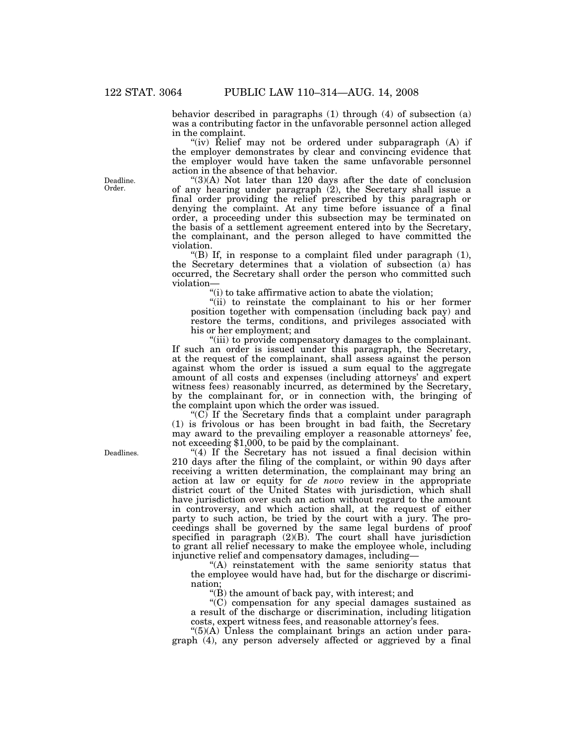behavior described in paragraphs (1) through (4) of subsection (a) was a contributing factor in the unfavorable personnel action alleged in the complaint.

"(iv) Relief may not be ordered under subparagraph (A) if the employer demonstrates by clear and convincing evidence that the employer would have taken the same unfavorable personnel action in the absence of that behavior.

Deadline. Order.

"(3)(A) Not later than 120 days after the date of conclusion of any hearing under paragraph (2), the Secretary shall issue a final order providing the relief prescribed by this paragraph or denying the complaint. At any time before issuance of a final order, a proceeding under this subsection may be terminated on the basis of a settlement agreement entered into by the Secretary, the complainant, and the person alleged to have committed the violation.

"(B) If, in response to a complaint filed under paragraph (1), the Secretary determines that a violation of subsection (a) has occurred, the Secretary shall order the person who committed such violation—

"(i) to take affirmative action to abate the violation;

"(ii) to reinstate the complainant to his or her former position together with compensation (including back pay) and restore the terms, conditions, and privileges associated with his or her employment; and

"(iii) to provide compensatory damages to the complainant.

If such an order is issued under this paragraph, the Secretary, at the request of the complainant, shall assess against the person against whom the order is issued a sum equal to the aggregate amount of all costs and expenses (including attorneys' and expert witness fees) reasonably incurred, as determined by the Secretary, by the complainant for, or in connection with, the bringing of the complaint upon which the order was issued.

"(C) If the Secretary finds that a complaint under paragraph (1) is frivolous or has been brought in bad faith, the Secretary may award to the prevailing employer a reasonable attorneys' fee, not exceeding $1,000, to be paid by the complainant.

Deadlines.

"(4) If the Secretary has not issued a final decision within 210 days after the filing of the complaint, or within 90 days after receiving a written determination, the complainant may bring an action at law or equity for *de novo* review in the appropriate district court of the United States with jurisdiction, which shall have jurisdiction over such an action without regard to the amount in controversy, and which action shall, at the request of either party to such action, be tried by the court with a jury. The proceedings shall be governed by the same legal burdens of proof specified in paragraph (2)(B). The court shall have jurisdiction to grant all relief necessary to make the employee whole, including injunctive relief and compensatory damages, including—

"(A) reinstatement with the same seniority status that the employee would have had, but for the discharge or discrimination;

"(B) the amount of back pay, with interest; and

"(C) compensation for any special damages sustained as a result of the discharge or discrimination, including litigation costs, expert witness fees, and reasonable attorney's fees.

"(5)(A) Unless the complainant brings an action under paragraph (4), any person adversely affected or aggrieved by a final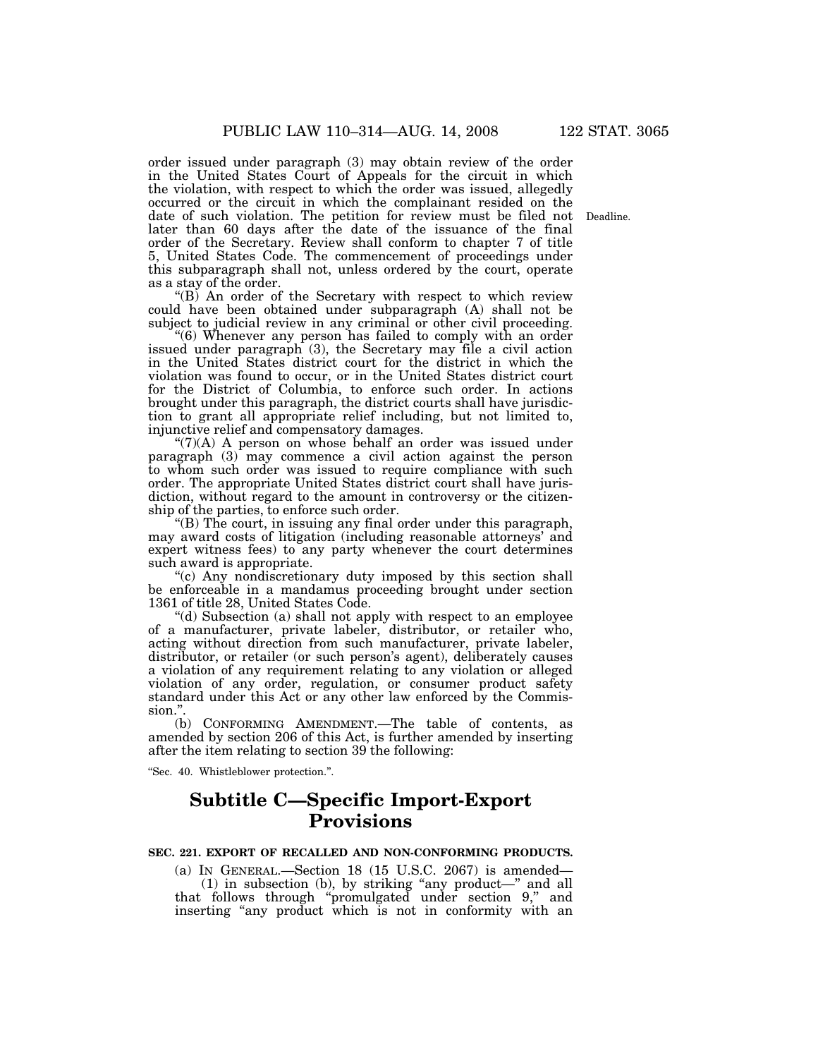order issued under paragraph (3) may obtain review of the order in the United States Court of Appeals for the circuit in which the violation, with respect to which the order was issued, allegedly occurred or the circuit in which the complainant resided on the date of such violation. The petition for review must be filed not later than 60 days after the date of the issuance of the final order of the Secretary. Review shall conform to chapter 7 of title 5, United States Code. The commencement of proceedings under this subparagraph shall not, unless ordered by the court, operate as a stay of the order.

Deadline.

"(B) An order of the Secretary with respect to which review could have been obtained under subparagraph (A) shall not be subject to judicial review in any criminal or other civil proceeding.

"(6) Whenever any person has failed to comply with an order issued under paragraph (3), the Secretary may file a civil action in the United States district court for the district in which the violation was found to occur, or in the United States district court for the District of Columbia, to enforce such order. In actions brought under this paragraph, the district courts shall have jurisdiction to grant all appropriate relief including, but not limited to, injunctive relief and compensatory damages.

"(7)(A) A person on whose behalf an order was issued under paragraph (3) may commence a civil action against the person to whom such order was issued to require compliance with such order. The appropriate United States district court shall have jurisdiction, without regard to the amount in controversy or the citizenship of the parties, to enforce such order.

"(B) The court, in issuing any final order under this paragraph, may award costs of litigation (including reasonable attorneys' and expert witness fees) to any party whenever the court determines such award is appropriate.

"(c) Any nondiscretionary duty imposed by this section shall be enforceable in a mandamus proceeding brought under section 1361 of title 28, United States Code.

"(d) Subsection (a) shall not apply with respect to an employee of a manufacturer, private labeler, distributor, or retailer who, acting without direction from such manufacturer, private labeler, distributor, or retailer (or such person's agent), deliberately causes a violation of any requirement relating to any violation or alleged violation of any order, regulation, or consumer product safety standard under this Act or any other law enforced by the Commission.".

(b) CONFORMING AMENDMENT.—The table of contents, as amended by section 206 of this Act, is further amended by inserting after the item relating to section 39 the following:

"Sec. 40. Whistleblower protection.".

## Subtitle C—Specific Import-Export Provisions

**SEC. 221. EXPORT OF RECALLED AND NON-CONFORMING PRODUCTS.**

(a) IN GENERAL.—Section 18 (15 U.S.C. 2067) is amended—

(1) in subsection (b), by striking "any product—" and all that follows through "promulgated under section 9," and inserting "any product which is not in conformity with an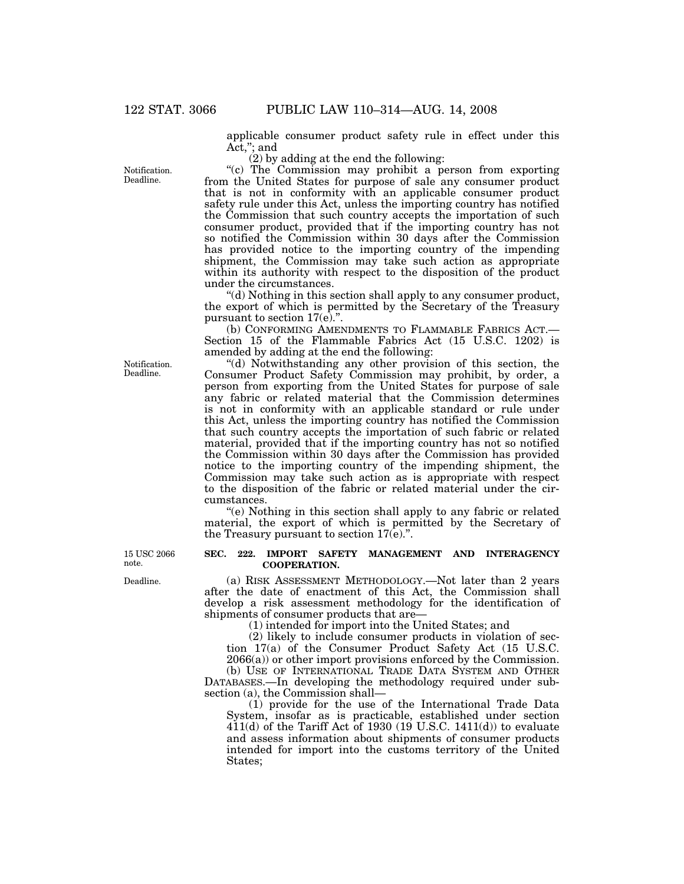applicable consumer product safety rule in effect under this Act,"; and

(2) by adding at the end the following:

Notification. Deadline.

"(c) The Commission may prohibit a person from exporting from the United States for purpose of sale any consumer product that is not in conformity with an applicable consumer product safety rule under this Act, unless the importing country has notified the Commission that such country accepts the importation of such consumer product, provided that if the importing country has not so notified the Commission within 30 days after the Commission has provided notice to the importing country of the impending shipment, the Commission may take such action as appropriate within its authority with respect to the disposition of the product under the circumstances.

"(d) Nothing in this section shall apply to any consumer product, the export of which is permitted by the Secretary of the Treasury pursuant to section 17(e).".

(b) CONFORMING AMENDMENTS TO FLAMMABLE FABRICS ACT.—Section 15 of the Flammable Fabrics Act (15 U.S.C. 1202) is amended by adding at the end the following:

Notification. Deadline.

"(d) Notwithstanding any other provision of this section, the Consumer Product Safety Commission may prohibit, by order, a person from exporting from the United States for purpose of sale any fabric or related material that the Commission determines is not in conformity with an applicable standard or rule under this Act, unless the importing country has notified the Commission that such country accepts the importation of such fabric or related material, provided that if the importing country has not so notified the Commission within 30 days after the Commission has provided notice to the importing country of the impending shipment, the Commission may take such action as is appropriate with respect to the disposition of the fabric or related material under the circumstances.

"(e) Nothing in this section shall apply to any fabric or related material, the export of which is permitted by the Secretary of the Treasury pursuant to section 17(e).".

15 USC 2066 note.

**SEC. 222. IMPORT SAFETY MANAGEMENT AND INTERAGENCY COOPERATION.**

Deadline.

(a) RISK ASSESSMENT METHODOLOGY.—Not later than 2 years after the date of enactment of this Act, the Commission shall develop a risk assessment methodology for the identification of shipments of consumer products that are—

(1) intended for import into the United States; and

(2) likely to include consumer products in violation of section 17(a) of the Consumer Product Safety Act (15 U.S.C. 2066(a)) or other import provisions enforced by the Commission.

(b) USE OF INTERNATIONAL TRADE DATA SYSTEM AND OTHER DATABASES.—In developing the methodology required under subsection (a), the Commission shall—

(1) provide for the use of the International Trade Data System, insofar as is practicable, established under section 411(d) of the Tariff Act of 1930 (19 U.S.C. 1411(d)) to evaluate and assess information about shipments of consumer products intended for import into the customs territory of the United States;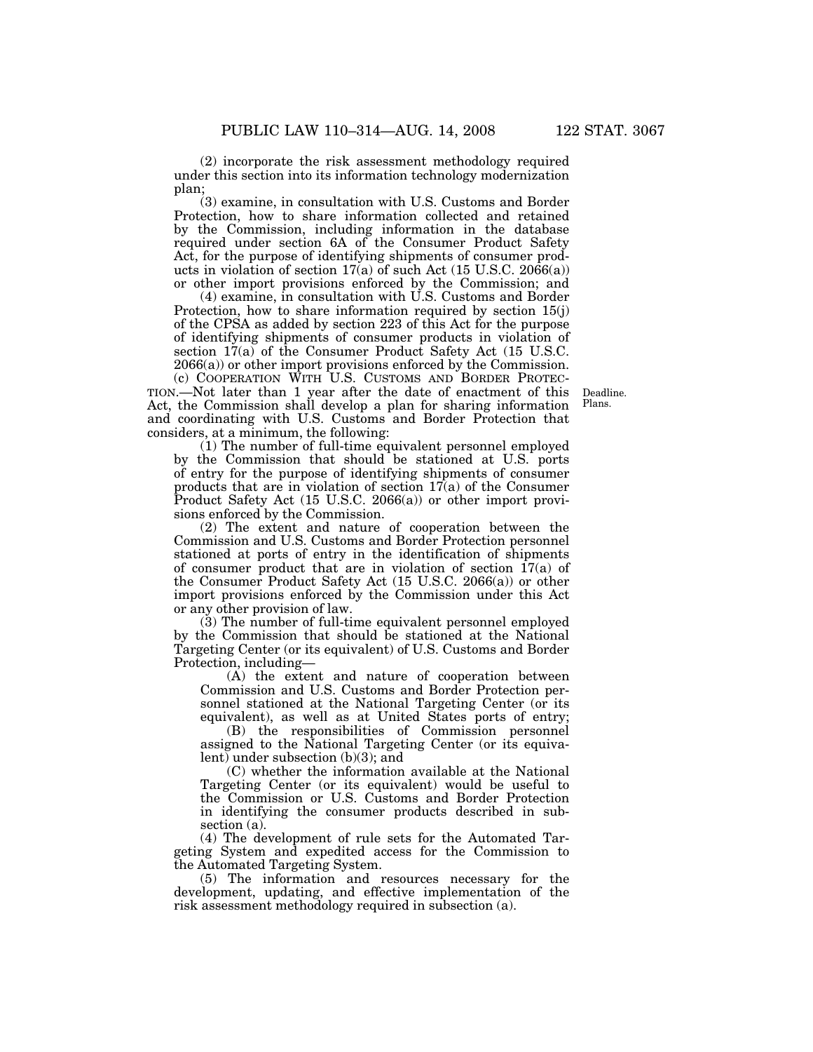(2) incorporate the risk assessment methodology required under this section into its information technology modernization plan;

(3) examine, in consultation with U.S. Customs and Border Protection, how to share information collected and retained by the Commission, including information in the database required under section 6A of the Consumer Product Safety Act, for the purpose of identifying shipments of consumer products in violation of section 17(a) of such Act (15 U.S.C. 2066(a)) or other import provisions enforced by the Commission; and

(4) examine, in consultation with U.S. Customs and Border Protection, how to share information required by section 15(j) of the CPSA as added by section 223 of this Act for the purpose of identifying shipments of consumer products in violation of section 17(a) of the Consumer Product Safety Act (15 U.S.C. 2066(a)) or other import provisions enforced by the Commission.

(c) COOPERATION WITH U.S. CUSTOMS AND BORDER PROTECTION.—Not later than 1 year after the date of enactment of this Act, the Commission shall develop a plan for sharing information and coordinating with U.S. Customs and Border Protection that considers, at a minimum, the following:

Deadline.
Plans.

(1) The number of full-time equivalent personnel employed by the Commission that should be stationed at U.S. ports of entry for the purpose of identifying shipments of consumer products that are in violation of section 17(a) of the Consumer Product Safety Act (15 U.S.C. 2066(a)) or other import provisions enforced by the Commission.

(2) The extent and nature of cooperation between the Commission and U.S. Customs and Border Protection personnel stationed at ports of entry in the identification of shipments of consumer product that are in violation of section 17(a) of the Consumer Product Safety Act (15 U.S.C. 2066(a)) or other import provisions enforced by the Commission under this Act or any other provision of law.

(3) The number of full-time equivalent personnel employed by the Commission that should be stationed at the National Targeting Center (or its equivalent) of U.S. Customs and Border Protection, including—

(A) the extent and nature of cooperation between Commission and U.S. Customs and Border Protection personnel stationed at the National Targeting Center (or its equivalent), as well as at United States ports of entry;

(B) the responsibilities of Commission personnel assigned to the National Targeting Center (or its equivalent) under subsection (b)(3); and

(C) whether the information available at the National Targeting Center (or its equivalent) would be useful to the Commission or U.S. Customs and Border Protection in identifying the consumer products described in subsection (a).

(4) The development of rule sets for the Automated Targeting System and expedited access for the Commission to the Automated Targeting System.

(5) The information and resources necessary for the development, updating, and effective implementation of the risk assessment methodology required in subsection (a).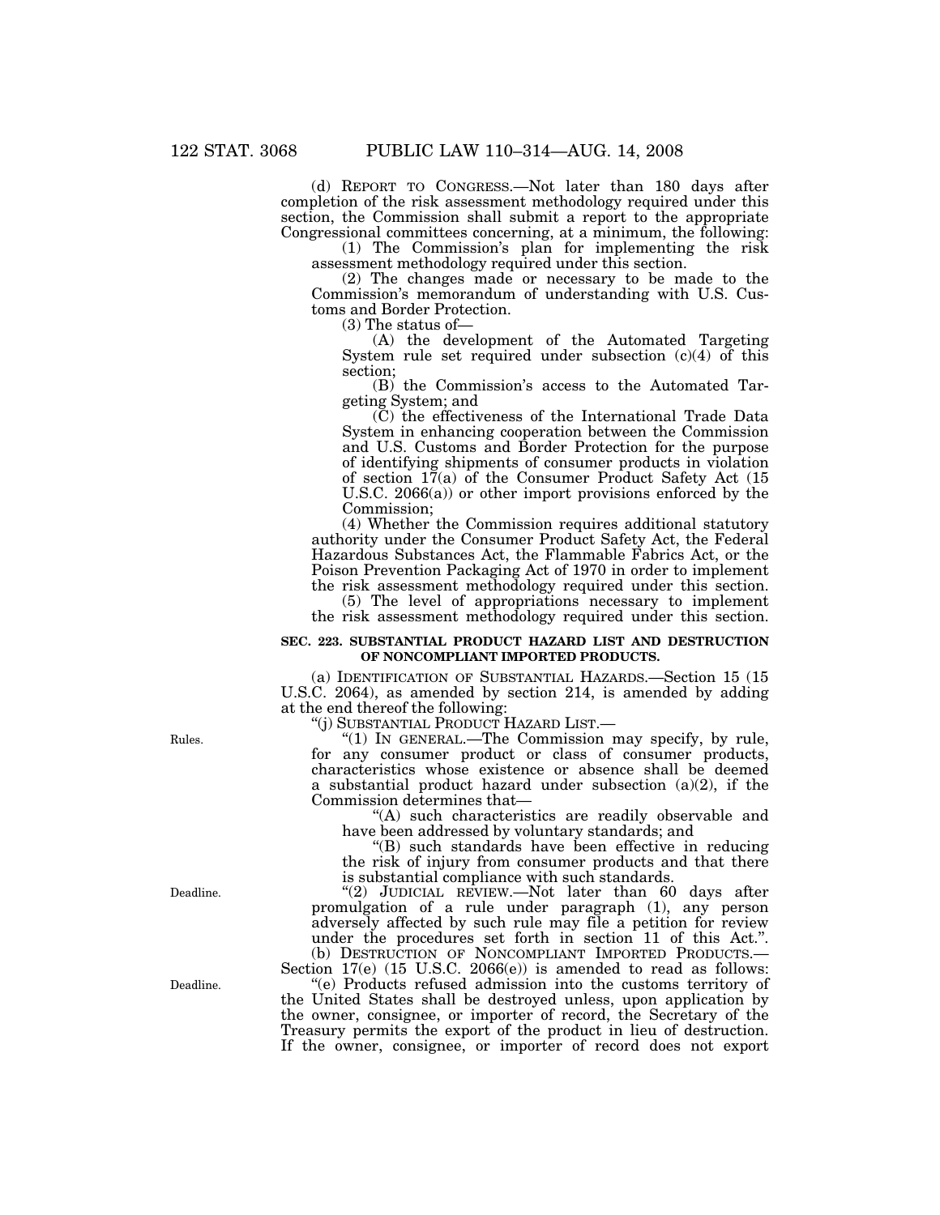(d) REPORT TO CONGRESS.—Not later than 180 days after completion of the risk assessment methodology required under this section, the Commission shall submit a report to the appropriate Congressional committees concerning, at a minimum, the following:

(1) The Commission's plan for implementing the risk assessment methodology required under this section.

(2) The changes made or necessary to be made to the Commission's memorandum of understanding with U.S. Customs and Border Protection.

(3) The status of—

(A) the development of the Automated Targeting System rule set required under subsection (c)(4) of this section;

(B) the Commission's access to the Automated Targeting System; and

(C) the effectiveness of the International Trade Data System in enhancing cooperation between the Commission and U.S. Customs and Border Protection for the purpose of identifying shipments of consumer products in violation of section 17(a) of the Consumer Product Safety Act (15 U.S.C. 2066(a)) or other import provisions enforced by the Commission;

(4) Whether the Commission requires additional statutory authority under the Consumer Product Safety Act, the Federal Hazardous Substances Act, the Flammable Fabrics Act, or the Poison Prevention Packaging Act of 1970 in order to implement the risk assessment methodology required under this section.

(5) The level of appropriations necessary to implement the risk assessment methodology required under this section.

**SEC. 223. SUBSTANTIAL PRODUCT HAZARD LIST AND DESTRUCTION OF NONCOMPLIANT IMPORTED PRODUCTS.**

(a) IDENTIFICATION OF SUBSTANTIAL HAZARDS.—Section 15 (15 U.S.C. 2064), as amended by section 214, is amended by adding at the end thereof the following:

"(j) SUBSTANTIAL PRODUCT HAZARD LIST.—

Rules.

"(1) IN GENERAL.—The Commission may specify, by rule, for any consumer product or class of consumer products, characteristics whose existence or absence shall be deemed a substantial product hazard under subsection (a)(2), if the Commission determines that—

"(A) such characteristics are readily observable and have been addressed by voluntary standards; and

"(B) such standards have been effective in reducing the risk of injury from consumer products and that there is substantial compliance with such standards.

Deadline.

"(2) JUDICIAL REVIEW.—Not later than 60 days after promulgation of a rule under paragraph (1), any person adversely affected by such rule may file a petition for review under the procedures set forth in section 11 of this Act.".

(b) DESTRUCTION OF NONCOMPLIANT IMPORTED PRODUCTS.—Section 17(e) (15 U.S.C. 2066(e)) is amended to read as follows:

Deadline.

"(e) Products refused admission into the customs territory of the United States shall be destroyed unless, upon application by the owner, consignee, or importer of record, the Secretary of the Treasury permits the export of the product in lieu of destruction. If the owner, consignee, or importer of record does not export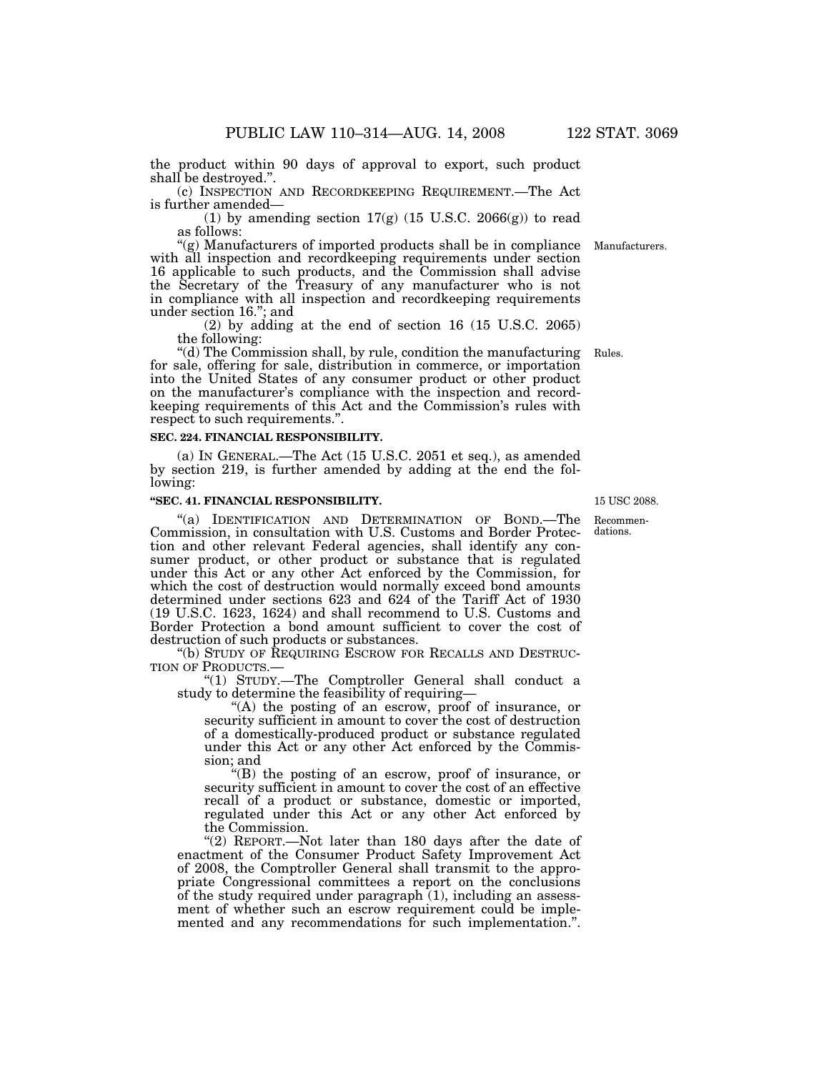the product within 90 days of approval to export, such product shall be destroyed.".

(c) INSPECTION AND RECORDKEEPING REQUIREMENT.—The Act is further amended—

(1) by amending section 17(g) (15 U.S.C. 2066(g)) to read as follows:

"(g) Manufacturers of imported products shall be in compliance with all inspection and recordkeeping requirements under section 16 applicable to such products, and the Commission shall advise the Secretary of the Treasury of any manufacturer who is not in compliance with all inspection and recordkeeping requirements under section 16."; and

Manufacturers.

(2) by adding at the end of section 16 (15 U.S.C. 2065) the following:

"(d) The Commission shall, by rule, condition the manufacturing for sale, offering for sale, distribution in commerce, or importation into the United States of any consumer product or other product on the manufacturer's compliance with the inspection and recordkeeping requirements of this Act and the Commission's rules with respect to such requirements.".

Rules.

**SEC. 224. FINANCIAL RESPONSIBILITY.**

(a) IN GENERAL.—The Act (15 U.S.C. 2051 et seq.), as amended by section 219, is further amended by adding at the end the following:

**"SEC. 41. FINANCIAL RESPONSIBILITY.**

15 USC 2088.

Recommendations.

"(a) IDENTIFICATION AND DETERMINATION OF BOND.—The Commission, in consultation with U.S. Customs and Border Protection and other relevant Federal agencies, shall identify any consumer product, or other product or substance that is regulated under this Act or any other Act enforced by the Commission, for which the cost of destruction would normally exceed bond amounts determined under sections 623 and 624 of the Tariff Act of 1930 (19 U.S.C. 1623, 1624) and shall recommend to U.S. Customs and Border Protection a bond amount sufficient to cover the cost of destruction of such products or substances.

"(b) STUDY OF REQUIRING ESCROW FOR RECALLS AND DESTRUCTION OF PRODUCTS.—

"(1) STUDY.—The Comptroller General shall conduct a study to determine the feasibility of requiring—

"(A) the posting of an escrow, proof of insurance, or security sufficient in amount to cover the cost of destruction of a domestically-produced product or substance regulated under this Act or any other Act enforced by the Commission; and

"(B) the posting of an escrow, proof of insurance, or security sufficient in amount to cover the cost of an effective recall of a product or substance, domestic or imported, regulated under this Act or any other Act enforced by the Commission.

"(2) REPORT.—Not later than 180 days after the date of enactment of the Consumer Product Safety Improvement Act of 2008, the Comptroller General shall transmit to the appropriate Congressional committees a report on the conclusions of the study required under paragraph (1), including an assessment of whether such an escrow requirement could be implemented and any recommendations for such implementation.".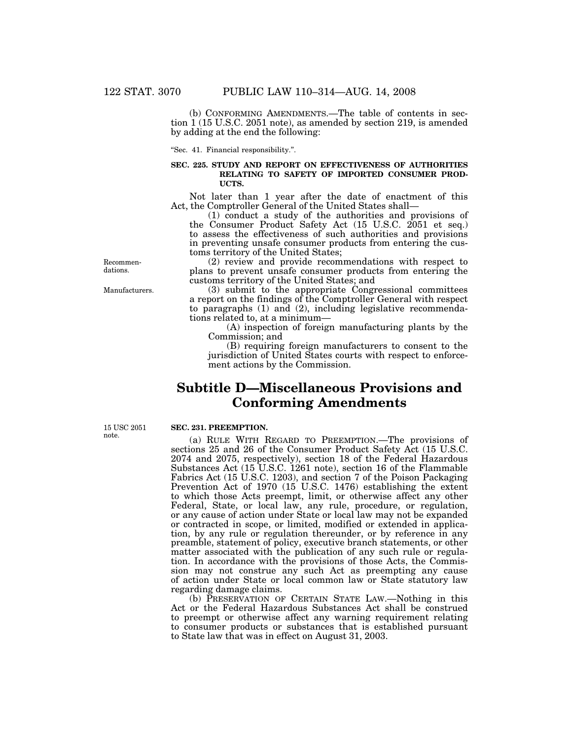(b) CONFORMING AMENDMENTS.—The table of contents in section 1 (15 U.S.C. 2051 note), as amended by section 219, is amended by adding at the end the following:

"Sec. 41. Financial responsibility.".

**SEC. 225. STUDY AND REPORT ON EFFECTIVENESS OF AUTHORITIES RELATING TO SAFETY OF IMPORTED CONSUMER PRODUCTS.**

Not later than 1 year after the date of enactment of this Act, the Comptroller General of the United States shall—

(1) conduct a study of the authorities and provisions of the Consumer Product Safety Act (15 U.S.C. 2051 et seq.) to assess the effectiveness of such authorities and provisions in preventing unsafe consumer products from entering the customs territory of the United States;

Recommendations.

(2) review and provide recommendations with respect to plans to prevent unsafe consumer products from entering the customs territory of the United States; and

Manufacturers.

(3) submit to the appropriate Congressional committees a report on the findings of the Comptroller General with respect to paragraphs (1) and (2), including legislative recommendations related to, at a minimum—

(A) inspection of foreign manufacturing plants by the Commission; and

(B) requiring foreign manufacturers to consent to the jurisdiction of United States courts with respect to enforcement actions by the Commission.

## Subtitle D—Miscellaneous Provisions and Conforming Amendments

15 USC 2051 note.

**SEC. 231. PREEMPTION.**

(a) RULE WITH REGARD TO PREEMPTION.—The provisions of sections 25 and 26 of the Consumer Product Safety Act (15 U.S.C. 2074 and 2075, respectively), section 18 of the Federal Hazardous Substances Act (15 U.S.C. 1261 note), section 16 of the Flammable Fabrics Act (15 U.S.C. 1203), and section 7 of the Poison Packaging Prevention Act of 1970 (15 U.S.C. 1476) establishing the extent to which those Acts preempt, limit, or otherwise affect any other Federal, State, or local law, any rule, procedure, or regulation, or any cause of action under State or local law may not be expanded or contracted in scope, or limited, modified or extended in application, by any rule or regulation thereunder, or by reference in any preamble, statement of policy, executive branch statements, or other matter associated with the publication of any such rule or regulation. In accordance with the provisions of those Acts, the Commission may not construe any such Act as preempting any cause of action under State or local common law or State statutory law regarding damage claims.

(b) PRESERVATION OF CERTAIN STATE LAW.—Nothing in this Act or the Federal Hazardous Substances Act shall be construed to preempt or otherwise affect any warning requirement relating to consumer products or substances that is established pursuant to State law that was in effect on August 31, 2003.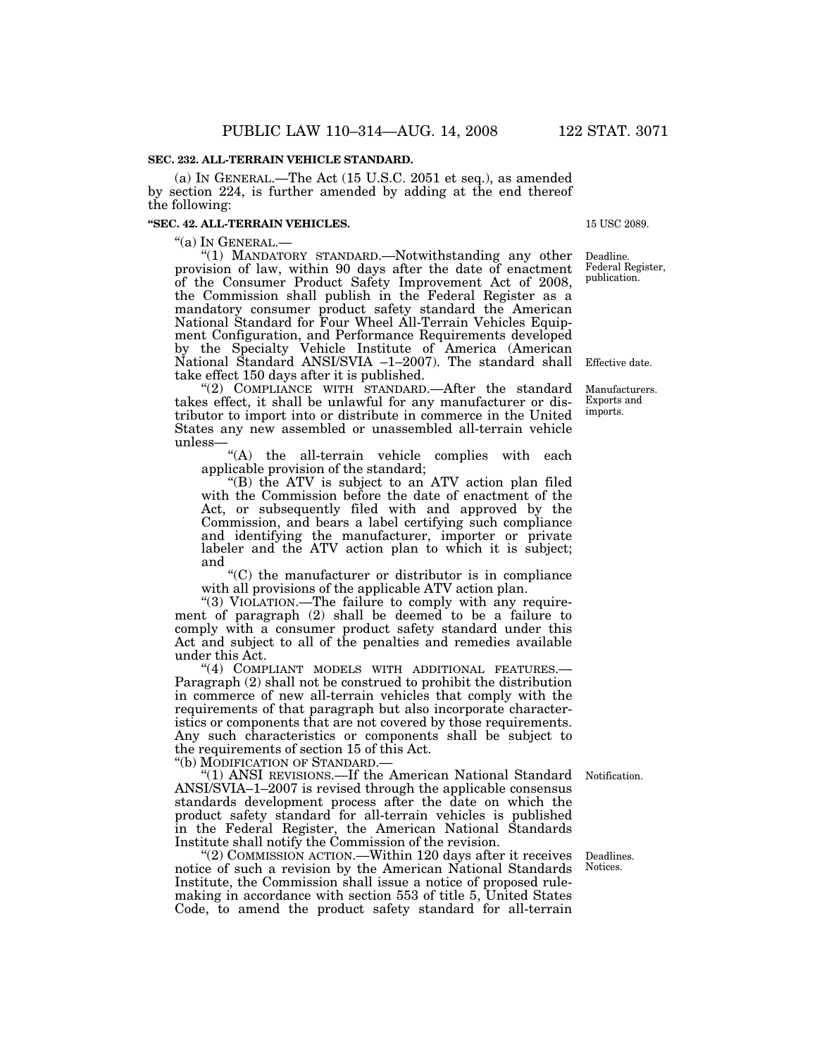**SEC. 232. ALL-TERRAIN VEHICLE STANDARD.**

(a) IN GENERAL.—The Act (15 U.S.C. 2051 et seq.), as amended by section 224, is further amended by adding at the end thereof the following:

**"SEC. 42. ALL-TERRAIN VEHICLES.**

15 USC 2089.

"(a) IN GENERAL.—

"(1) MANDATORY STANDARD.—Notwithstanding any other provision of law, within 90 days after the date of enactment of the Consumer Product Safety Improvement Act of 2008, the Commission shall publish in the Federal Register as a mandatory consumer product safety standard the American National Standard for Four Wheel All-Terrain Vehicles Equipment Configuration, and Performance Requirements developed by the Specialty Vehicle Institute of America (American National Standard ANSI/SVIA –1–2007). The standard shall take effect 150 days after it is published.

Deadline. Federal Register, publication.

Effective date.

"(2) COMPLIANCE WITH STANDARD.—After the standard takes effect, it shall be unlawful for any manufacturer or distributor to import into or distribute in commerce in the United States any new assembled or unassembled all-terrain vehicle unless—

Manufacturers. Exports and imports.

"(A) the all-terrain vehicle complies with each applicable provision of the standard;

"(B) the ATV is subject to an ATV action plan filed with the Commission before the date of enactment of the Act, or subsequently filed with and approved by the Commission, and bears a label certifying such compliance and identifying the manufacturer, importer or private labeler and the ATV action plan to which it is subject; and

"(C) the manufacturer or distributor is in compliance with all provisions of the applicable ATV action plan.

"(3) VIOLATION.—The failure to comply with any requirement of paragraph (2) shall be deemed to be a failure to comply with a consumer product safety standard under this Act and subject to all of the penalties and remedies available under this Act.

"(4) COMPLIANT MODELS WITH ADDITIONAL FEATURES.—Paragraph (2) shall not be construed to prohibit the distribution in commerce of new all-terrain vehicles that comply with the requirements of that paragraph but also incorporate characteristics or components that are not covered by those requirements. Any such characteristics or components shall be subject to the requirements of section 15 of this Act.

"(b) MODIFICATION OF STANDARD.—

"(1) ANSI REVISIONS.—If the American National Standard ANSI/SVIA–1–2007 is revised through the applicable consensus standards development process after the date on which the product safety standard for all-terrain vehicles is published in the Federal Register, the American National Standards Institute shall notify the Commission of the revision.

Notification.

"(2) COMMISSION ACTION.—Within 120 days after it receives notice of such a revision by the American National Standards Institute, the Commission shall issue a notice of proposed rulemaking in accordance with section 553 of title 5, United States Code, to amend the product safety standard for all-terrain

Deadlines. Notices.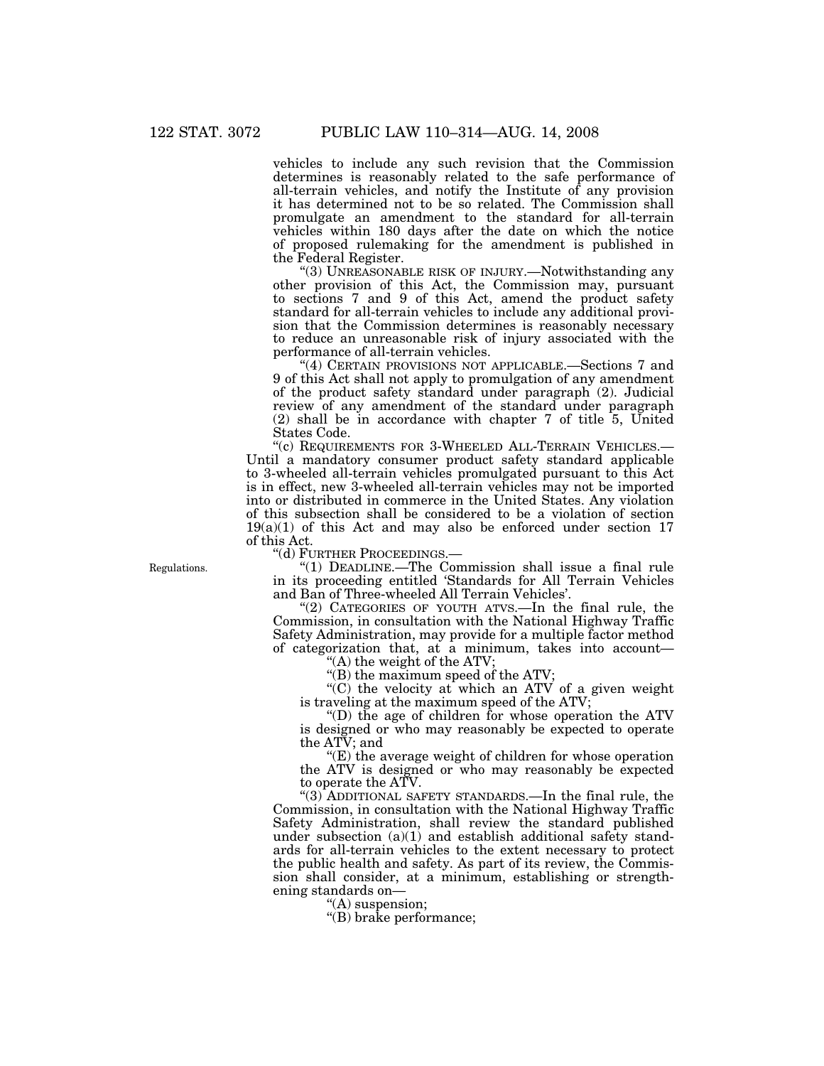vehicles to include any such revision that the Commission determines is reasonably related to the safe performance of all-terrain vehicles, and notify the Institute of any provision it has determined not to be so related. The Commission shall promulgate an amendment to the standard for all-terrain vehicles within 180 days after the date on which the notice of proposed rulemaking for the amendment is published in the Federal Register.

"(3) UNREASONABLE RISK OF INJURY.—Notwithstanding any other provision of this Act, the Commission may, pursuant to sections 7 and 9 of this Act, amend the product safety standard for all-terrain vehicles to include any additional provision that the Commission determines is reasonably necessary to reduce an unreasonable risk of injury associated with the performance of all-terrain vehicles.

"(4) CERTAIN PROVISIONS NOT APPLICABLE.—Sections 7 and 9 of this Act shall not apply to promulgation of any amendment of the product safety standard under paragraph (2). Judicial review of any amendment of the standard under paragraph (2) shall be in accordance with chapter 7 of title 5, United States Code.

"(c) REQUIREMENTS FOR 3-WHEELED ALL-TERRAIN VEHICLES.— Until a mandatory consumer product safety standard applicable to 3-wheeled all-terrain vehicles promulgated pursuant to this Act is in effect, new 3-wheeled all-terrain vehicles may not be imported into or distributed in commerce in the United States. Any violation of this subsection shall be considered to be a violation of section 19(a)(1) of this Act and may also be enforced under section 17 of this Act.

"(d) FURTHER PROCEEDINGS.—

Regulations.

"(1) DEADLINE.—The Commission shall issue a final rule in its proceeding entitled 'Standards for All Terrain Vehicles and Ban of Three-wheeled All Terrain Vehicles'.

"(2) CATEGORIES OF YOUTH ATVS.—In the final rule, the Commission, in consultation with the National Highway Traffic Safety Administration, may provide for a multiple factor method of categorization that, at a minimum, takes into account—

"(A) the weight of the ATV;

"(B) the maximum speed of the ATV;

"(C) the velocity at which an ATV of a given weight is traveling at the maximum speed of the ATV;

"(D) the age of children for whose operation the ATV is designed or who may reasonably be expected to operate the ATV; and

"(E) the average weight of children for whose operation the ATV is designed or who may reasonably be expected to operate the ATV.

"(3) ADDITIONAL SAFETY STANDARDS.—In the final rule, the Commission, in consultation with the National Highway Traffic Safety Administration, shall review the standard published under subsection (a)(1) and establish additional safety standards for all-terrain vehicles to the extent necessary to protect the public health and safety. As part of its review, the Commission shall consider, at a minimum, establishing or strengthening standards on—

"(A) suspension;

"(B) brake performance;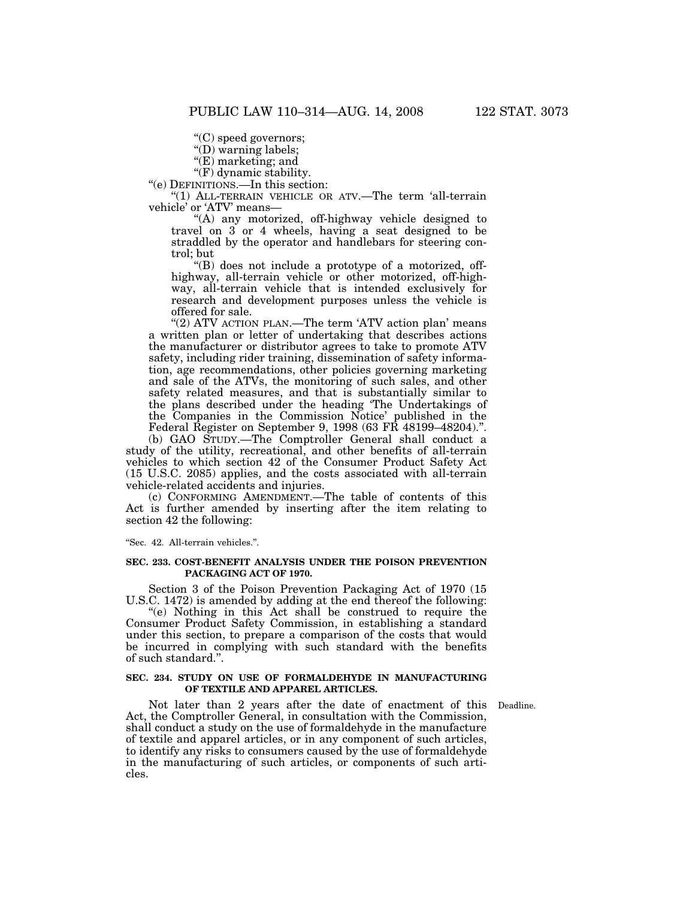"(C) speed governors;

"(D) warning labels;

"(E) marketing; and

"(F) dynamic stability.

"(e) DEFINITIONS.—In this section:

"(1) ALL-TERRAIN VEHICLE OR ATV.—The term 'all-terrain vehicle' or 'ATV' means—

"(A) any motorized, off-highway vehicle designed to travel on 3 or 4 wheels, having a seat designed to be straddled by the operator and handlebars for steering control; but

"(B) does not include a prototype of a motorized, off-highway, all-terrain vehicle or other motorized, off-highway, all-terrain vehicle that is intended exclusively for research and development purposes unless the vehicle is offered for sale.

"(2) ATV ACTION PLAN.—The term 'ATV action plan' means a written plan or letter of undertaking that describes actions the manufacturer or distributor agrees to take to promote ATV safety, including rider training, dissemination of safety information, age recommendations, other policies governing marketing and sale of the ATVs, the monitoring of such sales, and other safety related measures, and that is substantially similar to the plans described under the heading 'The Undertakings of the Companies in the Commission Notice' published in the Federal Register on September 9, 1998 (63 FR 48199–48204).".

(b) GAO STUDY.—The Comptroller General shall conduct a study of the utility, recreational, and other benefits of all-terrain vehicles to which section 42 of the Consumer Product Safety Act (15 U.S.C. 2085) applies, and the costs associated with all-terrain vehicle-related accidents and injuries.

(c) CONFORMING AMENDMENT.—The table of contents of this Act is further amended by inserting after the item relating to section 42 the following:

"Sec. 42. All-terrain vehicles.".

**SEC. 233. COST-BENEFIT ANALYSIS UNDER THE POISON PREVENTION PACKAGING ACT OF 1970.**

Section 3 of the Poison Prevention Packaging Act of 1970 (15 U.S.C. 1472) is amended by adding at the end thereof the following:

"(e) Nothing in this Act shall be construed to require the Consumer Product Safety Commission, in establishing a standard under this section, to prepare a comparison of the costs that would be incurred in complying with such standard with the benefits of such standard.".

**SEC. 234. STUDY ON USE OF FORMALDEHYDE IN MANUFACTURING OF TEXTILE AND APPAREL ARTICLES.**

Deadline.

Not later than 2 years after the date of enactment of this Act, the Comptroller General, in consultation with the Commission, shall conduct a study on the use of formaldehyde in the manufacture of textile and apparel articles, or in any component of such articles, to identify any risks to consumers caused by the use of formaldehyde in the manufacturing of such articles, or components of such articles.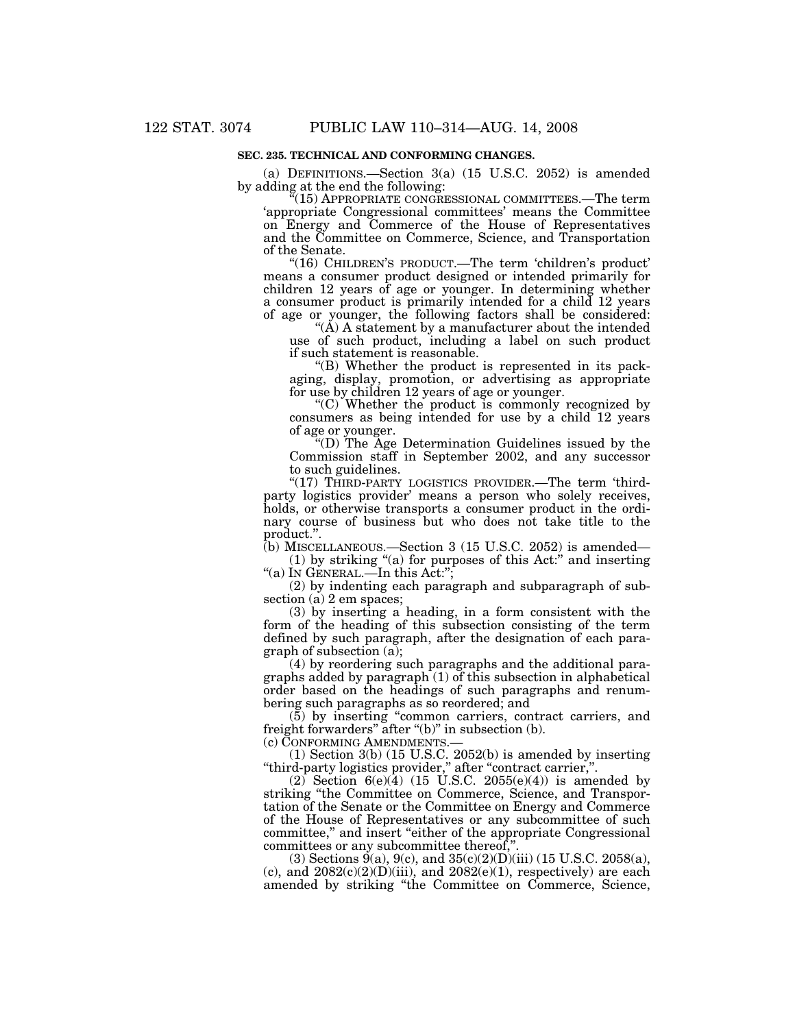**SEC. 235. TECHNICAL AND CONFORMING CHANGES.**

(a) DEFINITIONS.—Section 3(a) (15 U.S.C. 2052) is amended by adding at the end the following:

"(15) APPROPRIATE CONGRESSIONAL COMMITTEES.—The term 'appropriate Congressional committees' means the Committee on Energy and Commerce of the House of Representatives and the Committee on Commerce, Science, and Transportation of the Senate.

"(16) CHILDREN'S PRODUCT.—The term 'children's product' means a consumer product designed or intended primarily for children 12 years of age or younger. In determining whether a consumer product is primarily intended for a child 12 years of age or younger, the following factors shall be considered:

"(A) A statement by a manufacturer about the intended use of such product, including a label on such product if such statement is reasonable.

"(B) Whether the product is represented in its packaging, display, promotion, or advertising as appropriate for use by children 12 years of age or younger.

"(C) Whether the product is commonly recognized by consumers as being intended for use by a child 12 years of age or younger.

"(D) The Age Determination Guidelines issued by the Commission staff in September 2002, and any successor to such guidelines.

"(17) THIRD-PARTY LOGISTICS PROVIDER.—The term 'third-party logistics provider' means a person who solely receives, holds, or otherwise transports a consumer product in the ordinary course of business but who does not take title to the product.".

(b) MISCELLANEOUS.—Section 3 (15 U.S.C. 2052) is amended—

(1) by striking "(a) for purposes of this Act:" and inserting "(a) IN GENERAL.—In this Act:";

(2) by indenting each paragraph and subparagraph of subsection (a) 2 em spaces;

(3) by inserting a heading, in a form consistent with the form of the heading of this subsection consisting of the term defined by such paragraph, after the designation of each paragraph of subsection (a);

(4) by reordering such paragraphs and the additional paragraphs added by paragraph (1) of this subsection in alphabetical order based on the headings of such paragraphs and renumbering such paragraphs as so reordered; and

(5) by inserting "common carriers, contract carriers, and freight forwarders" after "(b)" in subsection (b).

(c) CONFORMING AMENDMENTS.—

(1) Section 3(b) (15 U.S.C. 2052(b) is amended by inserting "third-party logistics provider," after "contract carrier,".

(2) Section 6(e)(4) (15 U.S.C. 2055(e)(4)) is amended by striking "the Committee on Commerce, Science, and Transportation of the Senate or the Committee on Energy and Commerce of the House of Representatives or any subcommittee of such committee," and insert "either of the appropriate Congressional committees or any subcommittee thereof,".

(3) Sections 9(a), 9(c), and 35(c)(2)(D)(iii) (15 U.S.C. 2058(a), (c), and 2082(c)(2)(D)(iii), and 2082(e)(1), respectively) are each amended by striking "the Committee on Commerce, Science,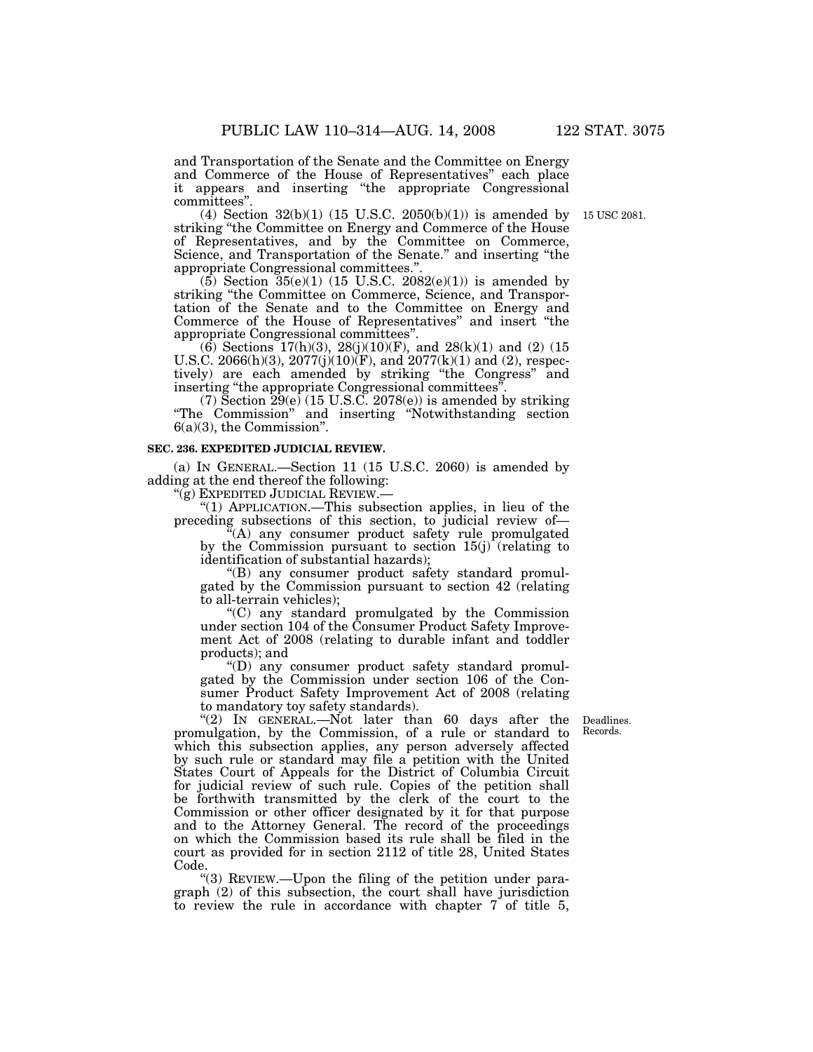and Transportation of the Senate and the Committee on Energy and Commerce of the House of Representatives" each place it appears and inserting "the appropriate Congressional committees".

(4) Section 32(b)(1) (15 U.S.C. 2050(b)(1)) is amended by striking "the Committee on Energy and Commerce of the House of Representatives, and by the Committee on Commerce, Science, and Transportation of the Senate." and inserting "the appropriate Congressional committees.".

15 USC 2081.

(5) Section 35(e)(1) (15 U.S.C. 2082(e)(1)) is amended by striking "the Committee on Commerce, Science, and Transportation of the Senate and to the Committee on Energy and Commerce of the House of Representatives" and insert "the appropriate Congressional committees".

(6) Sections 17(h)(3), 28(j)(10)(F), and 28(k)(1) and (2) (15 U.S.C. 2066(h)(3), 2077(j)(10)(F), and 2077(k)(1) and (2), respectively) are each amended by striking "the Congress" and inserting "the appropriate Congressional committees".

(7) Section 29(e) (15 U.S.C. 2078(e)) is amended by striking "The Commission" and inserting "Notwithstanding section 6(a)(3), the Commission".

**SEC. 236. EXPEDITED JUDICIAL REVIEW.**

(a) IN GENERAL.—Section 11 (15 U.S.C. 2060) is amended by adding at the end thereof the following:

"(g) EXPEDITED JUDICIAL REVIEW.—

"(1) APPLICATION.—This subsection applies, in lieu of the preceding subsections of this section, to judicial review of—

"(A) any consumer product safety rule promulgated by the Commission pursuant to section 15(j) (relating to identification of substantial hazards);

"(B) any consumer product safety standard promulgated by the Commission pursuant to section 42 (relating to all-terrain vehicles);

"(C) any standard promulgated by the Commission under section 104 of the Consumer Product Safety Improvement Act of 2008 (relating to durable infant and toddler products); and

"(D) any consumer product safety standard promulgated by the Commission under section 106 of the Consumer Product Safety Improvement Act of 2008 (relating to mandatory toy safety standards).

Deadlines. Records.

"(2) IN GENERAL.—Not later than 60 days after the promulgation, by the Commission, of a rule or standard to which this subsection applies, any person adversely affected by such rule or standard may file a petition with the United States Court of Appeals for the District of Columbia Circuit for judicial review of such rule. Copies of the petition shall be forthwith transmitted by the clerk of the court to the Commission or other officer designated by it for that purpose and to the Attorney General. The record of the proceedings on which the Commission based its rule shall be filed in the court as provided for in section 2112 of title 28, United States Code.

"(3) REVIEW.—Upon the filing of the petition under paragraph (2) of this subsection, the court shall have jurisdiction to review the rule in accordance with chapter 7 of title 5,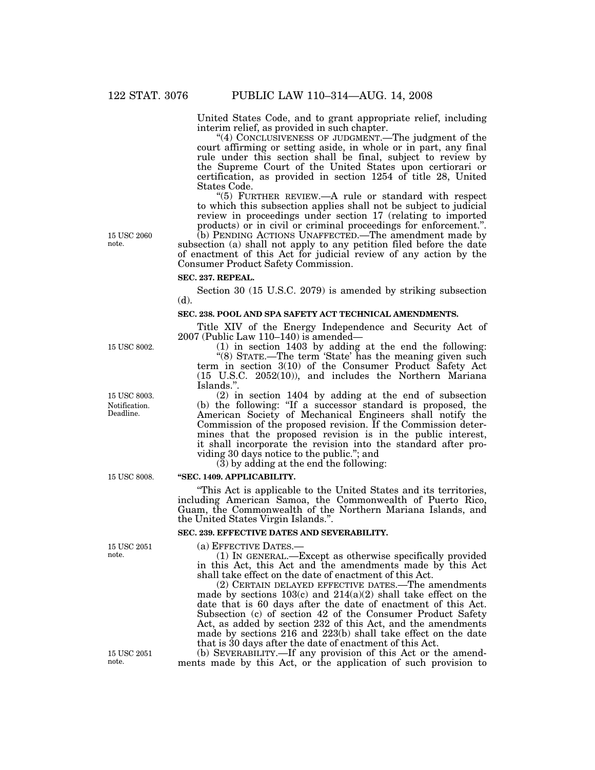United States Code, and to grant appropriate relief, including interim relief, as provided in such chapter.

"(4) CONCLUSIVENESS OF JUDGMENT.—The judgment of the court affirming or setting aside, in whole or in part, any final rule under this section shall be final, subject to review by the Supreme Court of the United States upon certiorari or certification, as provided in section 1254 of title 28, United States Code.

"(5) FURTHER REVIEW.—A rule or standard with respect to which this subsection applies shall not be subject to judicial review in proceedings under section 17 (relating to imported products) or in civil or criminal proceedings for enforcement.".

15 USC 2060 note.

(b) PENDING ACTIONS UNAFFECTED.—The amendment made by subsection (a) shall not apply to any petition filed before the date of enactment of this Act for judicial review of any action by the Consumer Product Safety Commission.

**SEC. 237. REPEAL.**

Section 30 (15 U.S.C. 2079) is amended by striking subsection (d).

**SEC. 238. POOL AND SPA SAFETY ACT TECHNICAL AMENDMENTS.**

Title XIV of the Energy Independence and Security Act of 2007 (Public Law 110–140) is amended—

15 USC 8002.

(1) in section 1403 by adding at the end the following:

"(8) STATE.—The term 'State' has the meaning given such term in section 3(10) of the Consumer Product Safety Act (15 U.S.C. 2052(10)), and includes the Northern Mariana Islands.".

15 USC 8003. Notification. Deadline.

(2) in section 1404 by adding at the end of subsection (b) the following: "If a successor standard is proposed, the American Society of Mechanical Engineers shall notify the Commission of the proposed revision. If the Commission determines that the proposed revision is in the public interest, it shall incorporate the revision into the standard after providing 30 days notice to the public."; and

(3) by adding at the end the following:

15 USC 8008.

**"SEC. 1409. APPLICABILITY.**

"This Act is applicable to the United States and its territories, including American Samoa, the Commonwealth of Puerto Rico, Guam, the Commonwealth of the Northern Mariana Islands, and the United States Virgin Islands.".

**SEC. 239. EFFECTIVE DATES AND SEVERABILITY.**

15 USC 2051 note.

(a) EFFECTIVE DATES.—

(1) IN GENERAL.—Except as otherwise specifically provided in this Act, this Act and the amendments made by this Act shall take effect on the date of enactment of this Act.

(2) CERTAIN DELAYED EFFECTIVE DATES.—The amendments made by sections 103(c) and 214(a)(2) shall take effect on the date that is 60 days after the date of enactment of this Act. Subsection (c) of section 42 of the Consumer Product Safety Act, as added by section 232 of this Act, and the amendments made by sections 216 and 223(b) shall take effect on the date that is 30 days after the date of enactment of this Act.

15 USC 2051 note.

(b) SEVERABILITY.—If any provision of this Act or the amendments made by this Act, or the application of such provision to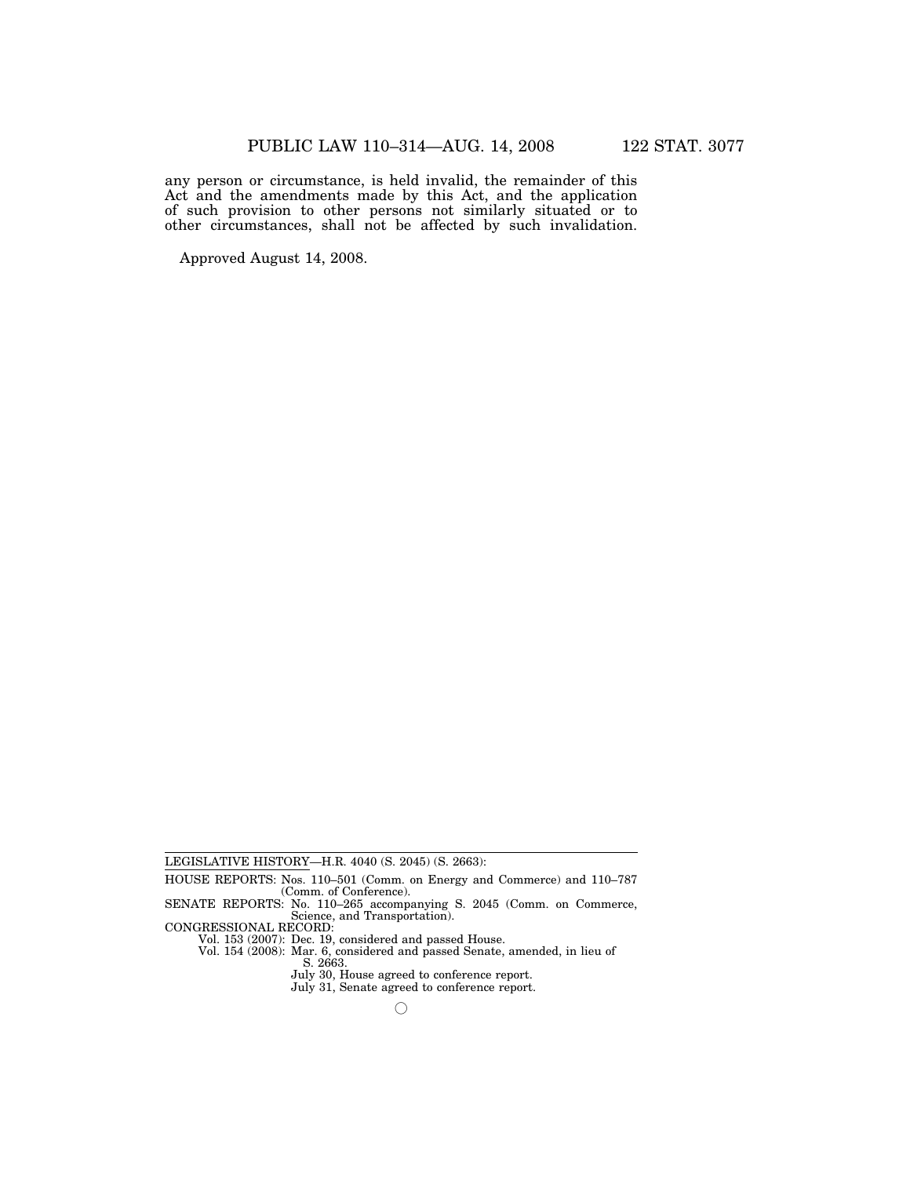any person or circumstance, is held invalid, the remainder of this Act and the amendments made by this Act, and the application of such provision to other persons not similarly situated or to other circumstances, shall not be affected by such invalidation.

Approved August 14, 2008.

LEGISLATIVE HISTORY—H.R. 4040 (S. 2045) (S. 2663):

HOUSE REPORTS: Nos. 110–501 (Comm. on Energy and Commerce) and 110–787 (Comm. of Conference).

SENATE REPORTS: No. 110–265 accompanying S. 2045 (Comm. on Commerce, Science, and Transportation).

CONGRESSIONAL RECORD:

Vol. 153 (2007): Dec. 19, considered and passed House.

Vol. 154 (2008): Mar. 6, considered and passed Senate, amended, in lieu of S. 2663.

July 30, House agreed to conference report.

July 31, Senate agreed to conference report.